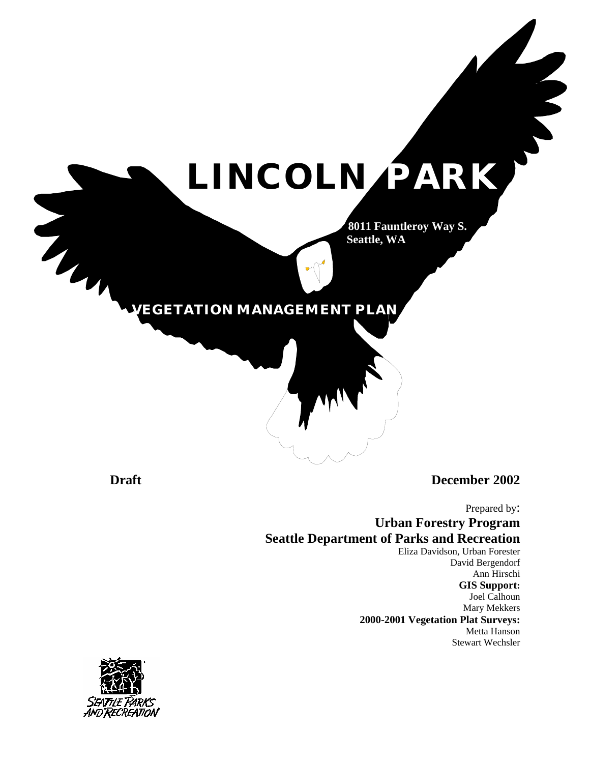# LINCOLN PARK

**8011 Fauntleroy Way S.**
**Seattle, WA**

## VEGETATION MANAGEMENT PLAN

**Draft**

**December 2002**

Prepared by:

**Urban Forestry Program**
**Seattle Department of Parks and Recreation**

Eliza Davidson, Urban Forester
David Bergendorf
Ann Hirschi

**GIS Support:**
Joel Calhoun
Mary Mekkers

**2000-2001 Vegetation Plat Surveys:**
Metta Hanson
Stewart Wechsler

SEATTLE PARKS AND RECREATION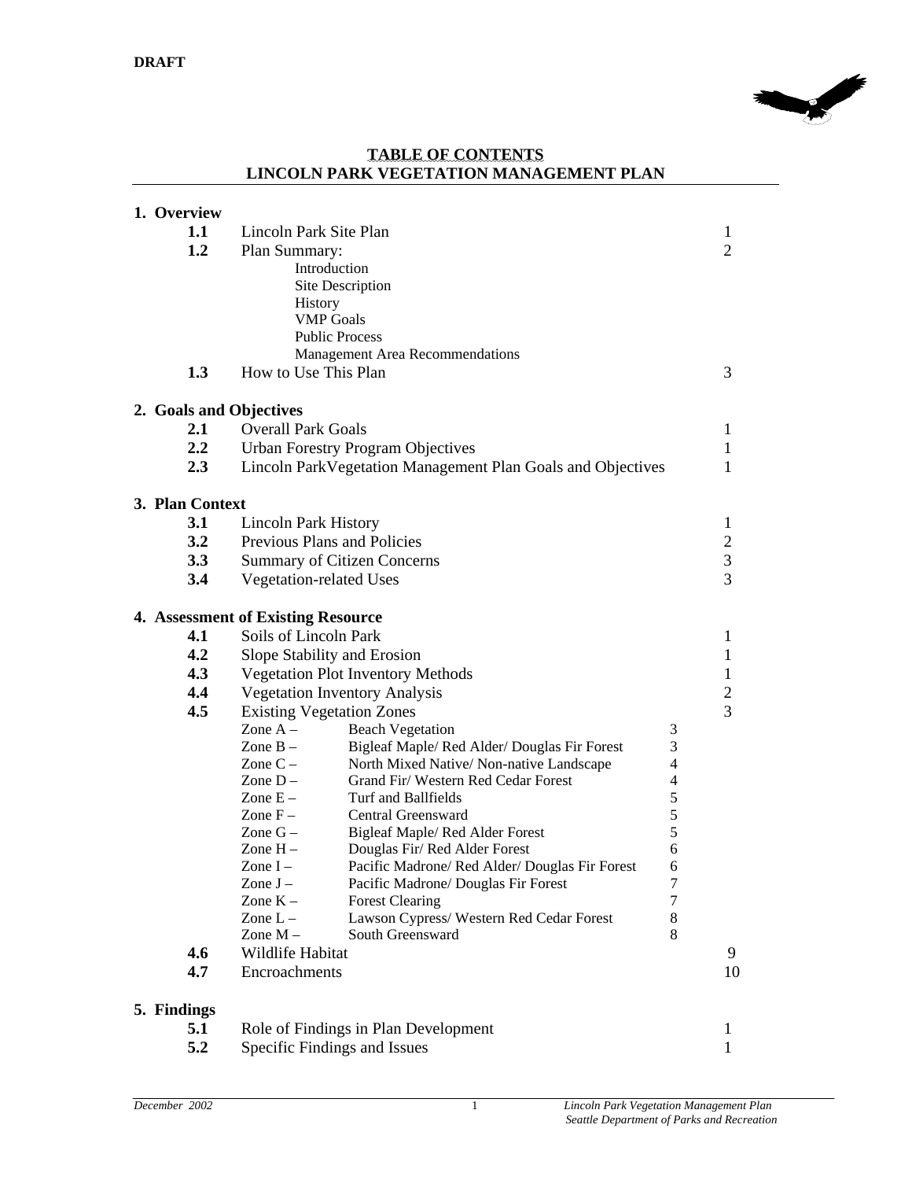DRAFT

# TABLE OF CONTENTS
## LINCOLN PARK VEGETATION MANAGEMENT PLAN

| | | | |
|---|---|---|---|
| **1. Overview** | | | |
| **1.1** | Lincoln Park Site Plan | | 1 |
| **1.2** | Plan Summary: | | 2 |
| | Introduction | | |
| | Site Description | | |
| | History | | |
| | VMP Goals | | |
| | Public Process | | |
| | Management Area Recommendations | | |
| **1.3** | How to Use This Plan | | 3 |
| **2. Goals and Objectives** | | | |
| **2.1** | Overall Park Goals | | 1 |
| **2.2** | Urban Forestry Program Objectives | | 1 |
| **2.3** | Lincoln ParkVegetation Management Plan Goals and Objectives | | 1 |
| **3. Plan Context** | | | |
| **3.1** | Lincoln Park History | | 1 |
| **3.2** | Previous Plans and Policies | | 2 |
| **3.3** | Summary of Citizen Concerns | | 3 |
| **3.4** | Vegetation-related Uses | | 3 |
| **4. Assessment of Existing Resource** | | | |
| **4.1** | Soils of Lincoln Park | | 1 |
| **4.2** | Slope Stability and Erosion | | 1 |
| **4.3** | Vegetation Plot Inventory Methods | | 1 |
| **4.4** | Vegetation Inventory Analysis | | 2 |
| **4.5** | Existing Vegetation Zones | | 3 |
| | Zone A – Beach Vegetation | 3 | |
| | Zone B – Bigleaf Maple/ Red Alder/ Douglas Fir Forest | 3 | |
| | Zone C – North Mixed Native/ Non-native Landscape | 4 | |
| | Zone D – Grand Fir/ Western Red Cedar Forest | 4 | |
| | Zone E – Turf and Ballfields | 5 | |
| | Zone F – Central Greensward | 5 | |
| | Zone G – Bigleaf Maple/ Red Alder Forest | 5 | |
| | Zone H – Douglas Fir/ Red Alder Forest | 6 | |
| | Zone I – Pacific Madrone/ Red Alder/ Douglas Fir Forest | 6 | |
| | Zone J – Pacific Madrone/ Douglas Fir Forest | 7 | |
| | Zone K – Forest Clearing | 7 | |
| | Zone L – Lawson Cypress/ Western Red Cedar Forest | 8 | |
| | Zone M – South Greensward | 8 | |
| **4.6** | Wildlife Habitat | | 9 |
| **4.7** | Encroachments | | 10 |
| **5. Findings** | | | |
| **5.1** | Role of Findings in Plan Development | | 1 |
| **5.2** | Specific Findings and Issues | | 1 |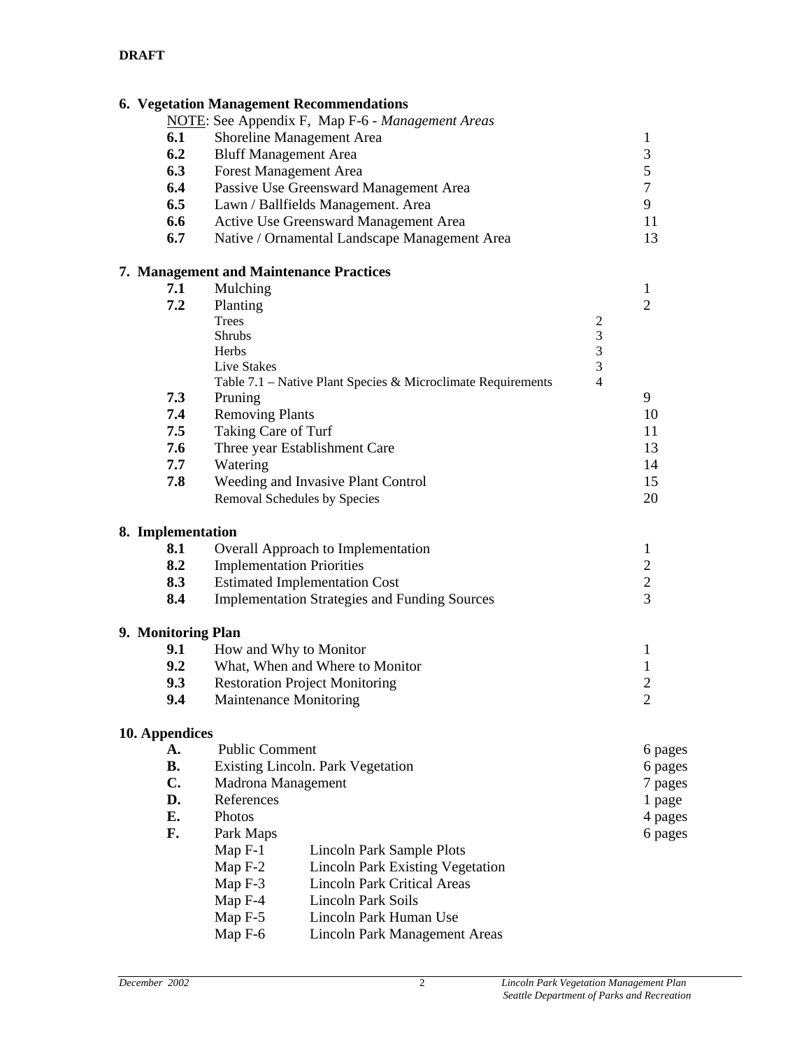**DRAFT**

**6. Vegetation Management Recommendations**

NOTE: See Appendix F, Map F-6 - *Management Areas*

| | | | |
|---|---|---|---|
| **6.1** | Shoreline Management Area | | 1 |
| **6.2** | Bluff Management Area | | 3 |
| **6.3** | Forest Management Area | | 5 |
| **6.4** | Passive Use Greensward Management Area | | 7 |
| **6.5** | Lawn / Ballfields Management. Area | | 9 |
| **6.6** | Active Use Greensward Management Area | | 11 |
| **6.7** | Native / Ornamental Landscape Management Area | | 13 |

**7. Management and Maintenance Practices**

| | | | |
|---|---|---|---|
| **7.1** | Mulching | | 1 |
| **7.2** | Planting | | 2 |
| | Trees | 2 | |
| | Shrubs | 3 | |
| | Herbs | 3 | |
| | Live Stakes | 3 | |
| | Table 7.1 – Native Plant Species & Microclimate Requirements | 4 | |
| **7.3** | Pruning | | 9 |
| **7.4** | Removing Plants | | 10 |
| **7.5** | Taking Care of Turf | | 11 |
| **7.6** | Three year Establishment Care | | 13 |
| **7.7** | Watering | | 14 |
| **7.8** | Weeding and Invasive Plant Control | | 15 |
| | Removal Schedules by Species | | 20 |

**8. Implementation**

| | | |
|---|---|---|
| **8.1** | Overall Approach to Implementation | 1 |
| **8.2** | Implementation Priorities | 2 |
| **8.3** | Estimated Implementation Cost | 2 |
| **8.4** | Implementation Strategies and Funding Sources | 3 |

**9. Monitoring Plan**

| | | |
|---|---|---|
| **9.1** | How and Why to Monitor | 1 |
| **9.2** | What, When and Where to Monitor | 1 |
| **9.3** | Restoration Project Monitoring | 2 |
| **9.4** | Maintenance Monitoring | 2 |

**10. Appendices**

| | | | |
|---|---|---|---|
| **A.** | Public Comment | | 6 pages |
| **B.** | Existing Lincoln. Park Vegetation | | 6 pages |
| **C.** | Madrona Management | | 7 pages |
| **D.** | References | | 1 page |
| **E.** | Photos | | 4 pages |
| **F.** | Park Maps | | 6 pages |
| | Map F-1 | Lincoln Park Sample Plots | |
| | Map F-2 | Lincoln Park Existing Vegetation | |
| | Map F-3 | Lincoln Park Critical Areas | |
| | Map F-4 | Lincoln Park Soils | |
| | Map F-5 | Lincoln Park Human Use | |
| | Map F-6 | Lincoln Park Management Areas | |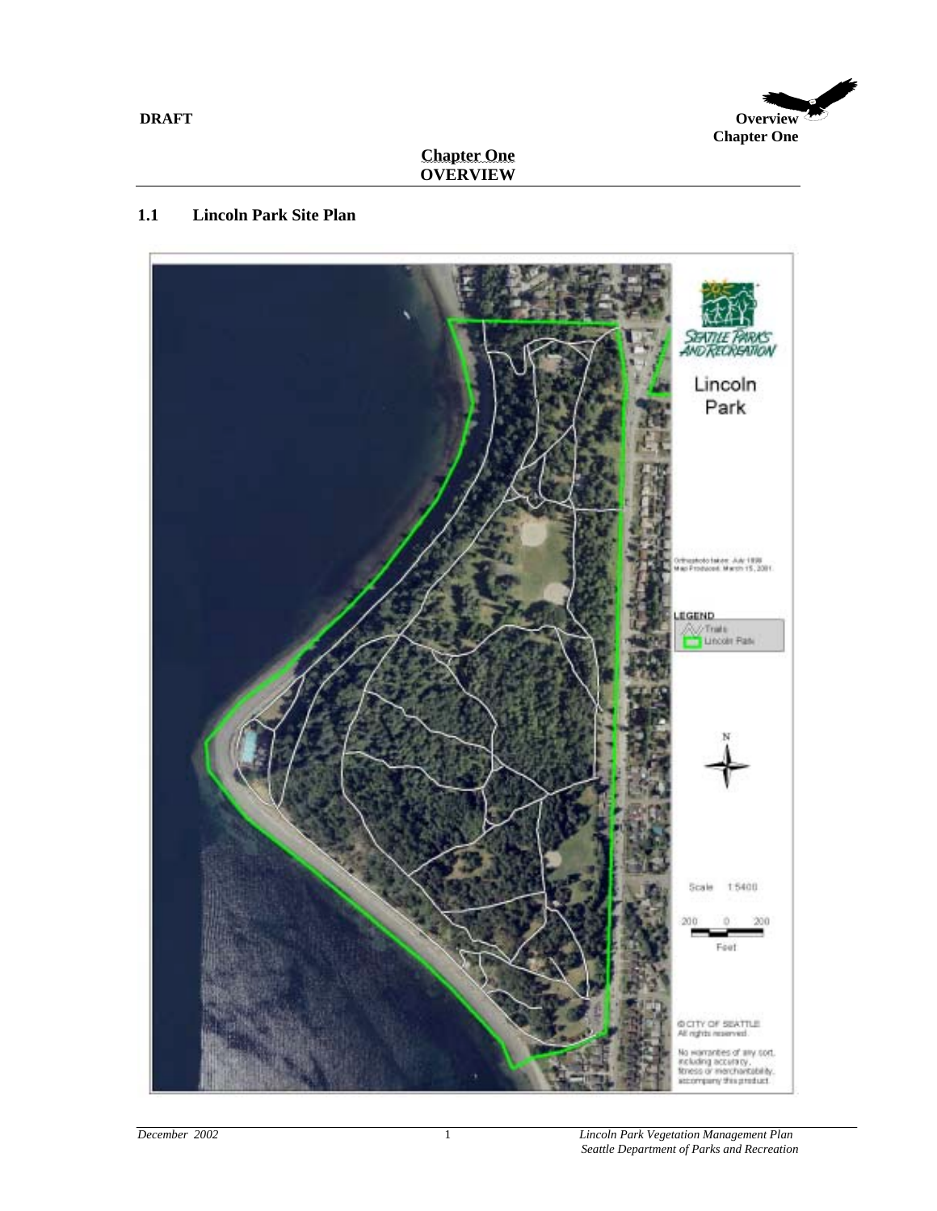# Chapter One
# OVERVIEW

## 1.1 Lincoln Park Site Plan

Lincoln Park

Orthophoto taken: July 1999
Map Produced: March 15, 2001

LEGEND
Trails
Lincoln Park

N

Scale 1:5400

200 0 200
Feet

© CITY OF SEATTLE
All rights reserved.

No warranties of any sort, including accuracy, fitness or merchantability, accompany this product.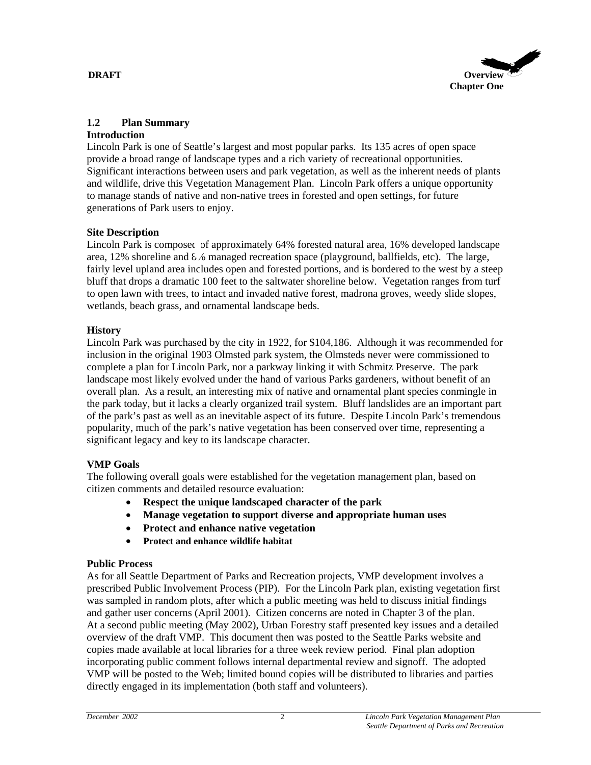## 1.2 Plan Summary

### Introduction

Lincoln Park is one of Seattle's largest and most popular parks. Its 135 acres of open space provide a broad range of landscape types and a rich variety of recreational opportunities. Significant interactions between users and park vegetation, as well as the inherent needs of plants and wildlife, drive this Vegetation Management Plan. Lincoln Park offers a unique opportunity to manage stands of native and non-native trees in forested and open settings, for future generations of Park users to enjoy.

### Site Description

Lincoln Park is composed of approximately 64% forested natural area, 16% developed landscape area, 12% shoreline and 8% managed recreation space (playground, ballfields, etc). The large, fairly level upland area includes open and forested portions, and is bordered to the west by a steep bluff that drops a dramatic 100 feet to the saltwater shoreline below. Vegetation ranges from turf to open lawn with trees, to intact and invaded native forest, madrona groves, weedy slide slopes, wetlands, beach grass, and ornamental landscape beds.

### History

Lincoln Park was purchased by the city in 1922, for $104,186. Although it was recommended for inclusion in the original 1903 Olmsted park system, the Olmsteds never were commissioned to complete a plan for Lincoln Park, nor a parkway linking it with Schmitz Preserve. The park landscape most likely evolved under the hand of various Parks gardeners, without benefit of an overall plan. As a result, an interesting mix of native and ornamental plant species conmingle in the park today, but it lacks a clearly organized trail system. Bluff landslides are an important part of the park's past as well as an inevitable aspect of its future. Despite Lincoln Park's tremendous popularity, much of the park's native vegetation has been conserved over time, representing a significant legacy and key to its landscape character.

### VMP Goals

The following overall goals were established for the vegetation management plan, based on citizen comments and detailed resource evaluation:

- **Respect the unique landscaped character of the park**
- **Manage vegetation to support diverse and appropriate human uses**
- **Protect and enhance native vegetation**
- **Protect and enhance wildlife habitat**

### Public Process

As for all Seattle Department of Parks and Recreation projects, VMP development involves a prescribed Public Involvement Process (PIP). For the Lincoln Park plan, existing vegetation first was sampled in random plots, after which a public meeting was held to discuss initial findings and gather user concerns (April 2001). Citizen concerns are noted in Chapter 3 of the plan. At a second public meeting (May 2002), Urban Forestry staff presented key issues and a detailed overview of the draft VMP. This document then was posted to the Seattle Parks website and copies made available at local libraries for a three week review period. Final plan adoption incorporating public comment follows internal departmental review and signoff. The adopted VMP will be posted to the Web; limited bound copies will be distributed to libraries and parties directly engaged in its implementation (both staff and volunteers).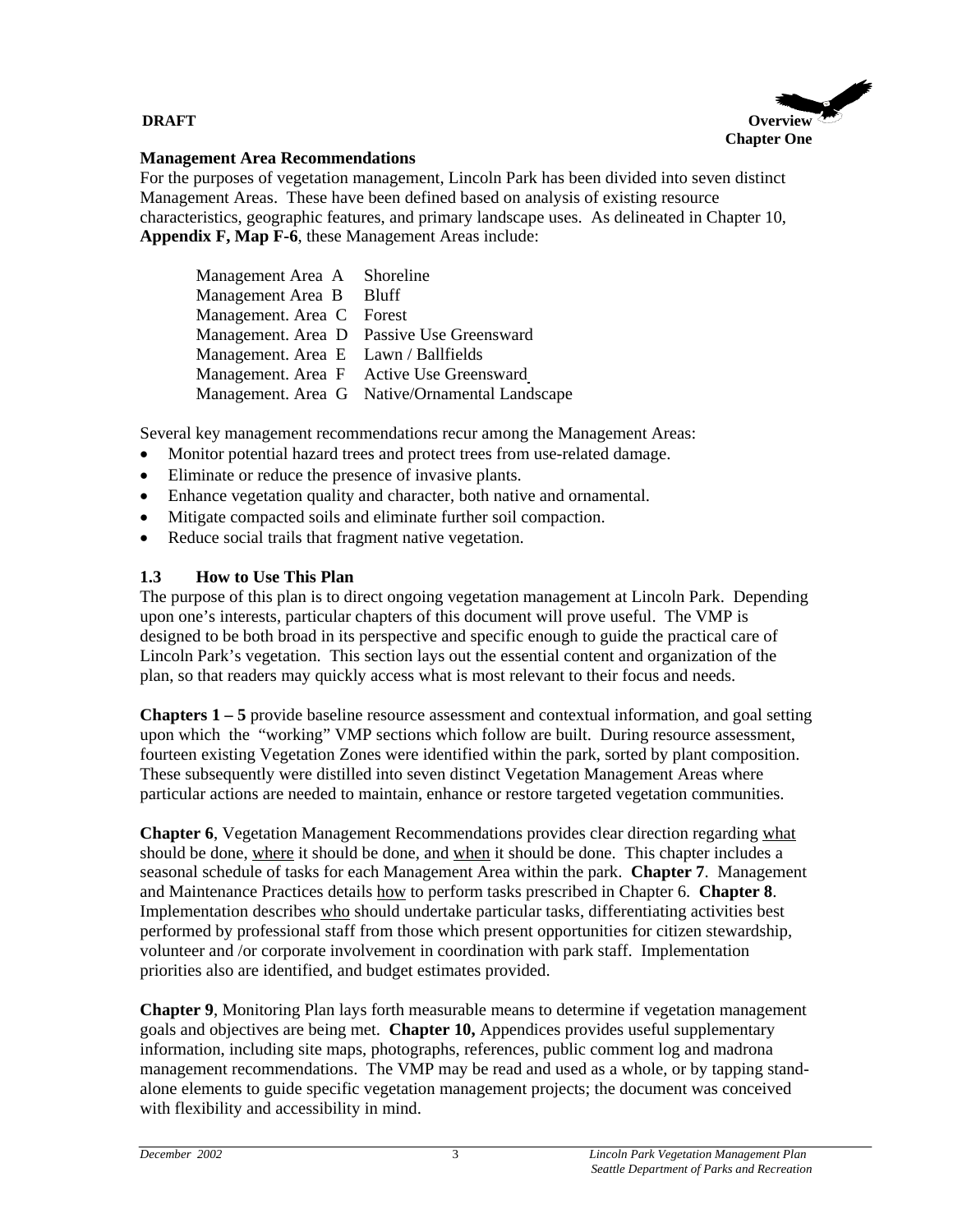**Management Area Recommendations**

For the purposes of vegetation management, Lincoln Park has been divided into seven distinct Management Areas. These have been defined based on analysis of existing resource characteristics, geographic features, and primary landscape uses. As delineated in Chapter 10, **Appendix F, Map F-6**, these Management Areas include:

| | |
|---|---|
| Management Area A | Shoreline |
| Management Area B | Bluff |
| Management. Area C | Forest |
| Management. Area D | Passive Use Greensward |
| Management. Area E | Lawn / Ballfields |
| Management. Area F | Active Use Greensward |
| Management. Area G | Native/Ornamental Landscape |

Several key management recommendations recur among the Management Areas:

- Monitor potential hazard trees and protect trees from use-related damage.
- Eliminate or reduce the presence of invasive plants.
- Enhance vegetation quality and character, both native and ornamental.
- Mitigate compacted soils and eliminate further soil compaction.
- Reduce social trails that fragment native vegetation.

### 1.3 How to Use This Plan

The purpose of this plan is to direct ongoing vegetation management at Lincoln Park. Depending upon one's interests, particular chapters of this document will prove useful. The VMP is designed to be both broad in its perspective and specific enough to guide the practical care of Lincoln Park's vegetation. This section lays out the essential content and organization of the plan, so that readers may quickly access what is most relevant to their focus and needs.

**Chapters 1 – 5** provide baseline resource assessment and contextual information, and goal setting upon which the "working" VMP sections which follow are built. During resource assessment, fourteen existing Vegetation Zones were identified within the park, sorted by plant composition. These subsequently were distilled into seven distinct Vegetation Management Areas where particular actions are needed to maintain, enhance or restore targeted vegetation communities.

**Chapter 6**, Vegetation Management Recommendations provides clear direction regarding <u>what</u> should be done, <u>where</u> it should be done, and <u>when</u> it should be done. This chapter includes a seasonal schedule of tasks for each Management Area within the park. **Chapter 7**. Management and Maintenance Practices details <u>how</u> to perform tasks prescribed in Chapter 6. **Chapter 8**. Implementation describes <u>who</u> should undertake particular tasks, differentiating activities best performed by professional staff from those which present opportunities for citizen stewardship, volunteer and /or corporate involvement in coordination with park staff. Implementation priorities also are identified, and budget estimates provided.

**Chapter 9**, Monitoring Plan lays forth measurable means to determine if vegetation management goals and objectives are being met. **Chapter 10,** Appendices provides useful supplementary information, including site maps, photographs, references, public comment log and madrona management recommendations. The VMP may be read and used as a whole, or by tapping stand-alone elements to guide specific vegetation management projects; the document was conceived with flexibility and accessibility in mind.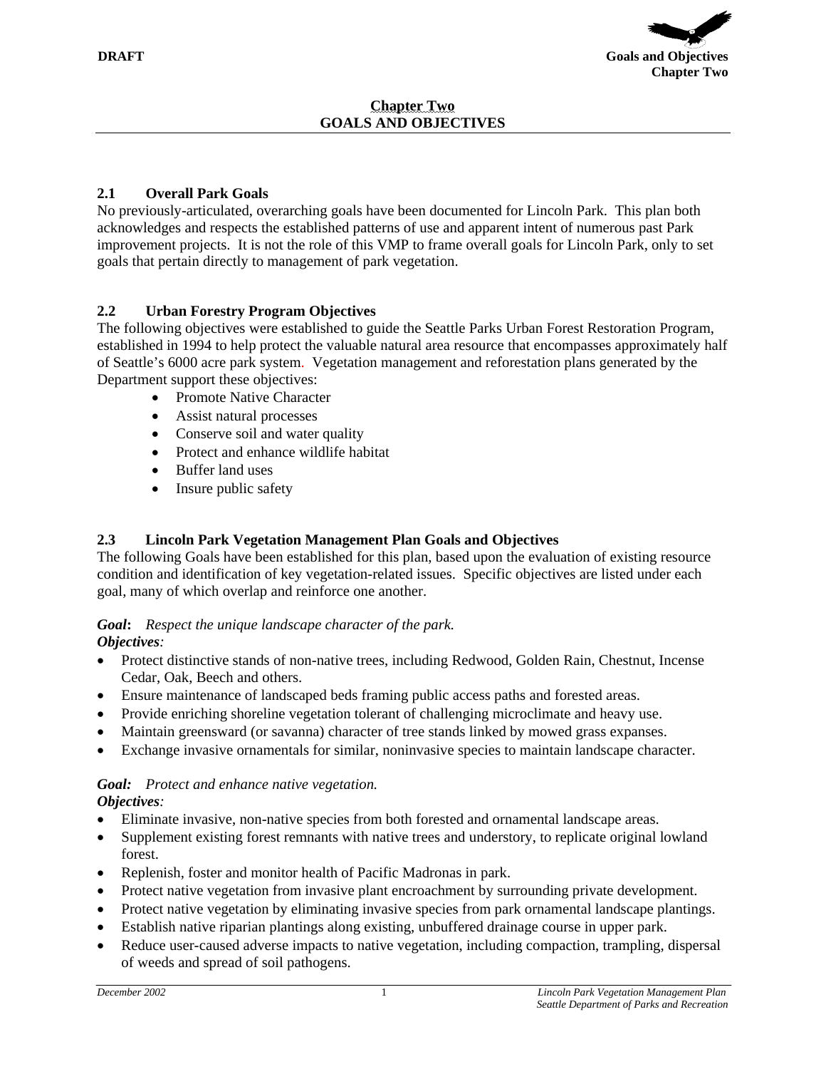# Chapter Two
# GOALS AND OBJECTIVES

## 2.1 Overall Park Goals

No previously-articulated, overarching goals have been documented for Lincoln Park. This plan both acknowledges and respects the established patterns of use and apparent intent of numerous past Park improvement projects. It is not the role of this VMP to frame overall goals for Lincoln Park, only to set goals that pertain directly to management of park vegetation.

## 2.2 Urban Forestry Program Objectives

The following objectives were established to guide the Seattle Parks Urban Forest Restoration Program, established in 1994 to help protect the valuable natural area resource that encompasses approximately half of Seattle's 6000 acre park system. Vegetation management and reforestation plans generated by the Department support these objectives:

- Promote Native Character
- Assist natural processes
- Conserve soil and water quality
- Protect and enhance wildlife habitat
- Buffer land uses
- Insure public safety

## 2.3 Lincoln Park Vegetation Management Plan Goals and Objectives

The following Goals have been established for this plan, based upon the evaluation of existing resource condition and identification of key vegetation-related issues. Specific objectives are listed under each goal, many of which overlap and reinforce one another.

***Goal*: *Respect the unique landscape character of the park.***

***Objectives*:**

- Protect distinctive stands of non-native trees, including Redwood, Golden Rain, Chestnut, Incense Cedar, Oak, Beech and others.
- Ensure maintenance of landscaped beds framing public access paths and forested areas.
- Provide enriching shoreline vegetation tolerant of challenging microclimate and heavy use.
- Maintain greensward (or savanna) character of tree stands linked by mowed grass expanses.
- Exchange invasive ornamentals for similar, noninvasive species to maintain landscape character.

***Goal*: *Protect and enhance native vegetation.***

***Objectives*:**

- Eliminate invasive, non-native species from both forested and ornamental landscape areas.
- Supplement existing forest remnants with native trees and understory, to replicate original lowland forest.
- Replenish, foster and monitor health of Pacific Madronas in park.
- Protect native vegetation from invasive plant encroachment by surrounding private development.
- Protect native vegetation by eliminating invasive species from park ornamental landscape plantings.
- Establish native riparian plantings along existing, unbuffered drainage course in upper park.
- Reduce user-caused adverse impacts to native vegetation, including compaction, trampling, dispersal of weeds and spread of soil pathogens.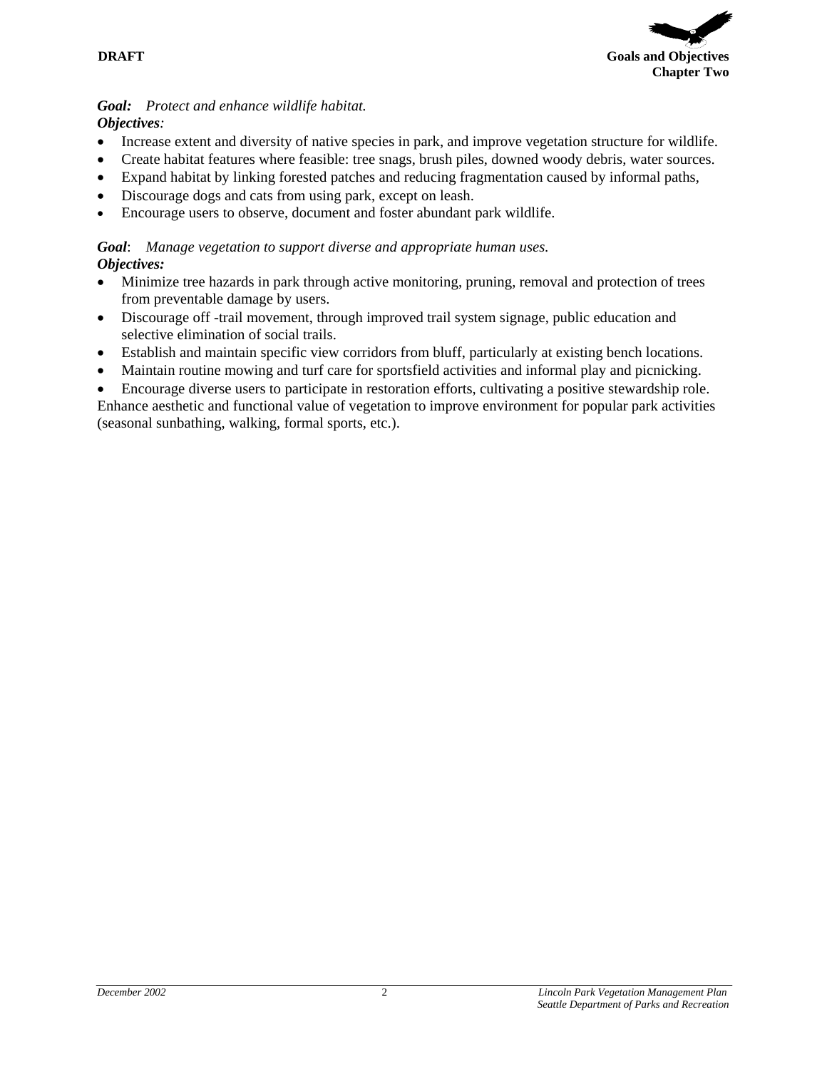***Goal:*** *Protect and enhance wildlife habitat.*
***Objectives****:*

- Increase extent and diversity of native species in park, and improve vegetation structure for wildlife.
- Create habitat features where feasible: tree snags, brush piles, downed woody debris, water sources.
- Expand habitat by linking forested patches and reducing fragmentation caused by informal paths,
- Discourage dogs and cats from using park, except on leash.
- Encourage users to observe, document and foster abundant park wildlife.

***Goal***: *Manage vegetation to support diverse and appropriate human uses.*
***Objectives:***

- Minimize tree hazards in park through active monitoring, pruning, removal and protection of trees from preventable damage by users.
- Discourage off -trail movement, through improved trail system signage, public education and selective elimination of social trails.
- Establish and maintain specific view corridors from bluff, particularly at existing bench locations.
- Maintain routine mowing and turf care for sportsfield activities and informal play and picnicking.
- Encourage diverse users to participate in restoration efforts, cultivating a positive stewardship role.

Enhance aesthetic and functional value of vegetation to improve environment for popular park activities (seasonal sunbathing, walking, formal sports, etc.).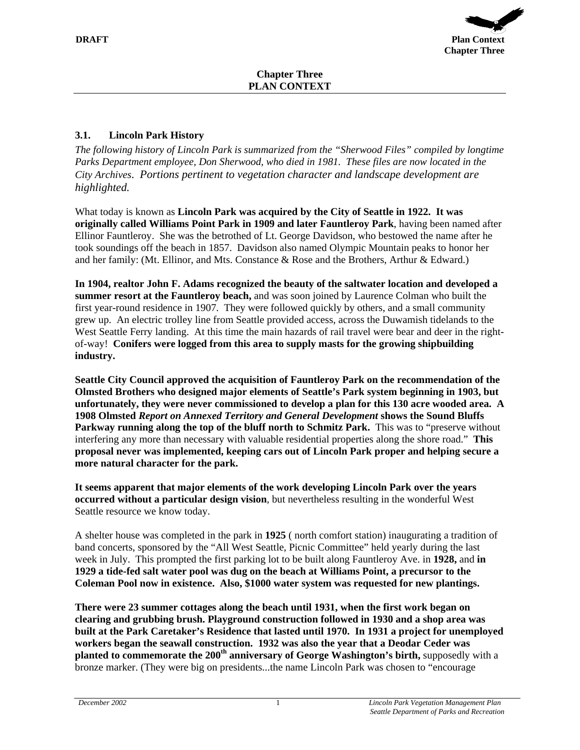## Chapter Three
## PLAN CONTEXT

### 3.1. Lincoln Park History

*The following history of Lincoln Park is summarized from the "Sherwood Files" compiled by longtime Parks Department employee, Don Sherwood, who died in 1981. These files are now located in the City Archives. Portions pertinent to vegetation character and landscape development are highlighted.*

What today is known as **Lincoln Park was acquired by the City of Seattle in 1922. It was originally called Williams Point Park in 1909 and later Fauntleroy Park**, having been named after Ellinor Fauntleroy. She was the betrothed of Lt. George Davidson, who bestowed the name after he took soundings off the beach in 1857. Davidson also named Olympic Mountain peaks to honor her and her family: (Mt. Ellinor, and Mts. Constance & Rose and the Brothers, Arthur & Edward.)

**In 1904, realtor John F. Adams recognized the beauty of the saltwater location and developed a summer resort at the Fauntleroy beach,** and was soon joined by Laurence Colman who built the first year-round residence in 1907. They were followed quickly by others, and a small community grew up. An electric trolley line from Seattle provided access, across the Duwamish tidelands to the West Seattle Ferry landing. At this time the main hazards of rail travel were bear and deer in the right-of-way! **Conifers were logged from this area to supply masts for the growing shipbuilding industry.**

**Seattle City Council approved the acquisition of Fauntleroy Park on the recommendation of the Olmsted Brothers who designed major elements of Seattle's Park system beginning in 1903, but unfortunately, they were never commissioned to develop a plan for this 130 acre wooded area. A 1908 Olmsted *Report on Annexed Territory and General Development* shows the Sound Bluffs Parkway running along the top of the bluff north to Schmitz Park.** This was to "preserve without interfering any more than necessary with valuable residential properties along the shore road." **This proposal never was implemented, keeping cars out of Lincoln Park proper and helping secure a more natural character for the park.**

**It seems apparent that major elements of the work developing Lincoln Park over the years occurred without a particular design vision**, but nevertheless resulting in the wonderful West Seattle resource we know today.

A shelter house was completed in the park in **1925** ( north comfort station) inaugurating a tradition of band concerts, sponsored by the "All West Seattle, Picnic Committee" held yearly during the last week in July. This prompted the first parking lot to be built along Fauntleroy Ave. in **1928,** and **in 1929 a tide-fed salt water pool was dug on the beach at Williams Point, a precursor to the Coleman Pool now in existence. Also, $1000 water system was requested for new plantings.**

**There were 23 summer cottages along the beach until 1931, when the first work began on clearing and grubbing brush. Playground construction followed in 1930 and a shop area was built at the Park Caretaker's Residence that lasted until 1970. In 1931 a project for unemployed workers began the seawall construction. 1932 was also the year that a Deodar Ceder was planted to commemorate the 200th anniversary of George Washington's birth,** supposedly with a bronze marker. (They were big on presidents...the name Lincoln Park was chosen to "encourage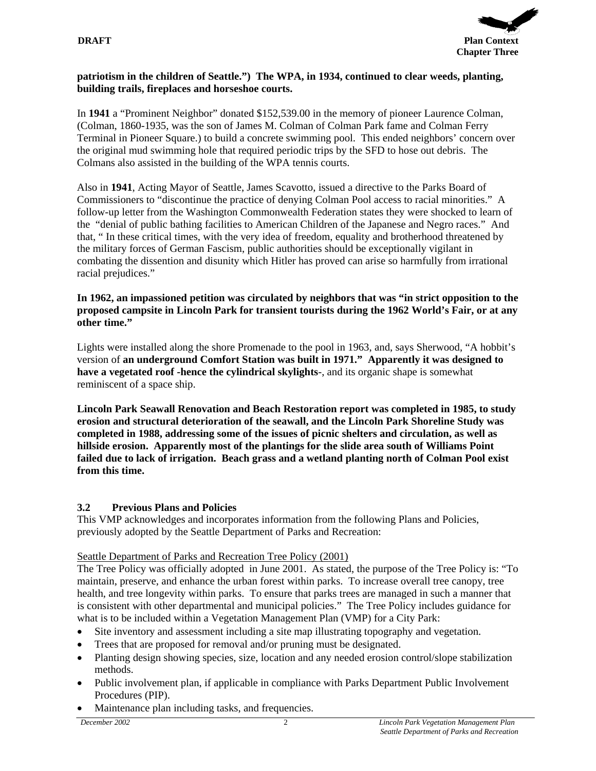**patriotism in the children of Seattle.") The WPA, in 1934, continued to clear weeds, planting, building trails, fireplaces and horseshoe courts.**

In **1941** a "Prominent Neighbor" donated $152,539.00 in the memory of pioneer Laurence Colman, (Colman, 1860-1935, was the son of James M. Colman of Colman Park fame and Colman Ferry Terminal in Pioneer Square.) to build a concrete swimming pool. This ended neighbors' concern over the original mud swimming hole that required periodic trips by the SFD to hose out debris. The Colmans also assisted in the building of the WPA tennis courts.

Also in **1941**, Acting Mayor of Seattle, James Scavotto, issued a directive to the Parks Board of Commissioners to "discontinue the practice of denying Colman Pool access to racial minorities." A follow-up letter from the Washington Commonwealth Federation states they were shocked to learn of the "denial of public bathing facilities to American Children of the Japanese and Negro races." And that, " In these critical times, with the very idea of freedom, equality and brotherhood threatened by the military forces of German Fascism, public authorities should be exceptionally vigilant in combating the dissention and disunity which Hitler has proved can arise so harmfully from irrational racial prejudices."

**In 1962, an impassioned petition was circulated by neighbors that was "in strict opposition to the proposed campsite in Lincoln Park for transient tourists during the 1962 World's Fair, or at any other time."**

Lights were installed along the shore Promenade to the pool in 1963, and, says Sherwood, "A hobbit's version of **an underground Comfort Station was built in 1971." Apparently it was designed to have a vegetated roof -hence the cylindrical skylights-**, and its organic shape is somewhat reminiscent of a space ship.

**Lincoln Park Seawall Renovation and Beach Restoration report was completed in 1985, to study erosion and structural deterioration of the seawall, and the Lincoln Park Shoreline Study was completed in 1988, addressing some of the issues of picnic shelters and circulation, as well as hillside erosion. Apparently most of the plantings for the slide area south of Williams Point failed due to lack of irrigation. Beach grass and a wetland planting north of Colman Pool exist from this time.**

### 3.2 Previous Plans and Policies

This VMP acknowledges and incorporates information from the following Plans and Policies, previously adopted by the Seattle Department of Parks and Recreation:

<u>Seattle Department of Parks and Recreation Tree Policy (2001)</u>

The Tree Policy was officially adopted in June 2001. As stated, the purpose of the Tree Policy is: "To maintain, preserve, and enhance the urban forest within parks. To increase overall tree canopy, tree health, and tree longevity within parks. To ensure that parks trees are managed in such a manner that is consistent with other departmental and municipal policies." The Tree Policy includes guidance for what is to be included within a Vegetation Management Plan (VMP) for a City Park:

- Site inventory and assessment including a site map illustrating topography and vegetation.
- Trees that are proposed for removal and/or pruning must be designated.
- Planting design showing species, size, location and any needed erosion control/slope stabilization methods.
- Public involvement plan, if applicable in compliance with Parks Department Public Involvement Procedures (PIP).
- Maintenance plan including tasks, and frequencies.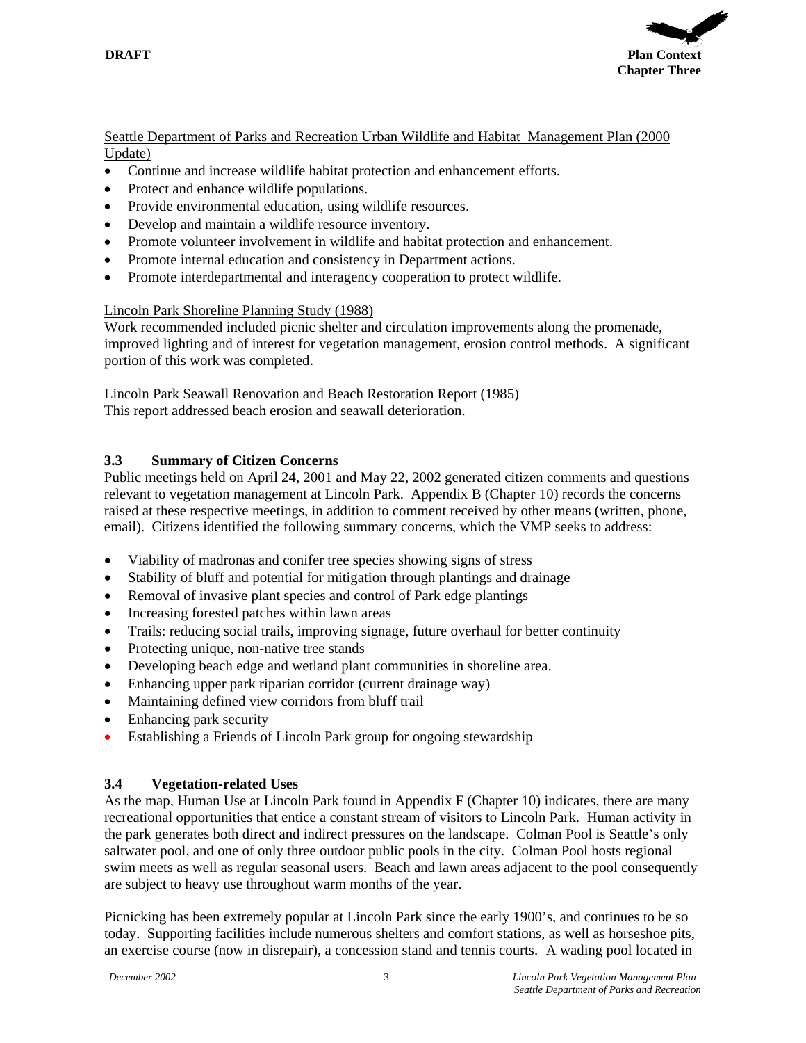Seattle Department of Parks and Recreation Urban Wildlife and Habitat Management Plan (2000 Update)

- Continue and increase wildlife habitat protection and enhancement efforts.
- Protect and enhance wildlife populations.
- Provide environmental education, using wildlife resources.
- Develop and maintain a wildlife resource inventory.
- Promote volunteer involvement in wildlife and habitat protection and enhancement.
- Promote internal education and consistency in Department actions.
- Promote interdepartmental and interagency cooperation to protect wildlife.

Lincoln Park Shoreline Planning Study (1988)

Work recommended included picnic shelter and circulation improvements along the promenade, improved lighting and of interest for vegetation management, erosion control methods. A significant portion of this work was completed.

Lincoln Park Seawall Renovation and Beach Restoration Report (1985)

This report addressed beach erosion and seawall deterioration.

### 3.3 Summary of Citizen Concerns

Public meetings held on April 24, 2001 and May 22, 2002 generated citizen comments and questions relevant to vegetation management at Lincoln Park. Appendix B (Chapter 10) records the concerns raised at these respective meetings, in addition to comment received by other means (written, phone, email). Citizens identified the following summary concerns, which the VMP seeks to address:

- Viability of madronas and conifer tree species showing signs of stress
- Stability of bluff and potential for mitigation through plantings and drainage
- Removal of invasive plant species and control of Park edge plantings
- Increasing forested patches within lawn areas
- Trails: reducing social trails, improving signage, future overhaul for better continuity
- Protecting unique, non-native tree stands
- Developing beach edge and wetland plant communities in shoreline area.
- Enhancing upper park riparian corridor (current drainage way)
- Maintaining defined view corridors from bluff trail
- Enhancing park security
- Establishing a Friends of Lincoln Park group for ongoing stewardship

### 3.4 Vegetation-related Uses

As the map, Human Use at Lincoln Park found in Appendix F (Chapter 10) indicates, there are many recreational opportunities that entice a constant stream of visitors to Lincoln Park. Human activity in the park generates both direct and indirect pressures on the landscape. Colman Pool is Seattle's only saltwater pool, and one of only three outdoor public pools in the city. Colman Pool hosts regional swim meets as well as regular seasonal users. Beach and lawn areas adjacent to the pool consequently are subject to heavy use throughout warm months of the year.

Picnicking has been extremely popular at Lincoln Park since the early 1900's, and continues to be so today. Supporting facilities include numerous shelters and comfort stations, as well as horseshoe pits, an exercise course (now in disrepair), a concession stand and tennis courts. A wading pool located in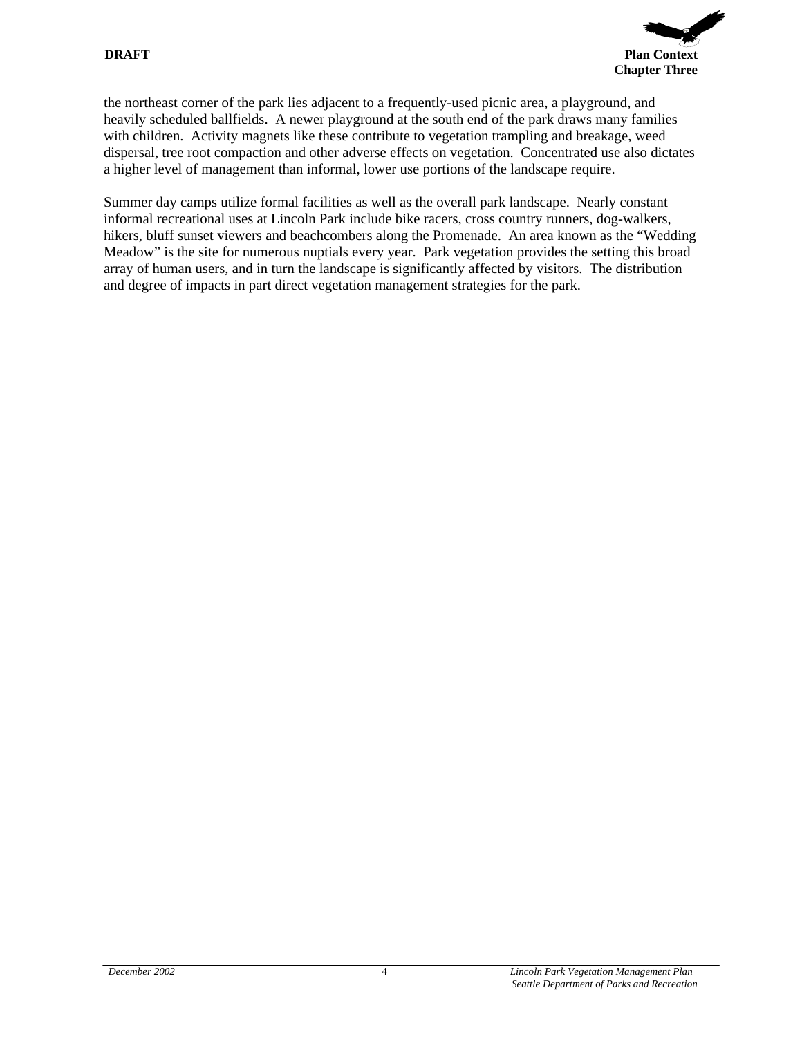the northeast corner of the park lies adjacent to a frequently-used picnic area, a playground, and heavily scheduled ballfields. A newer playground at the south end of the park draws many families with children. Activity magnets like these contribute to vegetation trampling and breakage, weed dispersal, tree root compaction and other adverse effects on vegetation. Concentrated use also dictates a higher level of management than informal, lower use portions of the landscape require.

Summer day camps utilize formal facilities as well as the overall park landscape. Nearly constant informal recreational uses at Lincoln Park include bike racers, cross country runners, dog-walkers, hikers, bluff sunset viewers and beachcombers along the Promenade. An area known as the "Wedding Meadow" is the site for numerous nuptials every year. Park vegetation provides the setting this broad array of human users, and in turn the landscape is significantly affected by visitors. The distribution and degree of impacts in part direct vegetation management strategies for the park.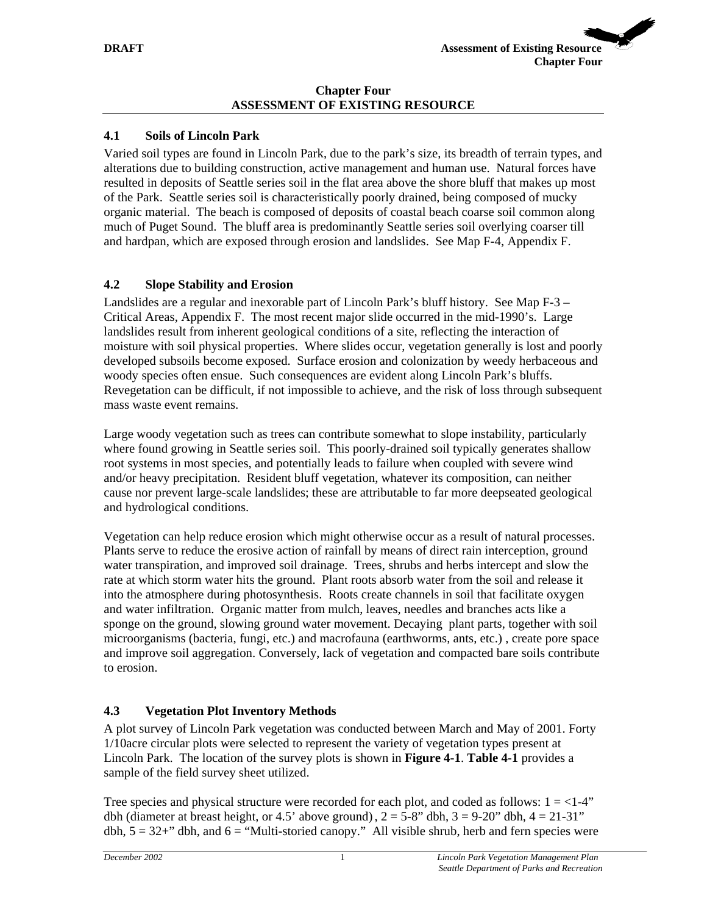## Chapter Four
## ASSESSMENT OF EXISTING RESOURCE

### 4.1 Soils of Lincoln Park

Varied soil types are found in Lincoln Park, due to the park's size, its breadth of terrain types, and alterations due to building construction, active management and human use. Natural forces have resulted in deposits of Seattle series soil in the flat area above the shore bluff that makes up most of the Park. Seattle series soil is characteristically poorly drained, being composed of mucky organic material. The beach is composed of deposits of coastal beach coarse soil common along much of Puget Sound. The bluff area is predominantly Seattle series soil overlying coarser till and hardpan, which are exposed through erosion and landslides. See Map F-4, Appendix F.

### 4.2 Slope Stability and Erosion

Landslides are a regular and inexorable part of Lincoln Park's bluff history. See Map F-3 – Critical Areas, Appendix F. The most recent major slide occurred in the mid-1990's. Large landslides result from inherent geological conditions of a site, reflecting the interaction of moisture with soil physical properties. Where slides occur, vegetation generally is lost and poorly developed subsoils become exposed. Surface erosion and colonization by weedy herbaceous and woody species often ensue. Such consequences are evident along Lincoln Park's bluffs. Revegetation can be difficult, if not impossible to achieve, and the risk of loss through subsequent mass waste event remains.

Large woody vegetation such as trees can contribute somewhat to slope instability, particularly where found growing in Seattle series soil. This poorly-drained soil typically generates shallow root systems in most species, and potentially leads to failure when coupled with severe wind and/or heavy precipitation. Resident bluff vegetation, whatever its composition, can neither cause nor prevent large-scale landslides; these are attributable to far more deepseated geological and hydrological conditions.

Vegetation can help reduce erosion which might otherwise occur as a result of natural processes. Plants serve to reduce the erosive action of rainfall by means of direct rain interception, ground water transpiration, and improved soil drainage. Trees, shrubs and herbs intercept and slow the rate at which storm water hits the ground. Plant roots absorb water from the soil and release it into the atmosphere during photosynthesis. Roots create channels in soil that facilitate oxygen and water infiltration. Organic matter from mulch, leaves, needles and branches acts like a sponge on the ground, slowing ground water movement. Decaying plant parts, together with soil microorganisms (bacteria, fungi, etc.) and macrofauna (earthworms, ants, etc.) , create pore space and improve soil aggregation. Conversely, lack of vegetation and compacted bare soils contribute to erosion.

### 4.3 Vegetation Plot Inventory Methods

A plot survey of Lincoln Park vegetation was conducted between March and May of 2001. Forty 1/10acre circular plots were selected to represent the variety of vegetation types present at Lincoln Park. The location of the survey plots is shown in **Figure 4-1**. **Table 4-1** provides a sample of the field survey sheet utilized.

Tree species and physical structure were recorded for each plot, and coded as follows: 1 = <1-4" dbh (diameter at breast height, or 4.5' above ground) , 2 = 5-8" dbh, 3 = 9-20" dbh, 4 = 21-31" dbh, 5 = 32+" dbh, and 6 = "Multi-storied canopy." All visible shrub, herb and fern species were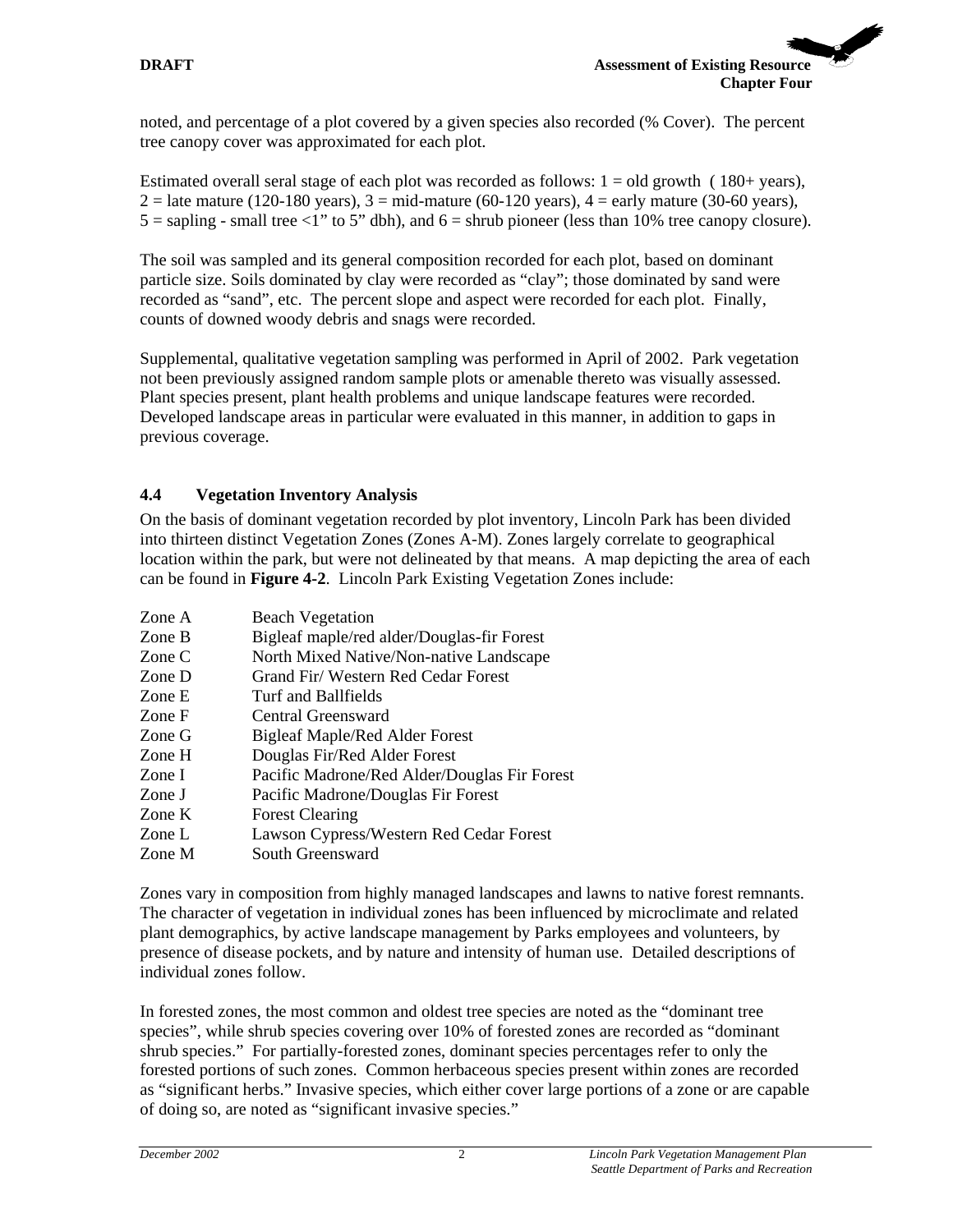noted, and percentage of a plot covered by a given species also recorded (% Cover). The percent tree canopy cover was approximated for each plot.

Estimated overall seral stage of each plot was recorded as follows: 1 = old growth ( 180+ years), 2 = late mature (120-180 years), 3 = mid-mature (60-120 years), 4 = early mature (30-60 years), 5 = sapling - small tree <1" to 5" dbh), and 6 = shrub pioneer (less than 10% tree canopy closure).

The soil was sampled and its general composition recorded for each plot, based on dominant particle size. Soils dominated by clay were recorded as "clay"; those dominated by sand were recorded as "sand", etc. The percent slope and aspect were recorded for each plot. Finally, counts of downed woody debris and snags were recorded.

Supplemental, qualitative vegetation sampling was performed in April of 2002. Park vegetation not been previously assigned random sample plots or amenable thereto was visually assessed. Plant species present, plant health problems and unique landscape features were recorded. Developed landscape areas in particular were evaluated in this manner, in addition to gaps in previous coverage.

### 4.4 Vegetation Inventory Analysis

On the basis of dominant vegetation recorded by plot inventory, Lincoln Park has been divided into thirteen distinct Vegetation Zones (Zones A-M). Zones largely correlate to geographical location within the park, but were not delineated by that means. A map depicting the area of each can be found in **Figure 4-2**. Lincoln Park Existing Vegetation Zones include:

| | |
|---|---|
| Zone A | Beach Vegetation |
| Zone B | Bigleaf maple/red alder/Douglas-fir Forest |
| Zone C | North Mixed Native/Non-native Landscape |
| Zone D | Grand Fir/ Western Red Cedar Forest |
| Zone E | Turf and Ballfields |
| Zone F | Central Greensward |
| Zone G | Bigleaf Maple/Red Alder Forest |
| Zone H | Douglas Fir/Red Alder Forest |
| Zone I | Pacific Madrone/Red Alder/Douglas Fir Forest |
| Zone J | Pacific Madrone/Douglas Fir Forest |
| Zone K | Forest Clearing |
| Zone L | Lawson Cypress/Western Red Cedar Forest |
| Zone M | South Greensward |

Zones vary in composition from highly managed landscapes and lawns to native forest remnants. The character of vegetation in individual zones has been influenced by microclimate and related plant demographics, by active landscape management by Parks employees and volunteers, by presence of disease pockets, and by nature and intensity of human use. Detailed descriptions of individual zones follow.

In forested zones, the most common and oldest tree species are noted as the "dominant tree species", while shrub species covering over 10% of forested zones are recorded as "dominant shrub species." For partially-forested zones, dominant species percentages refer to only the forested portions of such zones. Common herbaceous species present within zones are recorded as "significant herbs." Invasive species, which either cover large portions of a zone or are capable of doing so, are noted as "significant invasive species."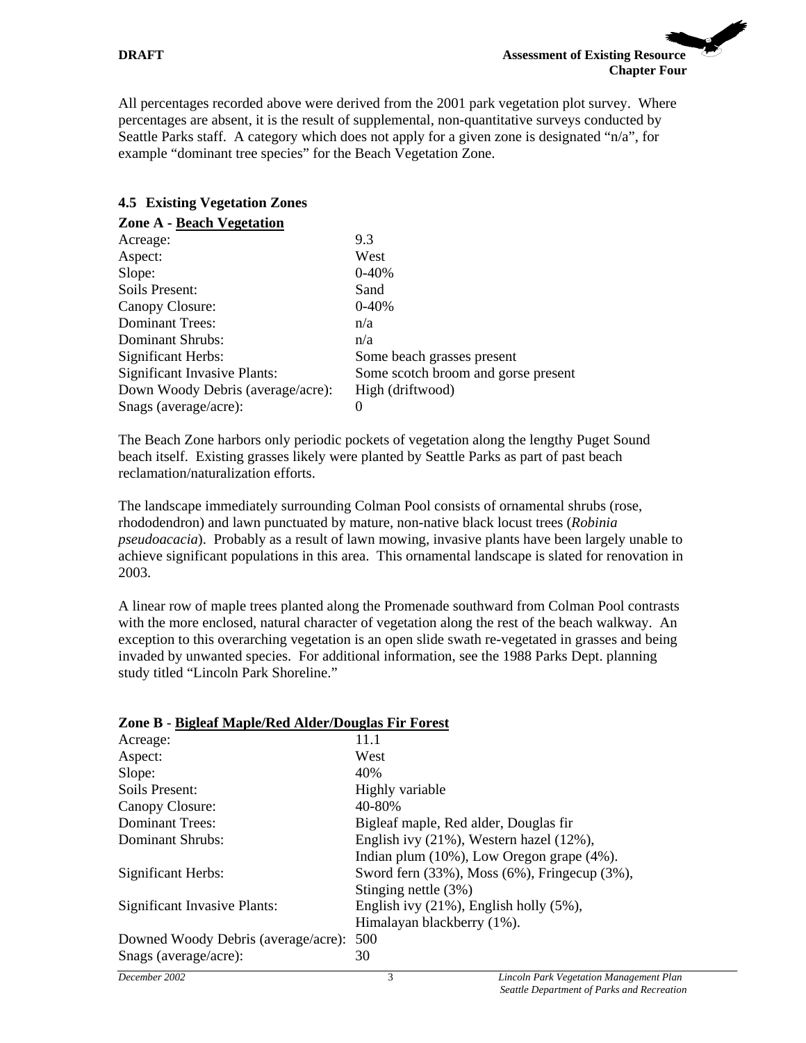All percentages recorded above were derived from the 2001 park vegetation plot survey. Where percentages are absent, it is the result of supplemental, non-quantitative surveys conducted by Seattle Parks staff. A category which does not apply for a given zone is designated "n/a", for example "dominant tree species" for the Beach Vegetation Zone.

### 4.5 Existing Vegetation Zones

**Zone A - Beach Vegetation**

| | |
|---|---|
| Acreage: | 9.3 |
| Aspect: | West |
| Slope: | 0-40% |
| Soils Present: | Sand |
| Canopy Closure: | 0-40% |
| Dominant Trees: | n/a |
| Dominant Shrubs: | n/a |
| Significant Herbs: | Some beach grasses present |
| Significant Invasive Plants: | Some scotch broom and gorse present |
| Down Woody Debris (average/acre): | High (driftwood) |
| Snags (average/acre): | 0 |

The Beach Zone harbors only periodic pockets of vegetation along the lengthy Puget Sound beach itself. Existing grasses likely were planted by Seattle Parks as part of past beach reclamation/naturalization efforts.

The landscape immediately surrounding Colman Pool consists of ornamental shrubs (rose, rhododendron) and lawn punctuated by mature, non-native black locust trees (*Robinia pseudoacacia*). Probably as a result of lawn mowing, invasive plants have been largely unable to achieve significant populations in this area. This ornamental landscape is slated for renovation in 2003.

A linear row of maple trees planted along the Promenade southward from Colman Pool contrasts with the more enclosed, natural character of vegetation along the rest of the beach walkway. An exception to this overarching vegetation is an open slide swath re-vegetated in grasses and being invaded by unwanted species. For additional information, see the 1988 Parks Dept. planning study titled "Lincoln Park Shoreline."

**Zone B - Bigleaf Maple/Red Alder/Douglas Fir Forest**

| | |
|---|---|
| Acreage: | 11.1 |
| Aspect: | West |
| Slope: | 40% |
| Soils Present: | Highly variable |
| Canopy Closure: | 40-80% |
| Dominant Trees: | Bigleaf maple, Red alder, Douglas fir |
| Dominant Shrubs: | English ivy (21%), Western hazel (12%), Indian plum (10%), Low Oregon grape (4%). |
| Significant Herbs: | Sword fern (33%), Moss (6%), Fringecup (3%), Stinging nettle (3%) |
| Significant Invasive Plants: | English ivy (21%), English holly (5%), Himalayan blackberry (1%). |
| Downed Woody Debris (average/acre): | 500 |
| Snags (average/acre): | 30 |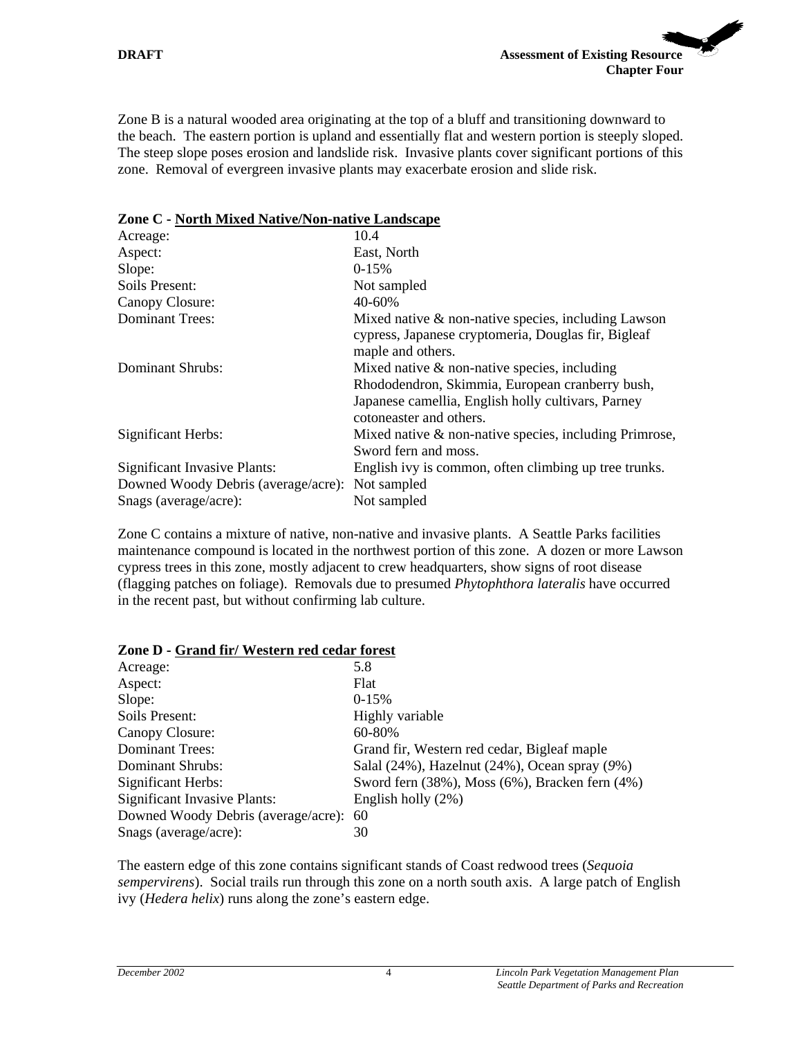Zone B is a natural wooded area originating at the top of a bluff and transitioning downward to the beach. The eastern portion is upland and essentially flat and western portion is steeply sloped. The steep slope poses erosion and landslide risk. Invasive plants cover significant portions of this zone. Removal of evergreen invasive plants may exacerbate erosion and slide risk.

**Zone C - North Mixed Native/Non-native Landscape**

| | |
|---|---|
| Acreage: | 10.4 |
| Aspect: | East, North |
| Slope: | 0-15% |
| Soils Present: | Not sampled |
| Canopy Closure: | 40-60% |
| Dominant Trees: | Mixed native & non-native species, including Lawson cypress, Japanese cryptomeria, Douglas fir, Bigleaf maple and others. |
| Dominant Shrubs: | Mixed native & non-native species, including Rhododendron, Skimmia, European cranberry bush, Japanese camellia, English holly cultivars, Parney cotoneaster and others. |
| Significant Herbs: | Mixed native & non-native species, including Primrose, Sword fern and moss. |
| Significant Invasive Plants: | English ivy is common, often climbing up tree trunks. |
| Downed Woody Debris (average/acre): | Not sampled |
| Snags (average/acre): | Not sampled |

Zone C contains a mixture of native, non-native and invasive plants. A Seattle Parks facilities maintenance compound is located in the northwest portion of this zone. A dozen or more Lawson cypress trees in this zone, mostly adjacent to crew headquarters, show signs of root disease (flagging patches on foliage). Removals due to presumed *Phytophthora lateralis* have occurred in the recent past, but without confirming lab culture.

**Zone D - Grand fir/ Western red cedar forest**

| | |
|---|---|
| Acreage: | 5.8 |
| Aspect: | Flat |
| Slope: | 0-15% |
| Soils Present: | Highly variable |
| Canopy Closure: | 60-80% |
| Dominant Trees: | Grand fir, Western red cedar, Bigleaf maple |
| Dominant Shrubs: | Salal (24%), Hazelnut (24%), Ocean spray (9%) |
| Significant Herbs: | Sword fern (38%), Moss (6%), Bracken fern (4%) |
| Significant Invasive Plants: | English holly (2%) |
| Downed Woody Debris (average/acre): | 60 |
| Snags (average/acre): | 30 |

The eastern edge of this zone contains significant stands of Coast redwood trees (*Sequoia sempervirens*). Social trails run through this zone on a north south axis. A large patch of English ivy (*Hedera helix*) runs along the zone's eastern edge.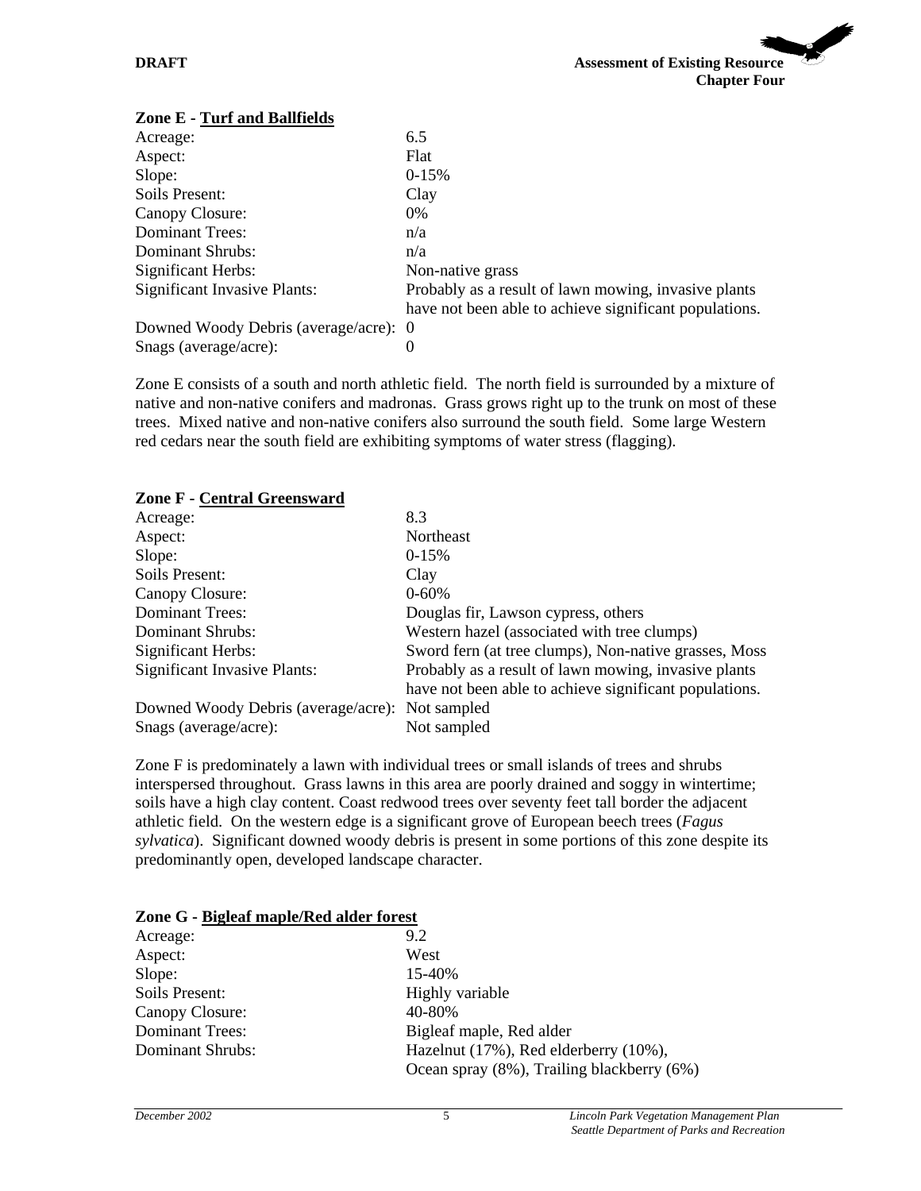### Zone E - Turf and Ballfields

| | |
|---|---|
| Acreage: | 6.5 |
| Aspect: | Flat |
| Slope: | 0-15% |
| Soils Present: | Clay |
| Canopy Closure: | 0% |
| Dominant Trees: | n/a |
| Dominant Shrubs: | n/a |
| Significant Herbs: | Non-native grass |
| Significant Invasive Plants: | Probably as a result of lawn mowing, invasive plants have not been able to achieve significant populations. |
| Downed Woody Debris (average/acre): | 0 |
| Snags (average/acre): | 0 |

Zone E consists of a south and north athletic field. The north field is surrounded by a mixture of native and non-native conifers and madronas. Grass grows right up to the trunk on most of these trees. Mixed native and non-native conifers also surround the south field. Some large Western red cedars near the south field are exhibiting symptoms of water stress (flagging).

### Zone F - Central Greensward

| | |
|---|---|
| Acreage: | 8.3 |
| Aspect: | Northeast |
| Slope: | 0-15% |
| Soils Present: | Clay |
| Canopy Closure: | 0-60% |
| Dominant Trees: | Douglas fir, Lawson cypress, others |
| Dominant Shrubs: | Western hazel (associated with tree clumps) |
| Significant Herbs: | Sword fern (at tree clumps), Non-native grasses, Moss |
| Significant Invasive Plants: | Probably as a result of lawn mowing, invasive plants have not been able to achieve significant populations. |
| Downed Woody Debris (average/acre): | Not sampled |
| Snags (average/acre): | Not sampled |

Zone F is predominately a lawn with individual trees or small islands of trees and shrubs interspersed throughout. Grass lawns in this area are poorly drained and soggy in wintertime; soils have a high clay content. Coast redwood trees over seventy feet tall border the adjacent athletic field. On the western edge is a significant grove of European beech trees (*Fagus sylvatica*). Significant downed woody debris is present in some portions of this zone despite its predominantly open, developed landscape character.

### Zone G - Bigleaf maple/Red alder forest

| | |
|---|---|
| Acreage: | 9.2 |
| Aspect: | West |
| Slope: | 15-40% |
| Soils Present: | Highly variable |
| Canopy Closure: | 40-80% |
| Dominant Trees: | Bigleaf maple, Red alder |
| Dominant Shrubs: | Hazelnut (17%), Red elderberry (10%), Ocean spray (8%), Trailing blackberry (6%) |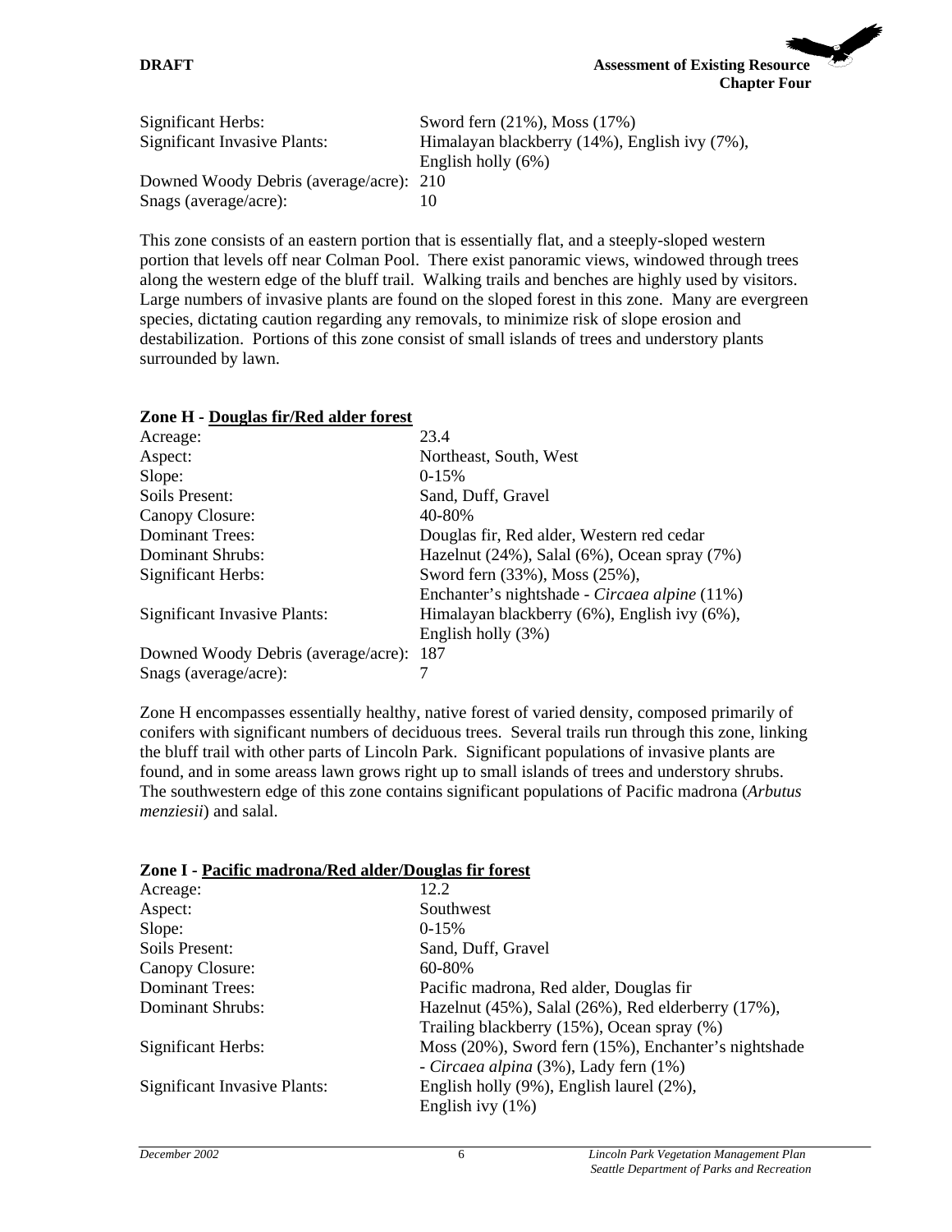| | |
|---|---|
| Significant Herbs: | Sword fern (21%), Moss (17%) |
| Significant Invasive Plants: | Himalayan blackberry (14%), English ivy (7%), English holly (6%) |
| Downed Woody Debris (average/acre): | 210 |
| Snags (average/acre): | 10 |

This zone consists of an eastern portion that is essentially flat, and a steeply-sloped western portion that levels off near Colman Pool. There exist panoramic views, windowed through trees along the western edge of the bluff trail. Walking trails and benches are highly used by visitors. Large numbers of invasive plants are found on the sloped forest in this zone. Many are evergreen species, dictating caution regarding any removals, to minimize risk of slope erosion and destabilization. Portions of this zone consist of small islands of trees and understory plants surrounded by lawn.

**Zone H - Douglas fir/Red alder forest**

| | |
|---|---|
| Acreage: | 23.4 |
| Aspect: | Northeast, South, West |
| Slope: | 0-15% |
| Soils Present: | Sand, Duff, Gravel |
| Canopy Closure: | 40-80% |
| Dominant Trees: | Douglas fir, Red alder, Western red cedar |
| Dominant Shrubs: | Hazelnut (24%), Salal (6%), Ocean spray (7%) |
| Significant Herbs: | Sword fern (33%), Moss (25%), Enchanter's nightshade - *Circaea alpine* (11%) |
| Significant Invasive Plants: | Himalayan blackberry (6%), English ivy (6%), English holly (3%) |
| Downed Woody Debris (average/acre): | 187 |
| Snags (average/acre): | 7 |

Zone H encompasses essentially healthy, native forest of varied density, composed primarily of conifers with significant numbers of deciduous trees. Several trails run through this zone, linking the bluff trail with other parts of Lincoln Park. Significant populations of invasive plants are found, and in some areass lawn grows right up to small islands of trees and understory shrubs. The southwestern edge of this zone contains significant populations of Pacific madrona (*Arbutus menziesii*) and salal.

**Zone I - Pacific madrona/Red alder/Douglas fir forest**

| | |
|---|---|
| Acreage: | 12.2 |
| Aspect: | Southwest |
| Slope: | 0-15% |
| Soils Present: | Sand, Duff, Gravel |
| Canopy Closure: | 60-80% |
| Dominant Trees: | Pacific madrona, Red alder, Douglas fir |
| Dominant Shrubs: | Hazelnut (45%), Salal (26%), Red elderberry (17%), Trailing blackberry (15%), Ocean spray (%) |
| Significant Herbs: | Moss (20%), Sword fern (15%), Enchanter's nightshade - *Circaea alpina* (3%), Lady fern (1%) |
| Significant Invasive Plants: | English holly (9%), English laurel (2%), English ivy (1%) |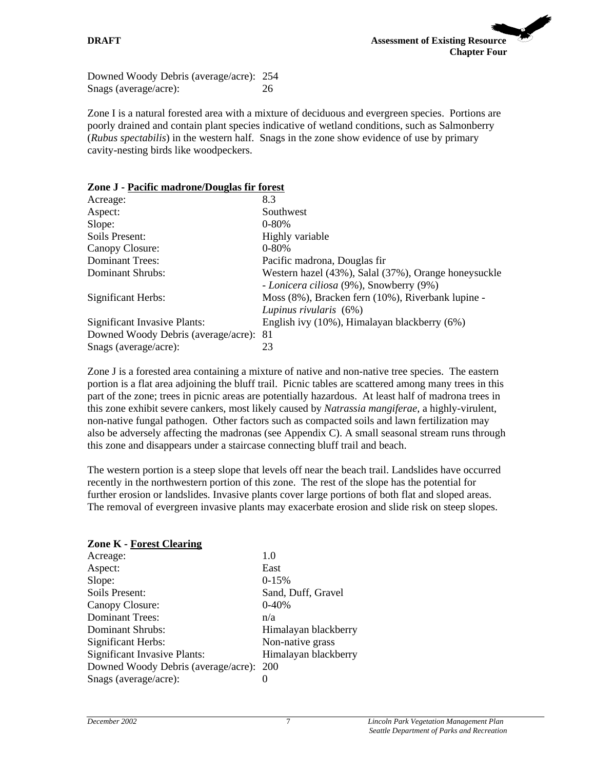| | |
|---|---|
| Downed Woody Debris (average/acre): | 254 |
| Snags (average/acre): | 26 |

Zone I is a natural forested area with a mixture of deciduous and evergreen species. Portions are poorly drained and contain plant species indicative of wetland conditions, such as Salmonberry (*Rubus spectabilis*) in the western half. Snags in the zone show evidence of use by primary cavity-nesting birds like woodpeckers.

**Zone J - Pacific madrone/Douglas fir forest**

| | |
|---|---|
| Acreage: | 8.3 |
| Aspect: | Southwest |
| Slope: | 0-80% |
| Soils Present: | Highly variable |
| Canopy Closure: | 0-80% |
| Dominant Trees: | Pacific madrona, Douglas fir |
| Dominant Shrubs: | Western hazel (43%), Salal (37%), Orange honeysuckle - *Lonicera ciliosa* (9%), Snowberry (9%) |
| Significant Herbs: | Moss (8%), Bracken fern (10%), Riverbank lupine - *Lupinus rivularis* (6%) |
| Significant Invasive Plants: | English ivy (10%), Himalayan blackberry (6%) |
| Downed Woody Debris (average/acre): | 81 |
| Snags (average/acre): | 23 |

Zone J is a forested area containing a mixture of native and non-native tree species. The eastern portion is a flat area adjoining the bluff trail. Picnic tables are scattered among many trees in this part of the zone; trees in picnic areas are potentially hazardous. At least half of madrona trees in this zone exhibit severe cankers, most likely caused by *Natrassia mangiferae*, a highly-virulent, non-native fungal pathogen. Other factors such as compacted soils and lawn fertilization may also be adversely affecting the madronas (see Appendix C). A small seasonal stream runs through this zone and disappears under a staircase connecting bluff trail and beach.

The western portion is a steep slope that levels off near the beach trail. Landslides have occurred recently in the northwestern portion of this zone. The rest of the slope has the potential for further erosion or landslides. Invasive plants cover large portions of both flat and sloped areas. The removal of evergreen invasive plants may exacerbate erosion and slide risk on steep slopes.

**Zone K - Forest Clearing**

| | |
|---|---|
| Acreage: | 1.0 |
| Aspect: | East |
| Slope: | 0-15% |
| Soils Present: | Sand, Duff, Gravel |
| Canopy Closure: | 0-40% |
| Dominant Trees: | n/a |
| Dominant Shrubs: | Himalayan blackberry |
| Significant Herbs: | Non-native grass |
| Significant Invasive Plants: | Himalayan blackberry |
| Downed Woody Debris (average/acre): | 200 |
| Snags (average/acre): | 0 |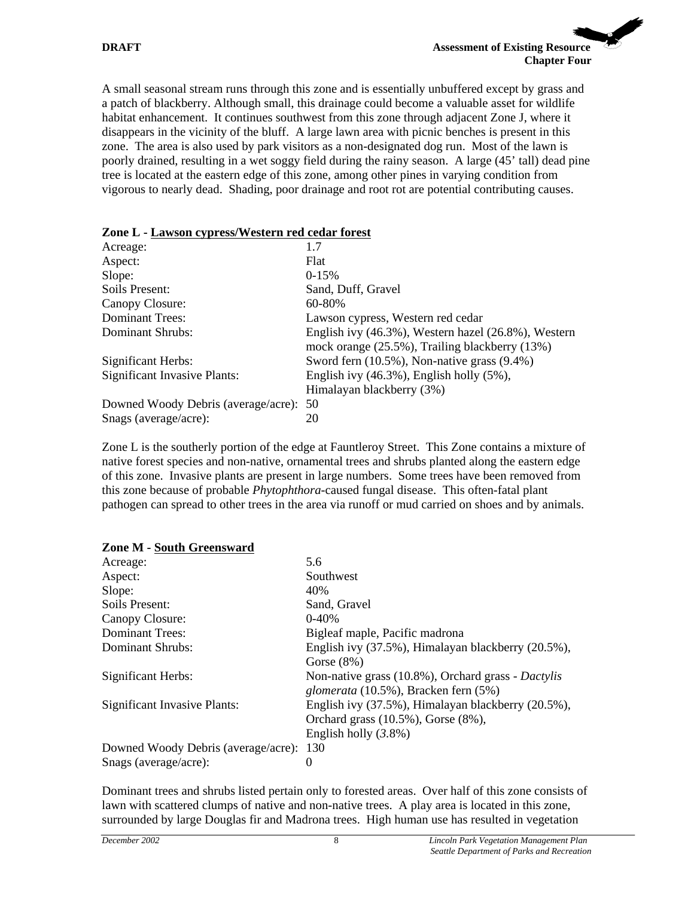A small seasonal stream runs through this zone and is essentially unbuffered except by grass and a patch of blackberry. Although small, this drainage could become a valuable asset for wildlife habitat enhancement. It continues southwest from this zone through adjacent Zone J, where it disappears in the vicinity of the bluff. A large lawn area with picnic benches is present in this zone. The area is also used by park visitors as a non-designated dog run. Most of the lawn is poorly drained, resulting in a wet soggy field during the rainy season. A large (45' tall) dead pine tree is located at the eastern edge of this zone, among other pines in varying condition from vigorous to nearly dead. Shading, poor drainage and root rot are potential contributing causes.

**Zone L - <u>Lawson cypress/Western red cedar forest</u>**

| | |
|---|---|
| Acreage: | 1.7 |
| Aspect: | Flat |
| Slope: | 0-15% |
| Soils Present: | Sand, Duff, Gravel |
| Canopy Closure: | 60-80% |
| Dominant Trees: | Lawson cypress, Western red cedar |
| Dominant Shrubs: | English ivy (46.3%), Western hazel (26.8%), Western mock orange (25.5%), Trailing blackberry (13%) |
| Significant Herbs: | Sword fern (10.5%), Non-native grass (9.4%) |
| Significant Invasive Plants: | English ivy (46.3%), English holly (5%), Himalayan blackberry (3%) |
| Downed Woody Debris (average/acre): | 50 |
| Snags (average/acre): | 20 |

Zone L is the southerly portion of the edge at Fauntleroy Street. This Zone contains a mixture of native forest species and non-native, ornamental trees and shrubs planted along the eastern edge of this zone. Invasive plants are present in large numbers. Some trees have been removed from this zone because of probable *Phytophthora*-caused fungal disease. This often-fatal plant pathogen can spread to other trees in the area via runoff or mud carried on shoes and by animals.

**Zone M - <u>South Greensward</u>**

| | |
|---|---|
| Acreage: | 5.6 |
| Aspect: | Southwest |
| Slope: | 40% |
| Soils Present: | Sand, Gravel |
| Canopy Closure: | 0-40% |
| Dominant Trees: | Bigleaf maple, Pacific madrona |
| Dominant Shrubs: | English ivy (37.5%), Himalayan blackberry (20.5%), Gorse (8%) |
| Significant Herbs: | Non-native grass (10.8%), Orchard grass - *Dactylis glomerata* (10.5%), Bracken fern (5%) |
| Significant Invasive Plants: | English ivy (37.5%), Himalayan blackberry (20.5%), Orchard grass (10.5%), Gorse (8%), English holly (*3*.8%) |
| Downed Woody Debris (average/acre): | 130 |
| Snags (average/acre): | 0 |

Dominant trees and shrubs listed pertain only to forested areas. Over half of this zone consists of lawn with scattered clumps of native and non-native trees. A play area is located in this zone, surrounded by large Douglas fir and Madrona trees. High human use has resulted in vegetation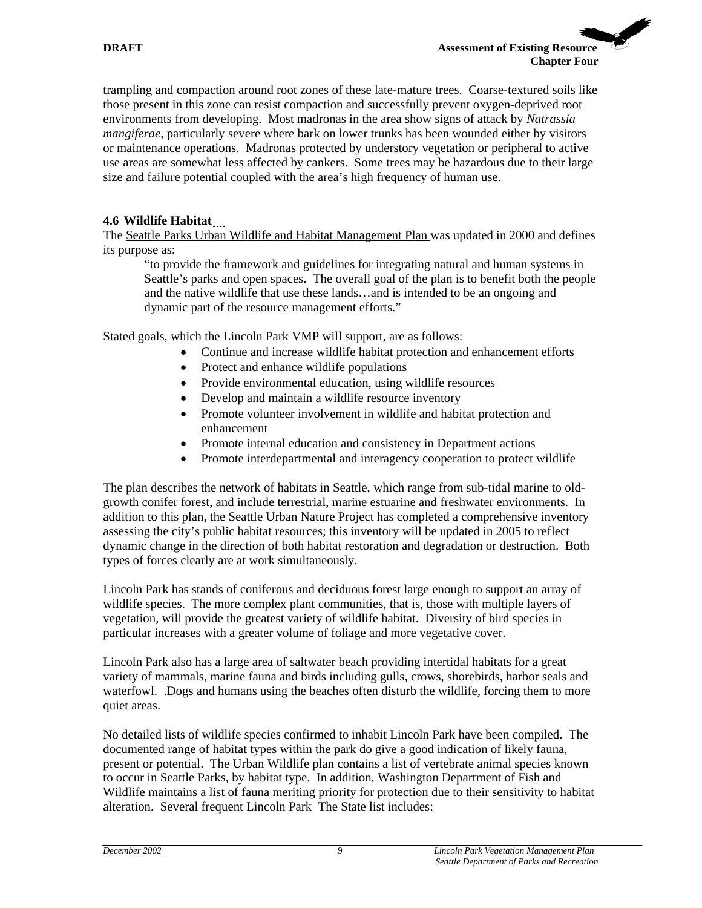trampling and compaction around root zones of these late-mature trees. Coarse-textured soils like those present in this zone can resist compaction and successfully prevent oxygen-deprived root environments from developing. Most madronas in the area show signs of attack by *Natrassia mangiferae*, particularly severe where bark on lower trunks has been wounded either by visitors or maintenance operations. Madronas protected by understory vegetation or peripheral to active use areas are somewhat less affected by cankers. Some trees may be hazardous due to their large size and failure potential coupled with the area's high frequency of human use.

### 4.6 Wildlife Habitat

The Seattle Parks Urban Wildlife and Habitat Management Plan was updated in 2000 and defines its purpose as:

> "to provide the framework and guidelines for integrating natural and human systems in Seattle's parks and open spaces. The overall goal of the plan is to benefit both the people and the native wildlife that use these lands…and is intended to be an ongoing and dynamic part of the resource management efforts."

Stated goals, which the Lincoln Park VMP will support, are as follows:

- Continue and increase wildlife habitat protection and enhancement efforts
- Protect and enhance wildlife populations
- Provide environmental education, using wildlife resources
- Develop and maintain a wildlife resource inventory
- Promote volunteer involvement in wildlife and habitat protection and enhancement
- Promote internal education and consistency in Department actions
- Promote interdepartmental and interagency cooperation to protect wildlife

The plan describes the network of habitats in Seattle, which range from sub-tidal marine to old-growth conifer forest, and include terrestrial, marine estuarine and freshwater environments. In addition to this plan, the Seattle Urban Nature Project has completed a comprehensive inventory assessing the city's public habitat resources; this inventory will be updated in 2005 to reflect dynamic change in the direction of both habitat restoration and degradation or destruction. Both types of forces clearly are at work simultaneously.

Lincoln Park has stands of coniferous and deciduous forest large enough to support an array of wildlife species. The more complex plant communities, that is, those with multiple layers of vegetation, will provide the greatest variety of wildlife habitat. Diversity of bird species in particular increases with a greater volume of foliage and more vegetative cover.

Lincoln Park also has a large area of saltwater beach providing intertidal habitats for a great variety of mammals, marine fauna and birds including gulls, crows, shorebirds, harbor seals and waterfowl. .Dogs and humans using the beaches often disturb the wildlife, forcing them to more quiet areas.

No detailed lists of wildlife species confirmed to inhabit Lincoln Park have been compiled. The documented range of habitat types within the park do give a good indication of likely fauna, present or potential. The Urban Wildlife plan contains a list of vertebrate animal species known to occur in Seattle Parks, by habitat type. In addition, Washington Department of Fish and Wildlife maintains a list of fauna meriting priority for protection due to their sensitivity to habitat alteration. Several frequent Lincoln Park The State list includes: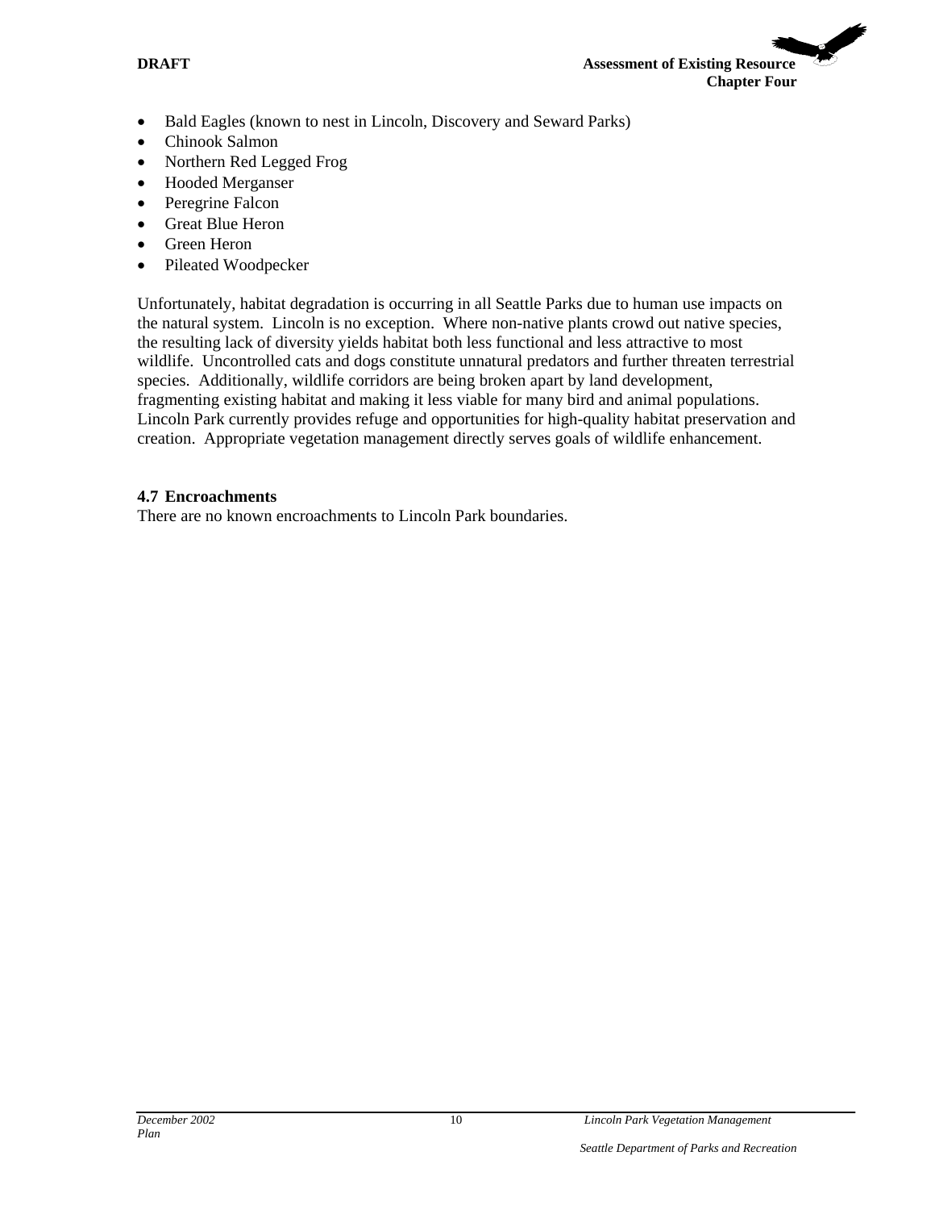- Bald Eagles (known to nest in Lincoln, Discovery and Seward Parks)
- Chinook Salmon
- Northern Red Legged Frog
- Hooded Merganser
- Peregrine Falcon
- Great Blue Heron
- Green Heron
- Pileated Woodpecker

Unfortunately, habitat degradation is occurring in all Seattle Parks due to human use impacts on the natural system. Lincoln is no exception. Where non-native plants crowd out native species, the resulting lack of diversity yields habitat both less functional and less attractive to most wildlife. Uncontrolled cats and dogs constitute unnatural predators and further threaten terrestrial species. Additionally, wildlife corridors are being broken apart by land development, fragmenting existing habitat and making it less viable for many bird and animal populations. Lincoln Park currently provides refuge and opportunities for high-quality habitat preservation and creation. Appropriate vegetation management directly serves goals of wildlife enhancement.

### 4.7 Encroachments

There are no known encroachments to Lincoln Park boundaries.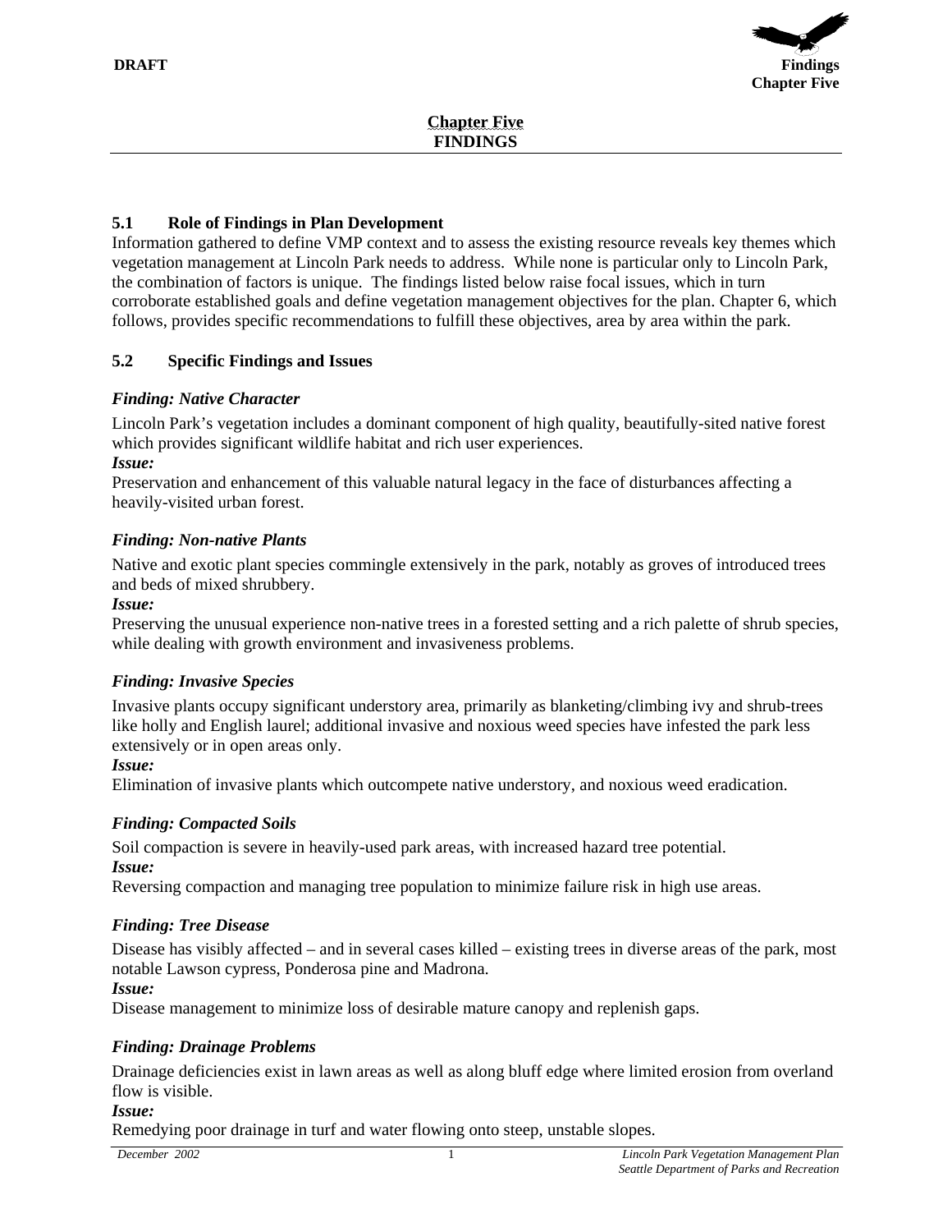# Chapter Five
# FINDINGS

## 5.1 Role of Findings in Plan Development

Information gathered to define VMP context and to assess the existing resource reveals key themes which vegetation management at Lincoln Park needs to address. While none is particular only to Lincoln Park, the combination of factors is unique. The findings listed below raise focal issues, which in turn corroborate established goals and define vegetation management objectives for the plan. Chapter 6, which follows, provides specific recommendations to fulfill these objectives, area by area within the park.

## 5.2 Specific Findings and Issues

***Finding: Native Character***

Lincoln Park's vegetation includes a dominant component of high quality, beautifully-sited native forest which provides significant wildlife habitat and rich user experiences.

***Issue:***

Preservation and enhancement of this valuable natural legacy in the face of disturbances affecting a heavily-visited urban forest.

***Finding: Non-native Plants***

Native and exotic plant species commingle extensively in the park, notably as groves of introduced trees and beds of mixed shrubbery.

***Issue:***

Preserving the unusual experience non-native trees in a forested setting and a rich palette of shrub species, while dealing with growth environment and invasiveness problems.

***Finding: Invasive Species***

Invasive plants occupy significant understory area, primarily as blanketing/climbing ivy and shrub-trees like holly and English laurel; additional invasive and noxious weed species have infested the park less extensively or in open areas only.

***Issue:***

Elimination of invasive plants which outcompete native understory, and noxious weed eradication.

***Finding: Compacted Soils***

Soil compaction is severe in heavily-used park areas, with increased hazard tree potential.

***Issue:***

Reversing compaction and managing tree population to minimize failure risk in high use areas.

***Finding: Tree Disease***

Disease has visibly affected – and in several cases killed – existing trees in diverse areas of the park, most notable Lawson cypress, Ponderosa pine and Madrona.

***Issue:***

Disease management to minimize loss of desirable mature canopy and replenish gaps.

***Finding: Drainage Problems***

Drainage deficiencies exist in lawn areas as well as along bluff edge where limited erosion from overland flow is visible.

***Issue:***

Remedying poor drainage in turf and water flowing onto steep, unstable slopes.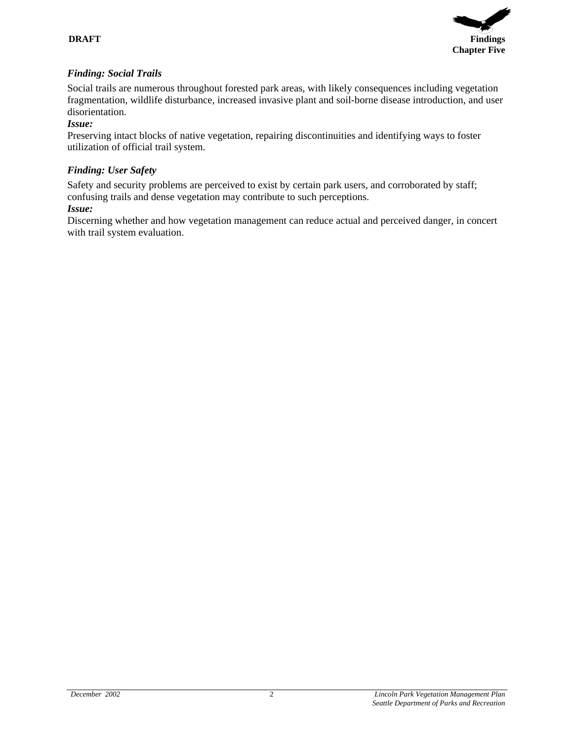### *Finding: Social Trails*

Social trails are numerous throughout forested park areas, with likely consequences including vegetation fragmentation, wildlife disturbance, increased invasive plant and soil-borne disease introduction, and user disorientation.

***Issue:***

Preserving intact blocks of native vegetation, repairing discontinuities and identifying ways to foster utilization of official trail system.

### *Finding: User Safety*

Safety and security problems are perceived to exist by certain park users, and corroborated by staff; confusing trails and dense vegetation may contribute to such perceptions.

***Issue:***

Discerning whether and how vegetation management can reduce actual and perceived danger, in concert with trail system evaluation.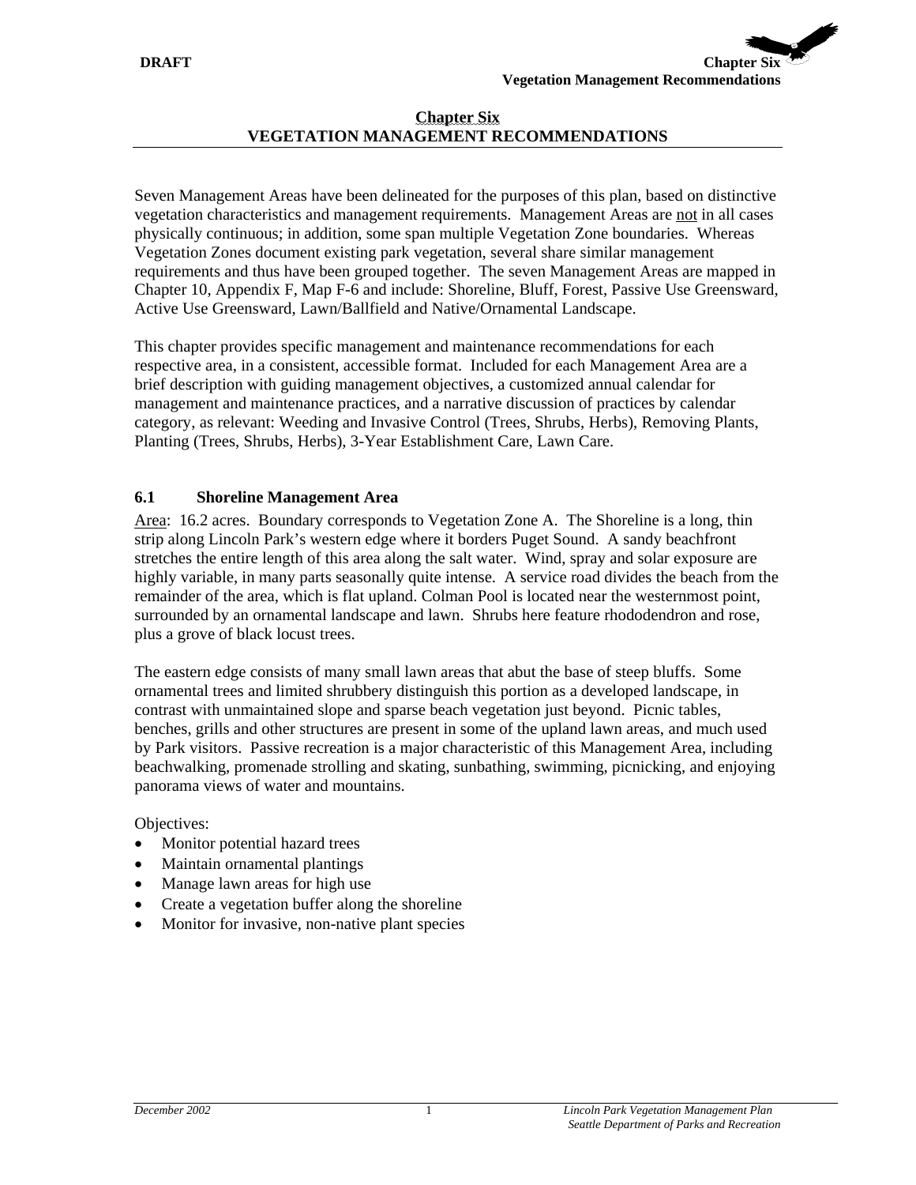## Chapter Six
## VEGETATION MANAGEMENT RECOMMENDATIONS

Seven Management Areas have been delineated for the purposes of this plan, based on distinctive vegetation characteristics and management requirements. Management Areas are not in all cases physically continuous; in addition, some span multiple Vegetation Zone boundaries. Whereas Vegetation Zones document existing park vegetation, several share similar management requirements and thus have been grouped together. The seven Management Areas are mapped in Chapter 10, Appendix F, Map F-6 and include: Shoreline, Bluff, Forest, Passive Use Greensward, Active Use Greensward, Lawn/Ballfield and Native/Ornamental Landscape.

This chapter provides specific management and maintenance recommendations for each respective area, in a consistent, accessible format. Included for each Management Area are a brief description with guiding management objectives, a customized annual calendar for management and maintenance practices, and a narrative discussion of practices by calendar category, as relevant: Weeding and Invasive Control (Trees, Shrubs, Herbs), Removing Plants, Planting (Trees, Shrubs, Herbs), 3-Year Establishment Care, Lawn Care.

### 6.1 Shoreline Management Area

Area: 16.2 acres. Boundary corresponds to Vegetation Zone A. The Shoreline is a long, thin strip along Lincoln Park's western edge where it borders Puget Sound. A sandy beachfront stretches the entire length of this area along the salt water. Wind, spray and solar exposure are highly variable, in many parts seasonally quite intense. A service road divides the beach from the remainder of the area, which is flat upland. Colman Pool is located near the westernmost point, surrounded by an ornamental landscape and lawn. Shrubs here feature rhododendron and rose, plus a grove of black locust trees.

The eastern edge consists of many small lawn areas that abut the base of steep bluffs. Some ornamental trees and limited shrubbery distinguish this portion as a developed landscape, in contrast with unmaintained slope and sparse beach vegetation just beyond. Picnic tables, benches, grills and other structures are present in some of the upland lawn areas, and much used by Park visitors. Passive recreation is a major characteristic of this Management Area, including beachwalking, promenade strolling and skating, sunbathing, swimming, picnicking, and enjoying panorama views of water and mountains.

Objectives:

- Monitor potential hazard trees
- Maintain ornamental plantings
- Manage lawn areas for high use
- Create a vegetation buffer along the shoreline
- Monitor for invasive, non-native plant species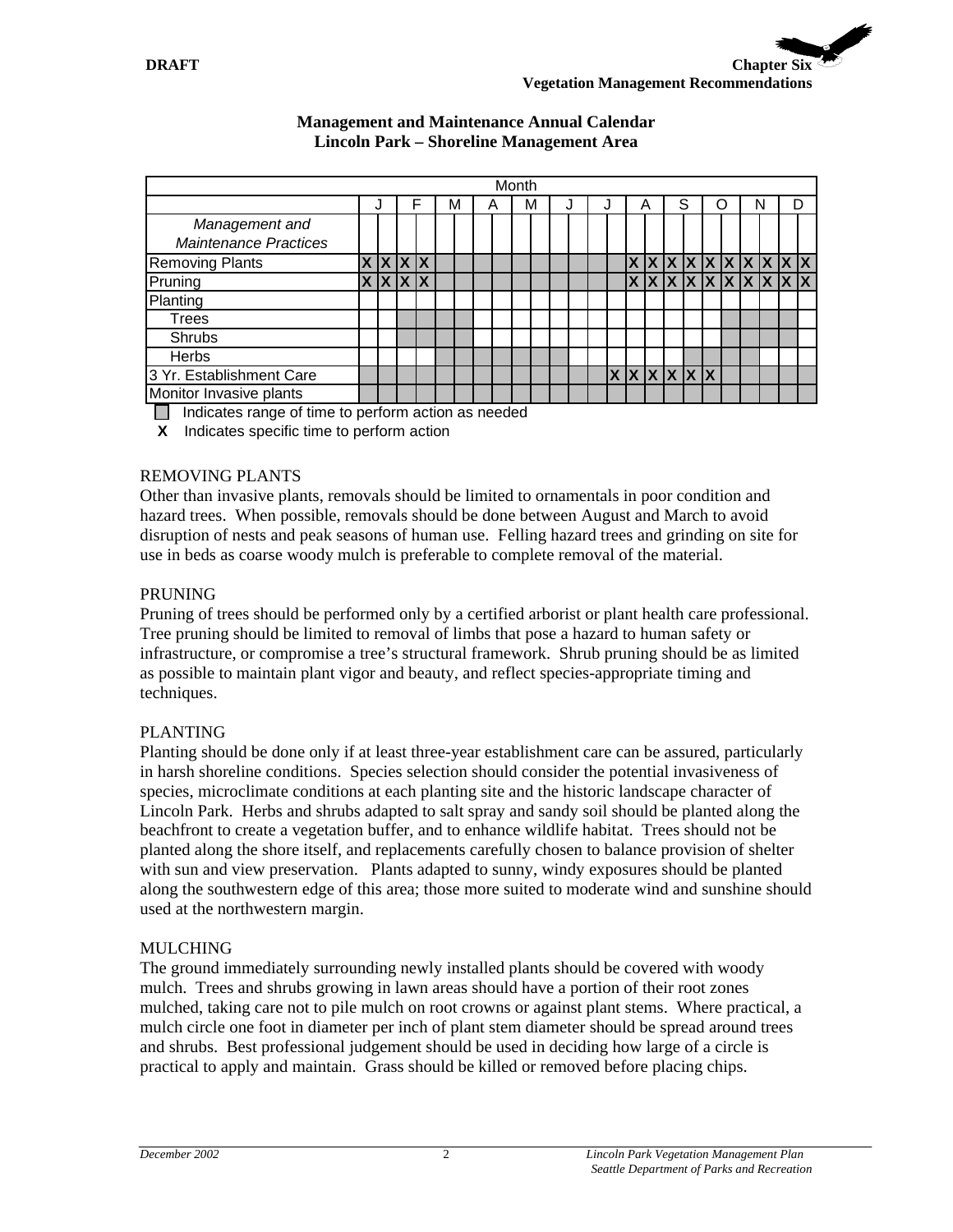## Management and Maintenance Annual Calendar
## Lincoln Park – Shoreline Management Area

| | Month | | | | | | | | | | | | | | | | | | | | | | | |
|---|---|---|---|---|---|---|---|---|---|---|---|---|---|---|---|---|---|---|---|---|---|---|---|---|
| | J | | F | | M | | A | | M | | J | | J | | A | | S | | O | | N | | D | |
| *Management and Maintenance Practices* | | | | | | | | | | | | | | | | | | | | | | | | |
| Removing Plants | X | X | X | X | | | | | | | | | | | X | X | X | X | X | X | X | X | X | X |
| Pruning | X | X | X | X | | | | | | | | | | | X | X | X | X | X | X | X | X | X | X |
| Planting | | | | | | | | | | | | | | | | | | | | | | | | |
| Trees | | | | | | | | | | | | | | | | | | | | | | | | |
| Shrubs | | | | | | | | | | | | | | | | | | | | | | | | |
| Herbs | | | | | | | | | | | | | | | | | | | | | | | | |
| 3 Yr. Establishment Care | | | | | | | | | | | | | | X | X | X | X | X | X | | | | | |
| Monitor Invasive plants | | | | | | | | | | | | | | | | | | | | | | | | |

Indicates range of time to perform action as needed

**X** Indicates specific time to perform action

REMOVING PLANTS

Other than invasive plants, removals should be limited to ornamentals in poor condition and hazard trees. When possible, removals should be done between August and March to avoid disruption of nests and peak seasons of human use. Felling hazard trees and grinding on site for use in beds as coarse woody mulch is preferable to complete removal of the material.

PRUNING

Pruning of trees should be performed only by a certified arborist or plant health care professional. Tree pruning should be limited to removal of limbs that pose a hazard to human safety or infrastructure, or compromise a tree's structural framework. Shrub pruning should be as limited as possible to maintain plant vigor and beauty, and reflect species-appropriate timing and techniques.

PLANTING

Planting should be done only if at least three-year establishment care can be assured, particularly in harsh shoreline conditions. Species selection should consider the potential invasiveness of species, microclimate conditions at each planting site and the historic landscape character of Lincoln Park. Herbs and shrubs adapted to salt spray and sandy soil should be planted along the beachfront to create a vegetation buffer, and to enhance wildlife habitat. Trees should not be planted along the shore itself, and replacements carefully chosen to balance provision of shelter with sun and view preservation. Plants adapted to sunny, windy exposures should be planted along the southwestern edge of this area; those more suited to moderate wind and sunshine should used at the northwestern margin.

MULCHING

The ground immediately surrounding newly installed plants should be covered with woody mulch. Trees and shrubs growing in lawn areas should have a portion of their root zones mulched, taking care not to pile mulch on root crowns or against plant stems. Where practical, a mulch circle one foot in diameter per inch of plant stem diameter should be spread around trees and shrubs. Best professional judgement should be used in deciding how large of a circle is practical to apply and maintain. Grass should be killed or removed before placing chips.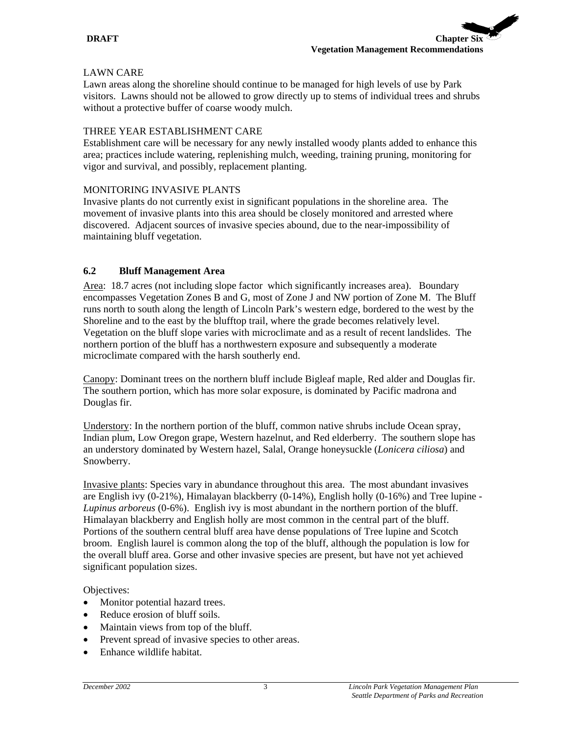LAWN CARE

Lawn areas along the shoreline should continue to be managed for high levels of use by Park visitors. Lawns should not be allowed to grow directly up to stems of individual trees and shrubs without a protective buffer of coarse woody mulch.

THREE YEAR ESTABLISHMENT CARE

Establishment care will be necessary for any newly installed woody plants added to enhance this area; practices include watering, replenishing mulch, weeding, training pruning, monitoring for vigor and survival, and possibly, replacement planting.

MONITORING INVASIVE PLANTS

Invasive plants do not currently exist in significant populations in the shoreline area. The movement of invasive plants into this area should be closely monitored and arrested where discovered. Adjacent sources of invasive species abound, due to the near-impossibility of maintaining bluff vegetation.

## 6.2 Bluff Management Area

Area: 18.7 acres (not including slope factor which significantly increases area). Boundary encompasses Vegetation Zones B and G, most of Zone J and NW portion of Zone M. The Bluff runs north to south along the length of Lincoln Park's western edge, bordered to the west by the Shoreline and to the east by the blufftop trail, where the grade becomes relatively level. Vegetation on the bluff slope varies with microclimate and as a result of recent landslides. The northern portion of the bluff has a northwestern exposure and subsequently a moderate microclimate compared with the harsh southerly end.

Canopy: Dominant trees on the northern bluff include Bigleaf maple, Red alder and Douglas fir. The southern portion, which has more solar exposure, is dominated by Pacific madrona and Douglas fir.

Understory: In the northern portion of the bluff, common native shrubs include Ocean spray, Indian plum, Low Oregon grape, Western hazelnut, and Red elderberry. The southern slope has an understory dominated by Western hazel, Salal, Orange honeysuckle (*Lonicera ciliosa*) and Snowberry.

Invasive plants: Species vary in abundance throughout this area. The most abundant invasives are English ivy (0-21%), Himalayan blackberry (0-14%), English holly (0-16%) and Tree lupine - *Lupinus arboreus* (0-6%). English ivy is most abundant in the northern portion of the bluff. Himalayan blackberry and English holly are most common in the central part of the bluff. Portions of the southern central bluff area have dense populations of Tree lupine and Scotch broom. English laurel is common along the top of the bluff, although the population is low for the overall bluff area. Gorse and other invasive species are present, but have not yet achieved significant population sizes.

Objectives:

- Monitor potential hazard trees.
- Reduce erosion of bluff soils.
- Maintain views from top of the bluff.
- Prevent spread of invasive species to other areas.
- Enhance wildlife habitat.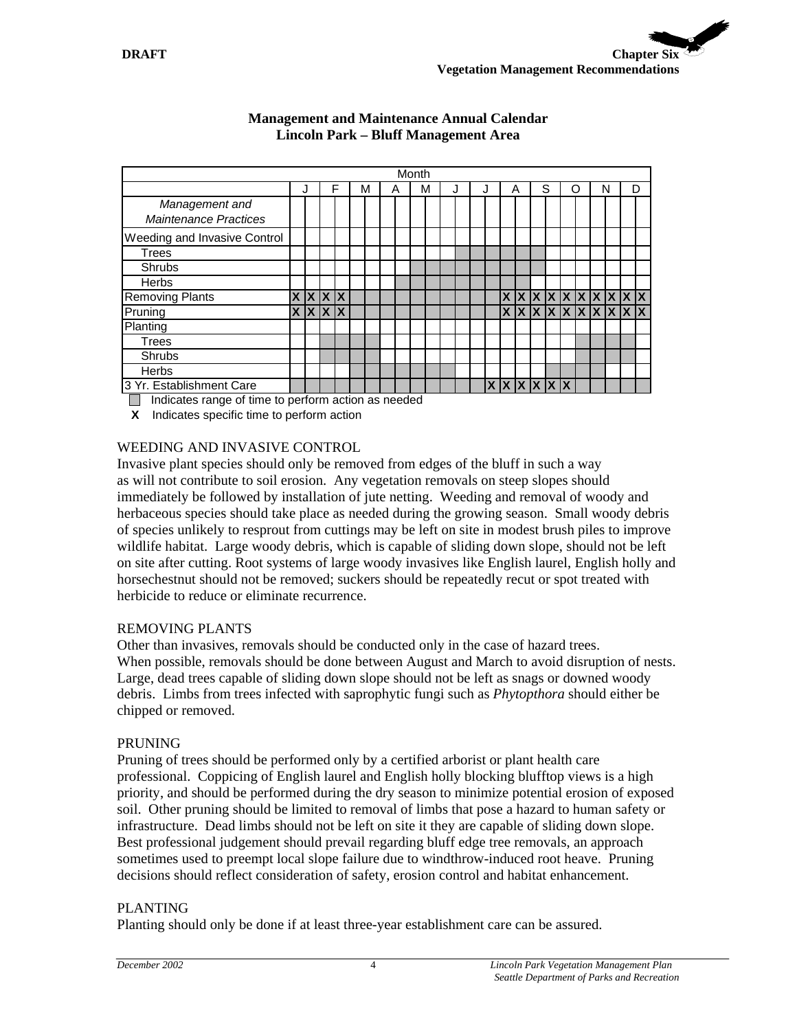## Management and Maintenance Annual Calendar
## Lincoln Park – Bluff Management Area

| | Month | | | | | | | | | | | | | | | | | | | | | | | |
|---|---|---|---|---|---|---|---|---|---|---|---|---|---|---|---|---|---|---|---|---|---|---|---|---|
| | J | | F | | M | | A | | M | | J | | J | | A | | S | | O | | N | | D | |
| *Management and Maintenance Practices* | | | | | | | | | | | | | | | | | | | | | | | | |
| Weeding and Invasive Control | | | | | | | | | | | | | | | | | | | | | | | | |
| Trees | | | | | | | | | | | | | | | | | | | | | | | | |
| Shrubs | | | | | | | | | | | | | | | | | | | | | | | | |
| Herbs | | | | | | | | | | | | | | | | | | | | | | | | |
| Removing Plants | X | X | X | X | | | | | | | | | | | X | X | X | X | X | X | X | X | X | X |
| Pruning | X | X | X | X | | | | | | | | | | | X | X | X | X | X | X | X | X | X | X |
| Planting | | | | | | | | | | | | | | | | | | | | | | | | |
| Trees | | | | | | | | | | | | | | | | | | | | | | | | |
| Shrubs | | | | | | | | | | | | | | | | | | | | | | | | |
| Herbs | | | | | | | | | | | | | | | | | | | | | | | | |
| 3 Yr. Establishment Care | | | | | | | | | | | | | | X | X | X | X | X | X | | | | | |

Indicates range of time to perform action as needed

**X** Indicates specific time to perform action

### WEEDING AND INVASIVE CONTROL

Invasive plant species should only be removed from edges of the bluff in such a way as will not contribute to soil erosion. Any vegetation removals on steep slopes should immediately be followed by installation of jute netting. Weeding and removal of woody and herbaceous species should take place as needed during the growing season. Small woody debris of species unlikely to resprout from cuttings may be left on site in modest brush piles to improve wildlife habitat. Large woody debris, which is capable of sliding down slope, should not be left on site after cutting. Root systems of large woody invasives like English laurel, English holly and horsechestnut should not be removed; suckers should be repeatedly recut or spot treated with herbicide to reduce or eliminate recurrence.

### REMOVING PLANTS

Other than invasives, removals should be conducted only in the case of hazard trees. When possible, removals should be done between August and March to avoid disruption of nests. Large, dead trees capable of sliding down slope should not be left as snags or downed woody debris. Limbs from trees infected with saprophytic fungi such as *Phytopthora* should either be chipped or removed.

### PRUNING

Pruning of trees should be performed only by a certified arborist or plant health care professional. Coppicing of English laurel and English holly blocking blufftop views is a high priority, and should be performed during the dry season to minimize potential erosion of exposed soil. Other pruning should be limited to removal of limbs that pose a hazard to human safety or infrastructure. Dead limbs should not be left on site it they are capable of sliding down slope. Best professional judgement should prevail regarding bluff edge tree removals, an approach sometimes used to preempt local slope failure due to windthrow-induced root heave. Pruning decisions should reflect consideration of safety, erosion control and habitat enhancement.

### PLANTING

Planting should only be done if at least three-year establishment care can be assured.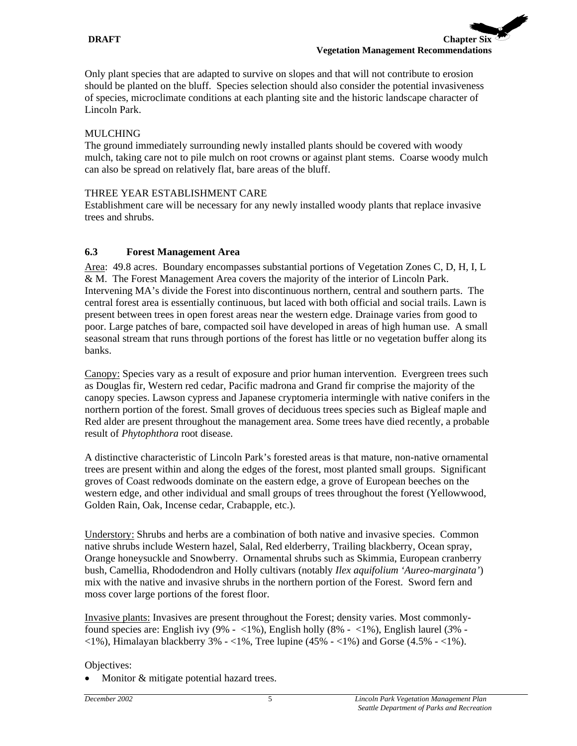Only plant species that are adapted to survive on slopes and that will not contribute to erosion should be planted on the bluff. Species selection should also consider the potential invasiveness of species, microclimate conditions at each planting site and the historic landscape character of Lincoln Park.

MULCHING

The ground immediately surrounding newly installed plants should be covered with woody mulch, taking care not to pile mulch on root crowns or against plant stems. Coarse woody mulch can also be spread on relatively flat, bare areas of the bluff.

THREE YEAR ESTABLISHMENT CARE

Establishment care will be necessary for any newly installed woody plants that replace invasive trees and shrubs.

### 6.3 Forest Management Area

Area: 49.8 acres. Boundary encompasses substantial portions of Vegetation Zones C, D, H, I, L & M. The Forest Management Area covers the majority of the interior of Lincoln Park. Intervening MA's divide the Forest into discontinuous northern, central and southern parts. The central forest area is essentially continuous, but laced with both official and social trails. Lawn is present between trees in open forest areas near the western edge. Drainage varies from good to poor. Large patches of bare, compacted soil have developed in areas of high human use. A small seasonal stream that runs through portions of the forest has little or no vegetation buffer along its banks.

Canopy: Species vary as a result of exposure and prior human intervention. Evergreen trees such as Douglas fir, Western red cedar, Pacific madrona and Grand fir comprise the majority of the canopy species. Lawson cypress and Japanese cryptomeria intermingle with native conifers in the northern portion of the forest. Small groves of deciduous trees species such as Bigleaf maple and Red alder are present throughout the management area. Some trees have died recently, a probable result of *Phytophthora* root disease.

A distinctive characteristic of Lincoln Park's forested areas is that mature, non-native ornamental trees are present within and along the edges of the forest, most planted small groups. Significant groves of Coast redwoods dominate on the eastern edge, a grove of European beeches on the western edge, and other individual and small groups of trees throughout the forest (Yellowwood, Golden Rain, Oak, Incense cedar, Crabapple, etc.).

Understory: Shrubs and herbs are a combination of both native and invasive species. Common native shrubs include Western hazel, Salal, Red elderberry, Trailing blackberry, Ocean spray, Orange honeysuckle and Snowberry. Ornamental shrubs such as Skimmia, European cranberry bush, Camellia, Rhododendron and Holly cultivars (notably *Ilex aquifolium 'Aureo-marginata'*) mix with the native and invasive shrubs in the northern portion of the Forest. Sword fern and moss cover large portions of the forest floor.

Invasive plants: Invasives are present throughout the Forest; density varies. Most commonly-found species are: English ivy (9% - <1%), English holly (8% - <1%), English laurel (*3*% - <1%), Himalayan blackberry 3% - <1%, Tree lupine (45% - <1%) and Gorse (4.5% - <1%).

Objectives:

- Monitor & mitigate potential hazard trees.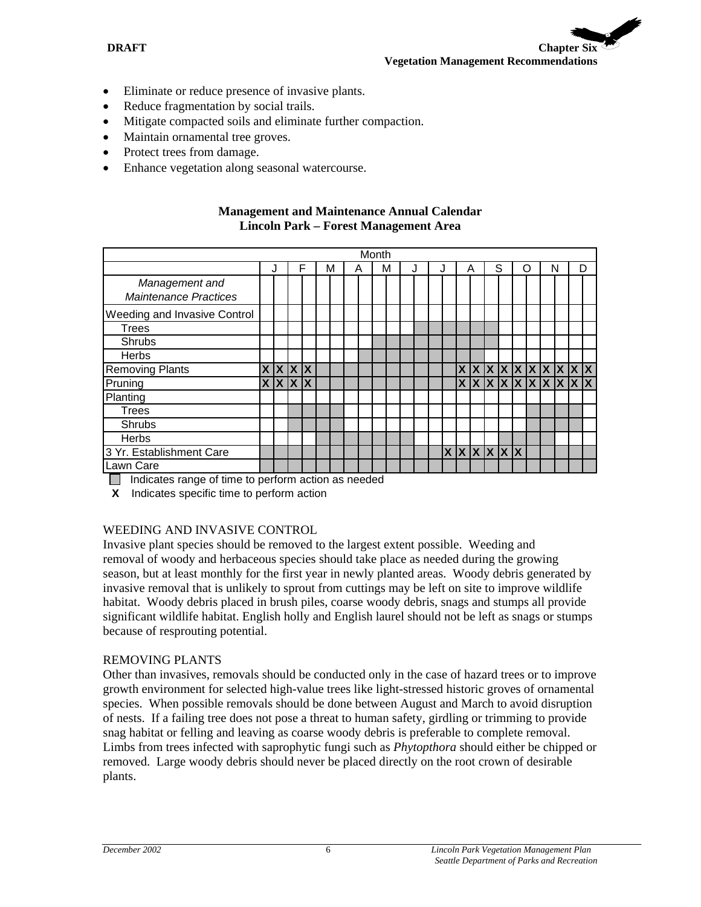- Eliminate or reduce presence of invasive plants.
- Reduce fragmentation by social trails.
- Mitigate compacted soils and eliminate further compaction.
- Maintain ornamental tree groves.
- Protect trees from damage.
- Enhance vegetation along seasonal watercourse.

**Management and Maintenance Annual Calendar**
**Lincoln Park – Forest Management Area**

| | Month | | | | | | | | | | | | | | | | | | | | | | | |
|---|---|---|---|---|---|---|---|---|---|---|---|---|---|---|---|---|---|---|---|---|---|---|---|---|
| | J | | F | | M | | A | | M | | J | | J | | A | | S | | O | | N | | D | |
| *Management and Maintenance Practices* | | | | | | | | | | | | | | | | | | | | | | | | |
| Weeding and Invasive Control | | | | | | | | | | | | | | | | | | | | | | | | |
| Trees | | | | | | | | | | | | | | | | | | | | | | | | |
| Shrubs | | | | | | | | | | | | | | | | | | | | | | | | |
| Herbs | | | | | | | | | | | | | | | | | | | | | | | | |
| Removing Plants | X | X | X | X | | | | | | | | | | | X | X | X | X | X | X | X | X | X | X |
| Pruning | X | X | X | X | | | | | | | | | | | X | X | X | X | X | X | X | X | X | X |
| Planting | | | | | | | | | | | | | | | | | | | | | | | | |
| Trees | | | | | | | | | | | | | | | | | | | | | | | | |
| Shrubs | | | | | | | | | | | | | | | | | | | | | | | | |
| Herbs | | | | | | | | | | | | | | | | | | | | | | | | |
| 3 Yr. Establishment Care | | | | | | | | | | | | | | X | X | X | X | X | X | | | | | |
| Lawn Care | | | | | | | | | | | | | | | | | | | | | | | | |

Indicates range of time to perform action as needed

**X** Indicates specific time to perform action

WEEDING AND INVASIVE CONTROL

Invasive plant species should be removed to the largest extent possible. Weeding and removal of woody and herbaceous species should take place as needed during the growing season, but at least monthly for the first year in newly planted areas. Woody debris generated by invasive removal that is unlikely to sprout from cuttings may be left on site to improve wildlife habitat. Woody debris placed in brush piles, coarse woody debris, snags and stumps all provide significant wildlife habitat. English holly and English laurel should not be left as snags or stumps because of resprouting potential.

REMOVING PLANTS

Other than invasives, removals should be conducted only in the case of hazard trees or to improve growth environment for selected high-value trees like light-stressed historic groves of ornamental species. When possible removals should be done between August and March to avoid disruption of nests. If a failing tree does not pose a threat to human safety, girdling or trimming to provide snag habitat or felling and leaving as coarse woody debris is preferable to complete removal. Limbs from trees infected with saprophytic fungi such as *Phytopthora* should either be chipped or removed. Large woody debris should never be placed directly on the root crown of desirable plants.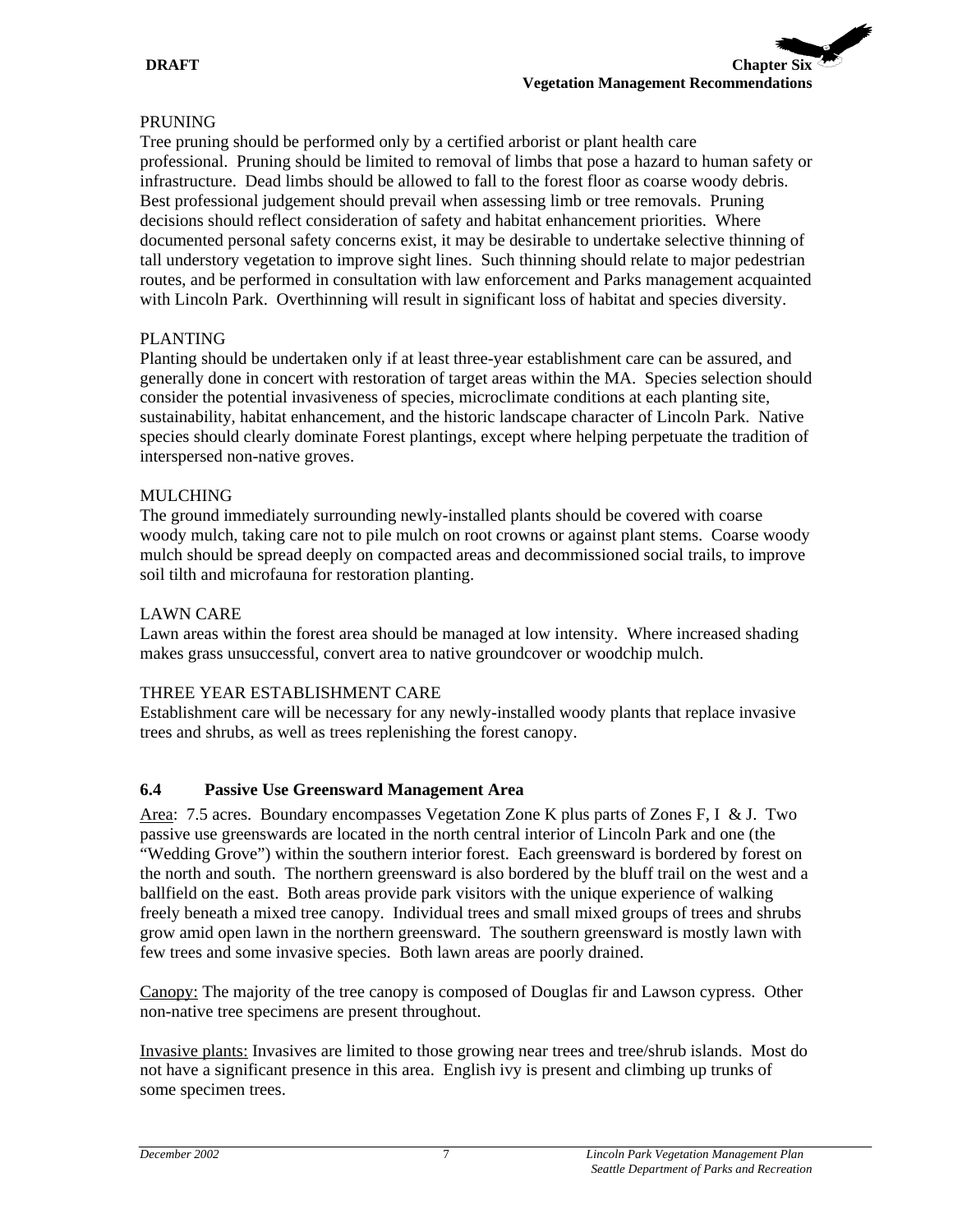PRUNING

Tree pruning should be performed only by a certified arborist or plant health care professional. Pruning should be limited to removal of limbs that pose a hazard to human safety or infrastructure. Dead limbs should be allowed to fall to the forest floor as coarse woody debris. Best professional judgement should prevail when assessing limb or tree removals. Pruning decisions should reflect consideration of safety and habitat enhancement priorities. Where documented personal safety concerns exist, it may be desirable to undertake selective thinning of tall understory vegetation to improve sight lines. Such thinning should relate to major pedestrian routes, and be performed in consultation with law enforcement and Parks management acquainted with Lincoln Park. Overthinning will result in significant loss of habitat and species diversity.

PLANTING

Planting should be undertaken only if at least three-year establishment care can be assured, and generally done in concert with restoration of target areas within the MA. Species selection should consider the potential invasiveness of species, microclimate conditions at each planting site, sustainability, habitat enhancement, and the historic landscape character of Lincoln Park. Native species should clearly dominate Forest plantings, except where helping perpetuate the tradition of interspersed non-native groves.

MULCHING

The ground immediately surrounding newly-installed plants should be covered with coarse woody mulch, taking care not to pile mulch on root crowns or against plant stems. Coarse woody mulch should be spread deeply on compacted areas and decommissioned social trails, to improve soil tilth and microfauna for restoration planting.

LAWN CARE

Lawn areas within the forest area should be managed at low intensity. Where increased shading makes grass unsuccessful, convert area to native groundcover or woodchip mulch.

THREE YEAR ESTABLISHMENT CARE

Establishment care will be necessary for any newly-installed woody plants that replace invasive trees and shrubs, as well as trees replenishing the forest canopy.

### 6.4 Passive Use Greensward Management Area

Area: 7.5 acres. Boundary encompasses Vegetation Zone K plus parts of Zones F, I & J. Two passive use greenswards are located in the north central interior of Lincoln Park and one (the "Wedding Grove") within the southern interior forest. Each greensward is bordered by forest on the north and south. The northern greensward is also bordered by the bluff trail on the west and a ballfield on the east. Both areas provide park visitors with the unique experience of walking freely beneath a mixed tree canopy. Individual trees and small mixed groups of trees and shrubs grow amid open lawn in the northern greensward. The southern greensward is mostly lawn with few trees and some invasive species. Both lawn areas are poorly drained.

Canopy: The majority of the tree canopy is composed of Douglas fir and Lawson cypress. Other non-native tree specimens are present throughout.

Invasive plants: Invasives are limited to those growing near trees and tree/shrub islands. Most do not have a significant presence in this area. English ivy is present and climbing up trunks of some specimen trees.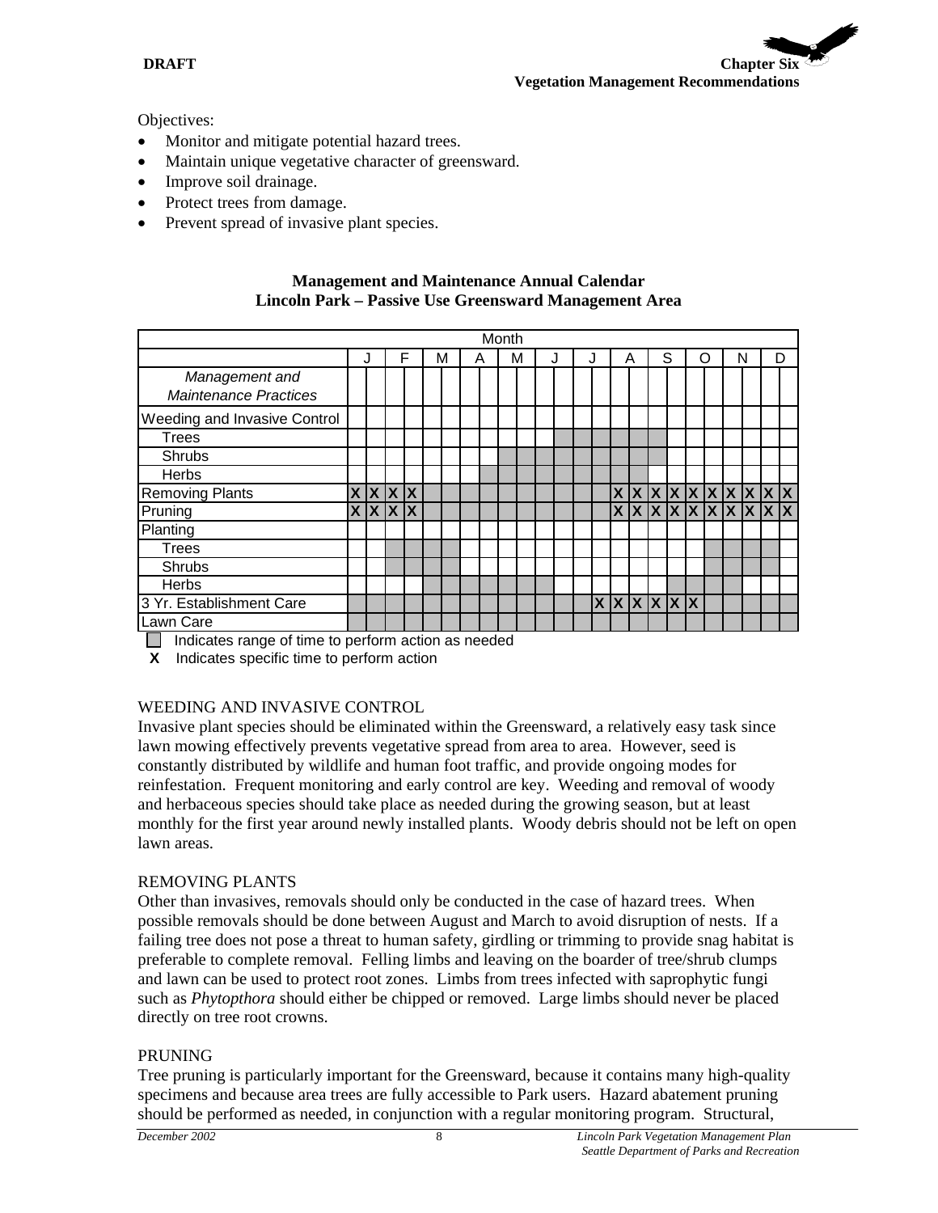Objectives:

- Monitor and mitigate potential hazard trees.
- Maintain unique vegetative character of greensward.
- Improve soil drainage.
- Protect trees from damage.
- Prevent spread of invasive plant species.

**Management and Maintenance Annual Calendar**
**Lincoln Park – Passive Use Greensward Management Area**

| | Month | | | | | | | | | | | | | | | | | | | | | | | |
|---|---|---|---|---|---|---|---|---|---|---|---|---|---|---|---|---|---|---|---|---|---|---|---|---|
| | J | | F | | M | | A | | M | | J | | J | | A | | S | | O | | N | | D | |
| *Management and Maintenance Practices* | | | | | | | | | | | | | | | | | | | | | | | | |
| Weeding and Invasive Control | | | | | | | | | | | | | | | | | | | | | | | | |
| Trees | | | | | | | | | | | | ▒ | ▒ | ▒ | ▒ | ▒ | ▒ | | | | | | | |
| Shrubs | | | | | | | | | ▒ | ▒ | ▒ | ▒ | ▒ | ▒ | ▒ | ▒ | ▒ | | | | | | | |
| Herbs | | | | | | | | ▒ | ▒ | ▒ | ▒ | ▒ | ▒ | ▒ | ▒ | ▒ | | | | | | | | |
| Removing Plants | X | X | X | X | ▒ | ▒ | ▒ | ▒ | ▒ | ▒ | ▒ | ▒ | ▒ | ▒ | X | X | X | X | X | X | X | X | X | X |
| Pruning | X | X | X | X | ▒ | ▒ | ▒ | ▒ | ▒ | ▒ | ▒ | ▒ | ▒ | ▒ | X | X | X | X | X | X | X | X | X | X |
| Planting | | | | | | | | | | | | | | | | | | | | | | | | |
| Trees | | | ▒ | ▒ | ▒ | ▒ | | | | | | | | | | | | | | ▒ | ▒ | ▒ | ▒ | |
| Shrubs | | | ▒ | ▒ | ▒ | ▒ | | | | | | | | | | | | | | ▒ | ▒ | ▒ | ▒ | |
| Herbs | | | | | ▒ | ▒ | ▒ | ▒ | ▒ | ▒ | ▒ | | | | | | | ▒ | ▒ | ▒ | ▒ | | | |
| 3 Yr. Establishment Care | ▒ | ▒ | ▒ | ▒ | ▒ | ▒ | ▒ | ▒ | ▒ | ▒ | ▒ | ▒ | ▒ | X | X | X | X | X | X | ▒ | ▒ | ▒ | ▒ | ▒ |
| Lawn Care | ▒ | ▒ | ▒ | ▒ | ▒ | ▒ | ▒ | ▒ | ▒ | ▒ | ▒ | ▒ | ▒ | ▒ | ▒ | ▒ | ▒ | ▒ | ▒ | ▒ | ▒ | ▒ | ▒ | ▒ |

▒ Indicates range of time to perform action as needed

**X** Indicates specific time to perform action

## WEEDING AND INVASIVE CONTROL

Invasive plant species should be eliminated within the Greensward, a relatively easy task since lawn mowing effectively prevents vegetative spread from area to area. However, seed is constantly distributed by wildlife and human foot traffic, and provide ongoing modes for reinfestation. Frequent monitoring and early control are key. Weeding and removal of woody and herbaceous species should take place as needed during the growing season, but at least monthly for the first year around newly installed plants. Woody debris should not be left on open lawn areas.

## REMOVING PLANTS

Other than invasives, removals should only be conducted in the case of hazard trees. When possible removals should be done between August and March to avoid disruption of nests. If a failing tree does not pose a threat to human safety, girdling or trimming to provide snag habitat is preferable to complete removal. Felling limbs and leaving on the boarder of tree/shrub clumps and lawn can be used to protect root zones. Limbs from trees infected with saprophytic fungi such as *Phytopthora* should either be chipped or removed. Large limbs should never be placed directly on tree root crowns.

## PRUNING

Tree pruning is particularly important for the Greensward, because it contains many high-quality specimens and because area trees are fully accessible to Park users. Hazard abatement pruning should be performed as needed, in conjunction with a regular monitoring program. Structural,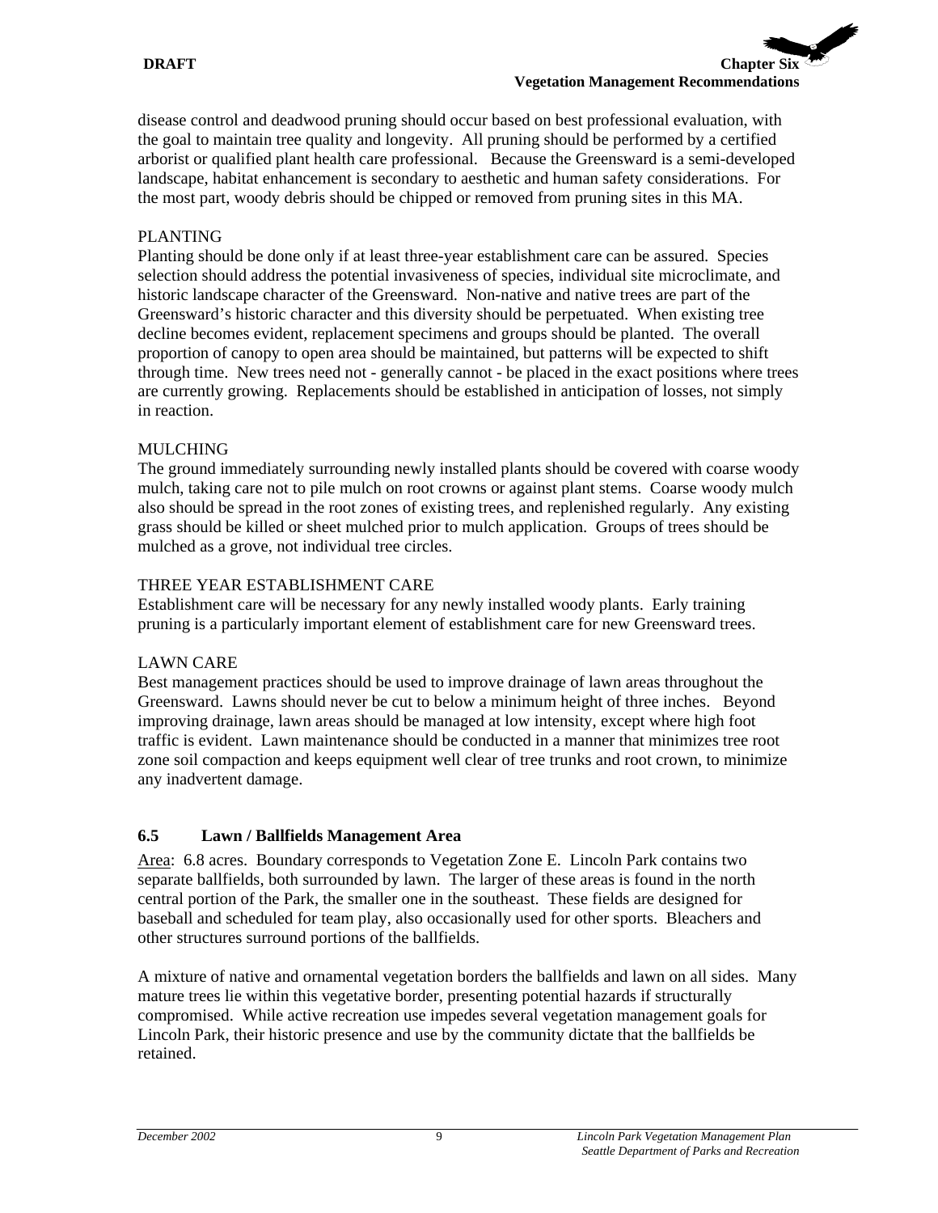disease control and deadwood pruning should occur based on best professional evaluation, with the goal to maintain tree quality and longevity. All pruning should be performed by a certified arborist or qualified plant health care professional. Because the Greensward is a semi-developed landscape, habitat enhancement is secondary to aesthetic and human safety considerations. For the most part, woody debris should be chipped or removed from pruning sites in this MA.

PLANTING

Planting should be done only if at least three-year establishment care can be assured. Species selection should address the potential invasiveness of species, individual site microclimate, and historic landscape character of the Greensward. Non-native and native trees are part of the Greensward's historic character and this diversity should be perpetuated. When existing tree decline becomes evident, replacement specimens and groups should be planted. The overall proportion of canopy to open area should be maintained, but patterns will be expected to shift through time. New trees need not - generally cannot - be placed in the exact positions where trees are currently growing. Replacements should be established in anticipation of losses, not simply in reaction.

MULCHING

The ground immediately surrounding newly installed plants should be covered with coarse woody mulch, taking care not to pile mulch on root crowns or against plant stems. Coarse woody mulch also should be spread in the root zones of existing trees, and replenished regularly. Any existing grass should be killed or sheet mulched prior to mulch application. Groups of trees should be mulched as a grove, not individual tree circles.

THREE YEAR ESTABLISHMENT CARE

Establishment care will be necessary for any newly installed woody plants. Early training pruning is a particularly important element of establishment care for new Greensward trees.

LAWN CARE

Best management practices should be used to improve drainage of lawn areas throughout the Greensward. Lawns should never be cut to below a minimum height of three inches. Beyond improving drainage, lawn areas should be managed at low intensity, except where high foot traffic is evident. Lawn maintenance should be conducted in a manner that minimizes tree root zone soil compaction and keeps equipment well clear of tree trunks and root crown, to minimize any inadvertent damage.

### 6.5 Lawn / Ballfields Management Area

Area: 6.8 acres. Boundary corresponds to Vegetation Zone E. Lincoln Park contains two separate ballfields, both surrounded by lawn. The larger of these areas is found in the north central portion of the Park, the smaller one in the southeast. These fields are designed for baseball and scheduled for team play, also occasionally used for other sports. Bleachers and other structures surround portions of the ballfields.

A mixture of native and ornamental vegetation borders the ballfields and lawn on all sides. Many mature trees lie within this vegetative border, presenting potential hazards if structurally compromised. While active recreation use impedes several vegetation management goals for Lincoln Park, their historic presence and use by the community dictate that the ballfields be retained.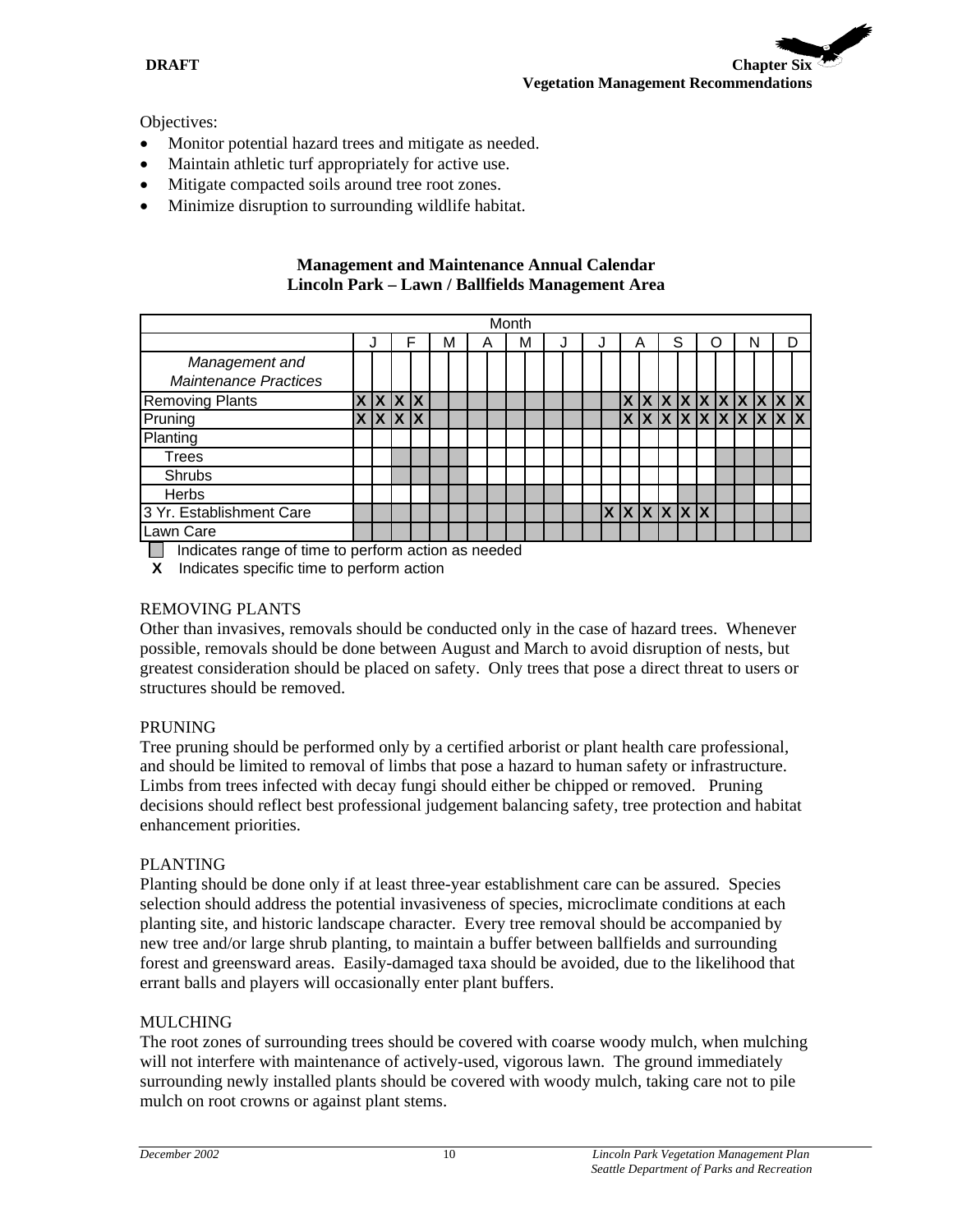Objectives:

- Monitor potential hazard trees and mitigate as needed.
- Maintain athletic turf appropriately for active use.
- Mitigate compacted soils around tree root zones.
- Minimize disruption to surrounding wildlife habitat.

**Management and Maintenance Annual Calendar**
**Lincoln Park – Lawn / Ballfields Management Area**

| | Month | | | | | | | | | | | | | | | | | | | | | | | |
|---|---|---|---|---|---|---|---|---|---|---|---|---|---|---|---|---|---|---|---|---|---|---|---|---|
| | J | | F | | M | | A | | M | | J | | J | | A | | S | | O | | N | | D | |
| *Management and Maintenance Practices* | | | | | | | | | | | | | | | | | | | | | | | | |
| Removing Plants | X | X | X | X | | | | | | | | | | | X | X | X | X | X | X | X | X | X | X |
| Pruning | X | X | X | X | | | | | | | | | | | X | X | X | X | X | X | X | X | X | X |
| Planting | | | | | | | | | | | | | | | | | | | | | | | | |
| Trees | | | | | | | | | | | | | | | | | | | | | | | | |
| Shrubs | | | | | | | | | | | | | | | | | | | | | | | | |
| Herbs | | | | | | | | | | | | | | | | | | | | | | | | |
| 3 Yr. Establishment Care | | | | | | | | | | | | | | X | X | X | X | X | X | | | | | |
| Lawn Care | | | | | | | | | | | | | | | | | | | | | | | | |

▢ Indicates range of time to perform action as needed
**X** Indicates specific time to perform action

REMOVING PLANTS
Other than invasives, removals should be conducted only in the case of hazard trees. Whenever possible, removals should be done between August and March to avoid disruption of nests, but greatest consideration should be placed on safety. Only trees that pose a direct threat to users or structures should be removed.

PRUNING
Tree pruning should be performed only by a certified arborist or plant health care professional, and should be limited to removal of limbs that pose a hazard to human safety or infrastructure. Limbs from trees infected with decay fungi should either be chipped or removed. Pruning decisions should reflect best professional judgement balancing safety, tree protection and habitat enhancement priorities.

PLANTING
Planting should be done only if at least three-year establishment care can be assured. Species selection should address the potential invasiveness of species, microclimate conditions at each planting site, and historic landscape character. Every tree removal should be accompanied by new tree and/or large shrub planting, to maintain a buffer between ballfields and surrounding forest and greensward areas. Easily-damaged taxa should be avoided, due to the likelihood that errant balls and players will occasionally enter plant buffers.

MULCHING
The root zones of surrounding trees should be covered with coarse woody mulch, when mulching will not interfere with maintenance of actively-used, vigorous lawn. The ground immediately surrounding newly installed plants should be covered with woody mulch, taking care not to pile mulch on root crowns or against plant stems.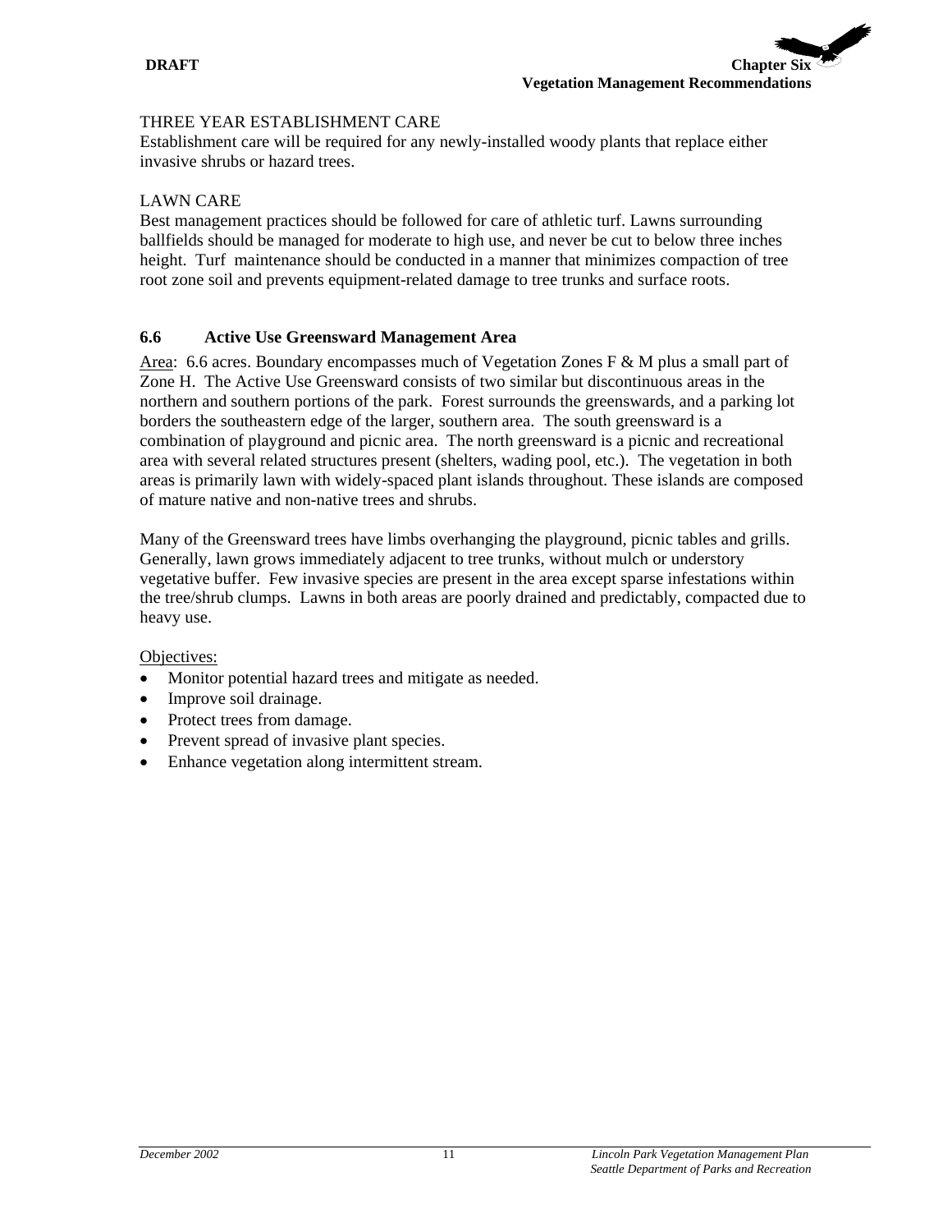THREE YEAR ESTABLISHMENT CARE

Establishment care will be required for any newly-installed woody plants that replace either invasive shrubs or hazard trees.

LAWN CARE

Best management practices should be followed for care of athletic turf. Lawns surrounding ballfields should be managed for moderate to high use, and never be cut to below three inches height. Turf maintenance should be conducted in a manner that minimizes compaction of tree root zone soil and prevents equipment-related damage to tree trunks and surface roots.

## 6.6 Active Use Greensward Management Area

Area: 6.6 acres. Boundary encompasses much of Vegetation Zones F & M plus a small part of Zone H. The Active Use Greensward consists of two similar but discontinuous areas in the northern and southern portions of the park. Forest surrounds the greenswards, and a parking lot borders the southeastern edge of the larger, southern area. The south greensward is a combination of playground and picnic area. The north greensward is a picnic and recreational area with several related structures present (shelters, wading pool, etc.). The vegetation in both areas is primarily lawn with widely-spaced plant islands throughout. These islands are composed of mature native and non-native trees and shrubs.

Many of the Greensward trees have limbs overhanging the playground, picnic tables and grills. Generally, lawn grows immediately adjacent to tree trunks, without mulch or understory vegetative buffer. Few invasive species are present in the area except sparse infestations within the tree/shrub clumps. Lawns in both areas are poorly drained and predictably, compacted due to heavy use.

Objectives:

- Monitor potential hazard trees and mitigate as needed.
- Improve soil drainage.
- Protect trees from damage.
- Prevent spread of invasive plant species.
- Enhance vegetation along intermittent stream.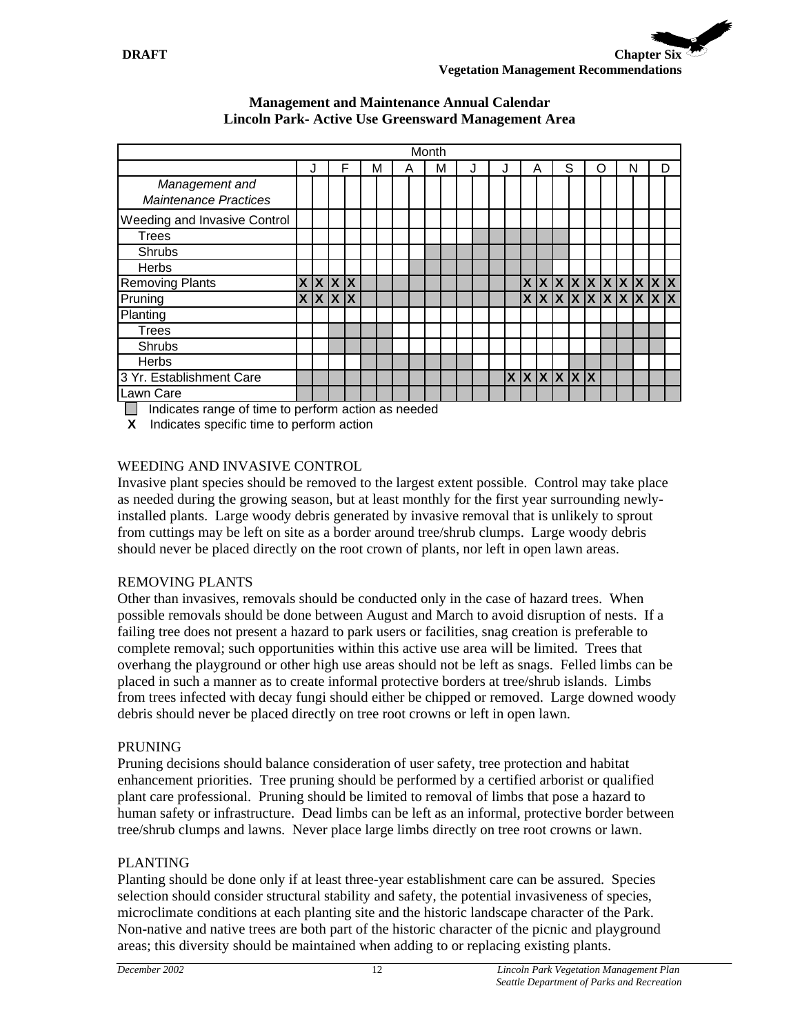## Management and Maintenance Annual Calendar
## Lincoln Park- Active Use Greensward Management Area

| | Month | | | | | | | | | | | | | | | | | | | | | | | |
|---|---|---|---|---|---|---|---|---|---|---|---|---|---|---|---|---|---|---|---|---|---|---|---|---|
| | J | | F | | M | | A | | M | | J | | J | | A | | S | | O | | N | | D | |
| *Management and Maintenance Practices* | | | | | | | | | | | | | | | | | | | | | | | | |
| Weeding and Invasive Control | | | | | | | | | | | | | | | | | | | | | | | | |
| Trees | | | | | | | | | | | | | | | | | | | | | | | | |
| Shrubs | | | | | | | | | | | | | | | | | | | | | | | | |
| Herbs | | | | | | | | | | | | | | | | | | | | | | | | |
| Removing Plants | X | X | X | X | | | | | | | | | | | X | X | X | X | X | X | X | X | X | X |
| Pruning | X | X | X | X | | | | | | | | | | | X | X | X | X | X | X | X | X | X | X |
| Planting | | | | | | | | | | | | | | | | | | | | | | | | |
| Trees | | | | | | | | | | | | | | | | | | | | | | | | |
| Shrubs | | | | | | | | | | | | | | | | | | | | | | | | |
| Herbs | | | | | | | | | | | | | | | | | | | | | | | | |
| 3 Yr. Establishment Care | | | | | | | | | | | | | | X | X | X | X | X | X | | | | | |
| Lawn Care | | | | | | | | | | | | | | | | | | | | | | | | |

▢ Indicates range of time to perform action as needed

**X** Indicates specific time to perform action

### WEEDING AND INVASIVE CONTROL

Invasive plant species should be removed to the largest extent possible. Control may take place as needed during the growing season, but at least monthly for the first year surrounding newly-installed plants. Large woody debris generated by invasive removal that is unlikely to sprout from cuttings may be left on site as a border around tree/shrub clumps. Large woody debris should never be placed directly on the root crown of plants, nor left in open lawn areas.

### REMOVING PLANTS

Other than invasives, removals should be conducted only in the case of hazard trees. When possible removals should be done between August and March to avoid disruption of nests. If a failing tree does not present a hazard to park users or facilities, snag creation is preferable to complete removal; such opportunities within this active use area will be limited. Trees that overhang the playground or other high use areas should not be left as snags. Felled limbs can be placed in such a manner as to create informal protective borders at tree/shrub islands. Limbs from trees infected with decay fungi should either be chipped or removed. Large downed woody debris should never be placed directly on tree root crowns or left in open lawn.

### PRUNING

Pruning decisions should balance consideration of user safety, tree protection and habitat enhancement priorities. Tree pruning should be performed by a certified arborist or qualified plant care professional. Pruning should be limited to removal of limbs that pose a hazard to human safety or infrastructure. Dead limbs can be left as an informal, protective border between tree/shrub clumps and lawns. Never place large limbs directly on tree root crowns or lawn.

### PLANTING

Planting should be done only if at least three-year establishment care can be assured. Species selection should consider structural stability and safety, the potential invasiveness of species, microclimate conditions at each planting site and the historic landscape character of the Park. Non-native and native trees are both part of the historic character of the picnic and playground areas; this diversity should be maintained when adding to or replacing existing plants.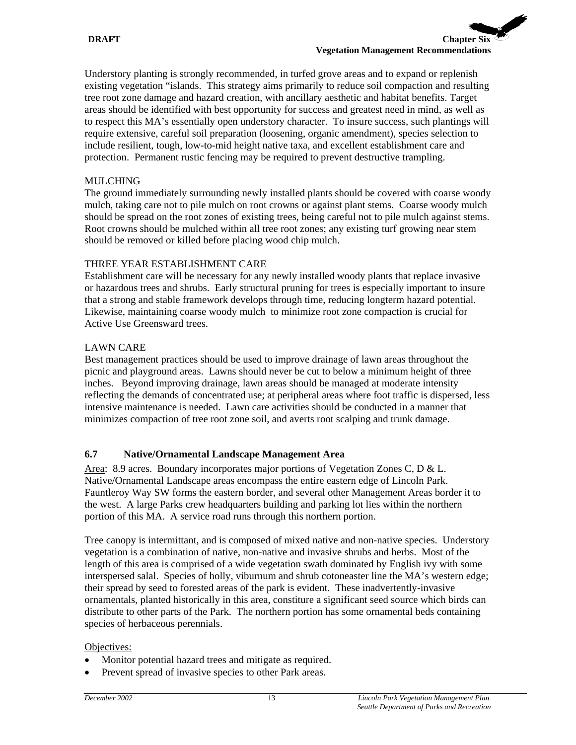Understory planting is strongly recommended, in turfed grove areas and to expand or replenish existing vegetation "islands. This strategy aims primarily to reduce soil compaction and resulting tree root zone damage and hazard creation, with ancillary aesthetic and habitat benefits. Target areas should be identified with best opportunity for success and greatest need in mind, as well as to respect this MA's essentially open understory character. To insure success, such plantings will require extensive, careful soil preparation (loosening, organic amendment), species selection to include resilient, tough, low-to-mid height native taxa, and excellent establishment care and protection. Permanent rustic fencing may be required to prevent destructive trampling.

MULCHING

The ground immediately surrounding newly installed plants should be covered with coarse woody mulch, taking care not to pile mulch on root crowns or against plant stems. Coarse woody mulch should be spread on the root zones of existing trees, being careful not to pile mulch against stems. Root crowns should be mulched within all tree root zones; any existing turf growing near stem should be removed or killed before placing wood chip mulch.

THREE YEAR ESTABLISHMENT CARE

Establishment care will be necessary for any newly installed woody plants that replace invasive or hazardous trees and shrubs. Early structural pruning for trees is especially important to insure that a strong and stable framework develops through time, reducing longterm hazard potential. Likewise, maintaining coarse woody mulch to minimize root zone compaction is crucial for Active Use Greensward trees.

LAWN CARE

Best management practices should be used to improve drainage of lawn areas throughout the picnic and playground areas. Lawns should never be cut to below a minimum height of three inches. Beyond improving drainage, lawn areas should be managed at moderate intensity reflecting the demands of concentrated use; at peripheral areas where foot traffic is dispersed, less intensive maintenance is needed. Lawn care activities should be conducted in a manner that minimizes compaction of tree root zone soil, and averts root scalping and trunk damage.

### 6.7 Native/Ornamental Landscape Management Area

Area: 8.9 acres. Boundary incorporates major portions of Vegetation Zones C, D & L. Native/Ornamental Landscape areas encompass the entire eastern edge of Lincoln Park. Fauntleroy Way SW forms the eastern border, and several other Management Areas border it to the west. A large Parks crew headquarters building and parking lot lies within the northern portion of this MA. A service road runs through this northern portion.

Tree canopy is intermittant, and is composed of mixed native and non-native species. Understory vegetation is a combination of native, non-native and invasive shrubs and herbs. Most of the length of this area is comprised of a wide vegetation swath dominated by English ivy with some interspersed salal. Species of holly, viburnum and shrub cotoneaster line the MA's western edge; their spread by seed to forested areas of the park is evident. These inadvertently-invasive ornamentals, planted historically in this area, constiture a significant seed source which birds can distribute to other parts of the Park. The northern portion has some ornamental beds containing species of herbaceous perennials.

Objectives:

- Monitor potential hazard trees and mitigate as required.
- Prevent spread of invasive species to other Park areas.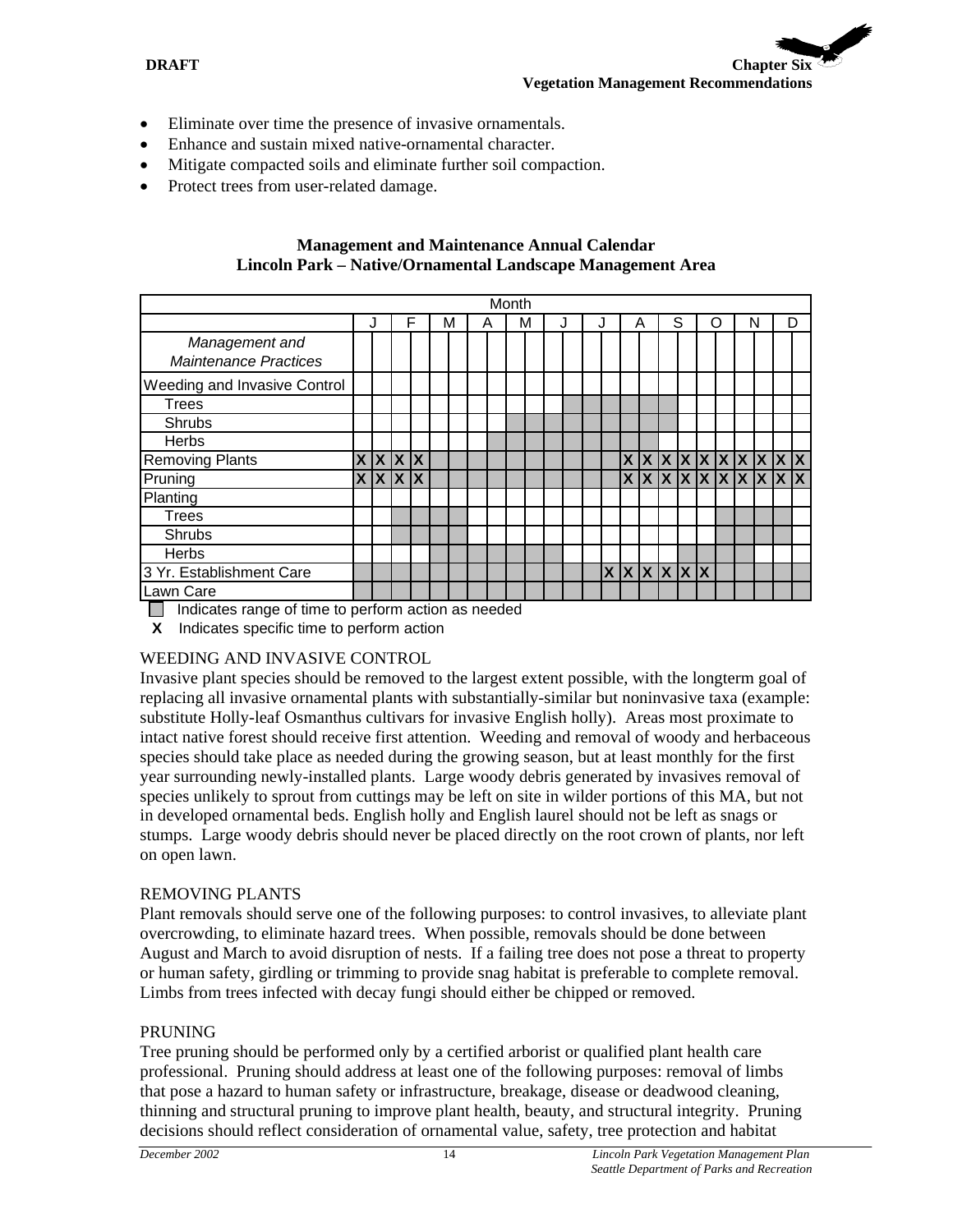- Eliminate over time the presence of invasive ornamentals.
- Enhance and sustain mixed native-ornamental character.
- Mitigate compacted soils and eliminate further soil compaction.
- Protect trees from user-related damage.

**Management and Maintenance Annual Calendar**
**Lincoln Park – Native/Ornamental Landscape Management Area**

| | Month | | | | | | | | | | | | | | | | | | | | | | | |
|---|---|---|---|---|---|---|---|---|---|---|---|---|---|---|---|---|---|---|---|---|---|---|---|---|
| | J | | F | | M | | A | | M | | J | | J | | A | | S | | O | | N | | D | |
| *Management and Maintenance Practices* | | | | | | | | | | | | | | | | | | | | | | | | |
| Weeding and Invasive Control | | | | | | | | | | | | | | | | | | | | | | | | |
| Trees | | | | | | | | | | | | ■ | ■ | ■ | ■ | ■ | ■ | | | | | | | |
| Shrubs | | | | | | | | | ■ | ■ | ■ | ■ | ■ | ■ | ■ | ■ | ■ | | | | | | | |
| Herbs | | | | | | | | ■ | ■ | ■ | ■ | ■ | ■ | ■ | ■ | ■ | | | | | | | | |
| Removing Plants | X | X | X | X | ■ | ■ | ■ | ■ | ■ | ■ | ■ | ■ | ■ | ■ | X | X | X | X | X | X | X | X | X | X |
| Pruning | X | X | X | X | ■ | ■ | ■ | ■ | ■ | ■ | ■ | ■ | ■ | ■ | X | X | X | X | X | X | X | X | X | X |
| Planting | | | | | | | | | | | | | | | | | | | | | | | | |
| Trees | | | ■ | ■ | ■ | ■ | | | | | | | | | | | | | | ■ | ■ | ■ | ■ | |
| Shrubs | | | ■ | ■ | ■ | ■ | | | | | | | | | | | | | | ■ | ■ | ■ | ■ | |
| Herbs | | | | | ■ | ■ | ■ | ■ | ■ | ■ | | | | | | | | ■ | ■ | ■ | ■ | | | |
| 3 Yr. Establishment Care | ■ | ■ | ■ | ■ | ■ | ■ | ■ | ■ | ■ | ■ | ■ | ■ | ■ | X | X | X | X | X | X | ■ | ■ | ■ | ■ | ■ |
| Lawn Care | ■ | ■ | ■ | ■ | ■ | ■ | ■ | ■ | ■ | ■ | ■ | ■ | ■ | ■ | ■ | ■ | ■ | ■ | ■ | ■ | ■ | ■ | ■ | ■ |

■ Indicates range of time to perform action as needed

**X** Indicates specific time to perform action

WEEDING AND INVASIVE CONTROL

Invasive plant species should be removed to the largest extent possible, with the longterm goal of replacing all invasive ornamental plants with substantially-similar but noninvasive taxa (example: substitute Holly-leaf Osmanthus cultivars for invasive English holly). Areas most proximate to intact native forest should receive first attention. Weeding and removal of woody and herbaceous species should take place as needed during the growing season, but at least monthly for the first year surrounding newly-installed plants. Large woody debris generated by invasives removal of species unlikely to sprout from cuttings may be left on site in wilder portions of this MA, but not in developed ornamental beds. English holly and English laurel should not be left as snags or stumps. Large woody debris should never be placed directly on the root crown of plants, nor left on open lawn.

REMOVING PLANTS

Plant removals should serve one of the following purposes: to control invasives, to alleviate plant overcrowding, to eliminate hazard trees. When possible, removals should be done between August and March to avoid disruption of nests. If a failing tree does not pose a threat to property or human safety, girdling or trimming to provide snag habitat is preferable to complete removal. Limbs from trees infected with decay fungi should either be chipped or removed.

PRUNING

Tree pruning should be performed only by a certified arborist or qualified plant health care professional. Pruning should address at least one of the following purposes: removal of limbs that pose a hazard to human safety or infrastructure, breakage, disease or deadwood cleaning, thinning and structural pruning to improve plant health, beauty, and structural integrity. Pruning decisions should reflect consideration of ornamental value, safety, tree protection and habitat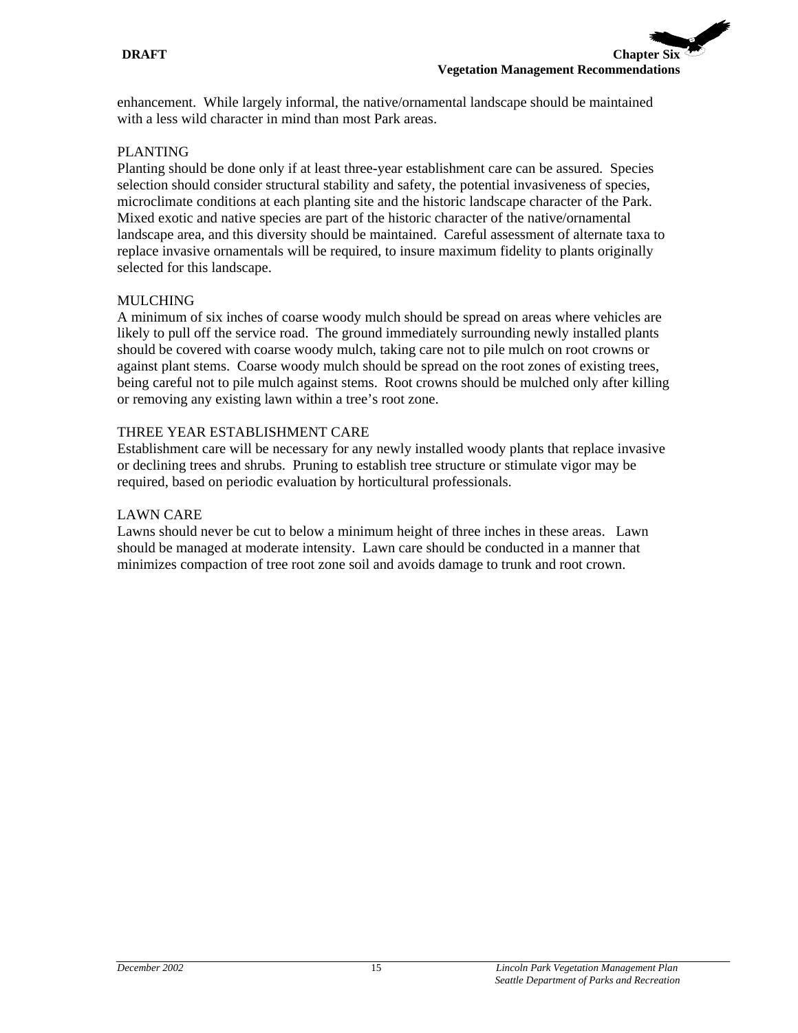enhancement. While largely informal, the native/ornamental landscape should be maintained with a less wild character in mind than most Park areas.

PLANTING

Planting should be done only if at least three-year establishment care can be assured. Species selection should consider structural stability and safety, the potential invasiveness of species, microclimate conditions at each planting site and the historic landscape character of the Park. Mixed exotic and native species are part of the historic character of the native/ornamental landscape area, and this diversity should be maintained. Careful assessment of alternate taxa to replace invasive ornamentals will be required, to insure maximum fidelity to plants originally selected for this landscape.

MULCHING

A minimum of six inches of coarse woody mulch should be spread on areas where vehicles are likely to pull off the service road. The ground immediately surrounding newly installed plants should be covered with coarse woody mulch, taking care not to pile mulch on root crowns or against plant stems. Coarse woody mulch should be spread on the root zones of existing trees, being careful not to pile mulch against stems. Root crowns should be mulched only after killing or removing any existing lawn within a tree's root zone.

THREE YEAR ESTABLISHMENT CARE

Establishment care will be necessary for any newly installed woody plants that replace invasive or declining trees and shrubs. Pruning to establish tree structure or stimulate vigor may be required, based on periodic evaluation by horticultural professionals.

LAWN CARE

Lawns should never be cut to below a minimum height of three inches in these areas. Lawn should be managed at moderate intensity. Lawn care should be conducted in a manner that minimizes compaction of tree root zone soil and avoids damage to trunk and root crown.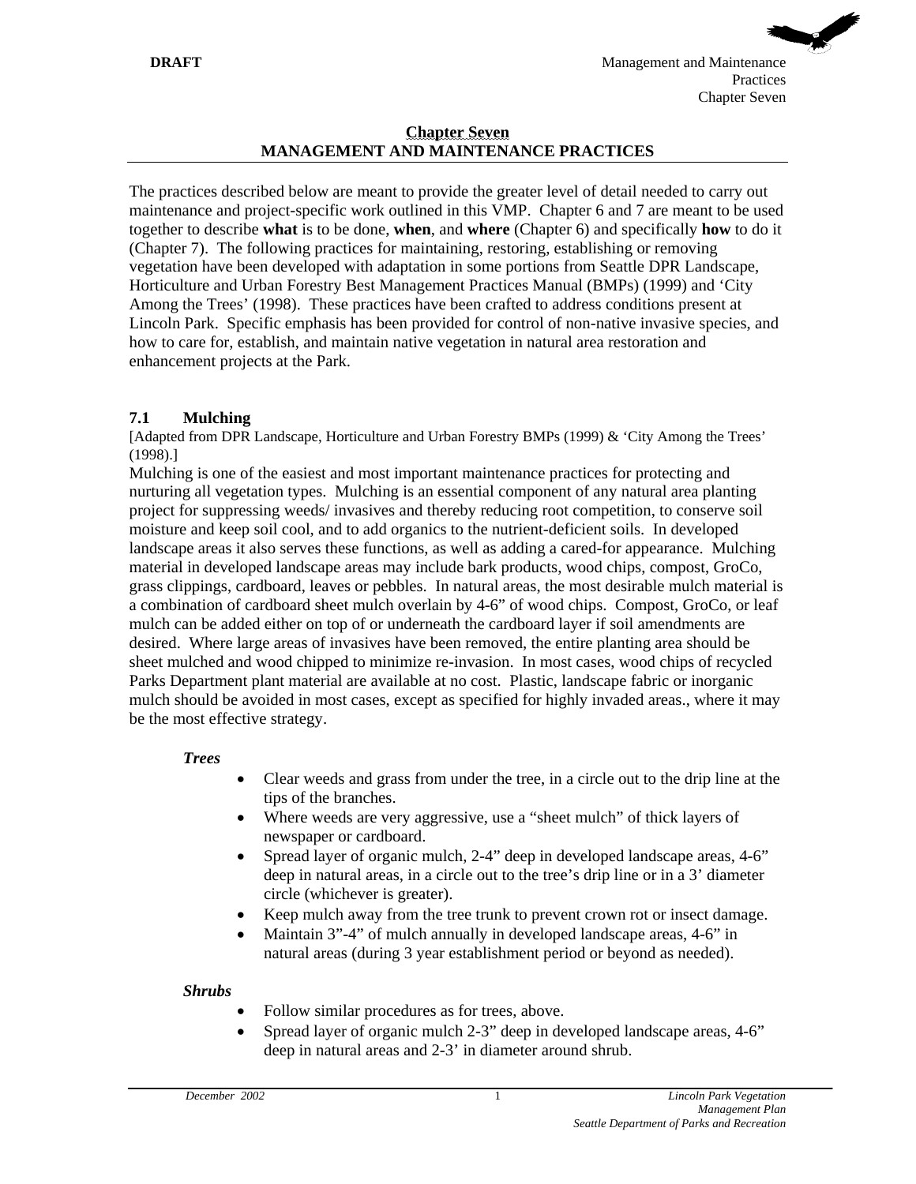**DRAFT**

# Chapter Seven
# MANAGEMENT AND MAINTENANCE PRACTICES

The practices described below are meant to provide the greater level of detail needed to carry out maintenance and project-specific work outlined in this VMP. Chapter 6 and 7 are meant to be used together to describe **what** is to be done, **when**, and **where** (Chapter 6) and specifically **how** to do it (Chapter 7). The following practices for maintaining, restoring, establishing or removing vegetation have been developed with adaptation in some portions from Seattle DPR Landscape, Horticulture and Urban Forestry Best Management Practices Manual (BMPs) (1999) and 'City Among the Trees' (1998). These practices have been crafted to address conditions present at Lincoln Park. Specific emphasis has been provided for control of non-native invasive species, and how to care for, establish, and maintain native vegetation in natural area restoration and enhancement projects at the Park.

## 7.1 Mulching

[Adapted from DPR Landscape, Horticulture and Urban Forestry BMPs (1999) & 'City Among the Trees' (1998).]

Mulching is one of the easiest and most important maintenance practices for protecting and nurturing all vegetation types. Mulching is an essential component of any natural area planting project for suppressing weeds/ invasives and thereby reducing root competition, to conserve soil moisture and keep soil cool, and to add organics to the nutrient-deficient soils. In developed landscape areas it also serves these functions, as well as adding a cared-for appearance. Mulching material in developed landscape areas may include bark products, wood chips, compost, GroCo, grass clippings, cardboard, leaves or pebbles. In natural areas, the most desirable mulch material is a combination of cardboard sheet mulch overlain by 4-6" of wood chips. Compost, GroCo, or leaf mulch can be added either on top of or underneath the cardboard layer if soil amendments are desired. Where large areas of invasives have been removed, the entire planting area should be sheet mulched and wood chipped to minimize re-invasion. In most cases, wood chips of recycled Parks Department plant material are available at no cost. Plastic, landscape fabric or inorganic mulch should be avoided in most cases, except as specified for highly invaded areas., where it may be the most effective strategy.

***Trees***

- Clear weeds and grass from under the tree, in a circle out to the drip line at the tips of the branches.
- Where weeds are very aggressive, use a "sheet mulch" of thick layers of newspaper or cardboard.
- Spread layer of organic mulch, 2-4" deep in developed landscape areas, 4-6" deep in natural areas, in a circle out to the tree's drip line or in a 3' diameter circle (whichever is greater).
- Keep mulch away from the tree trunk to prevent crown rot or insect damage.
- Maintain 3"-4" of mulch annually in developed landscape areas, 4-6" in natural areas (during 3 year establishment period or beyond as needed).

***Shrubs***

- Follow similar procedures as for trees, above.
- Spread layer of organic mulch 2-3" deep in developed landscape areas, 4-6" deep in natural areas and 2-3' in diameter around shrub.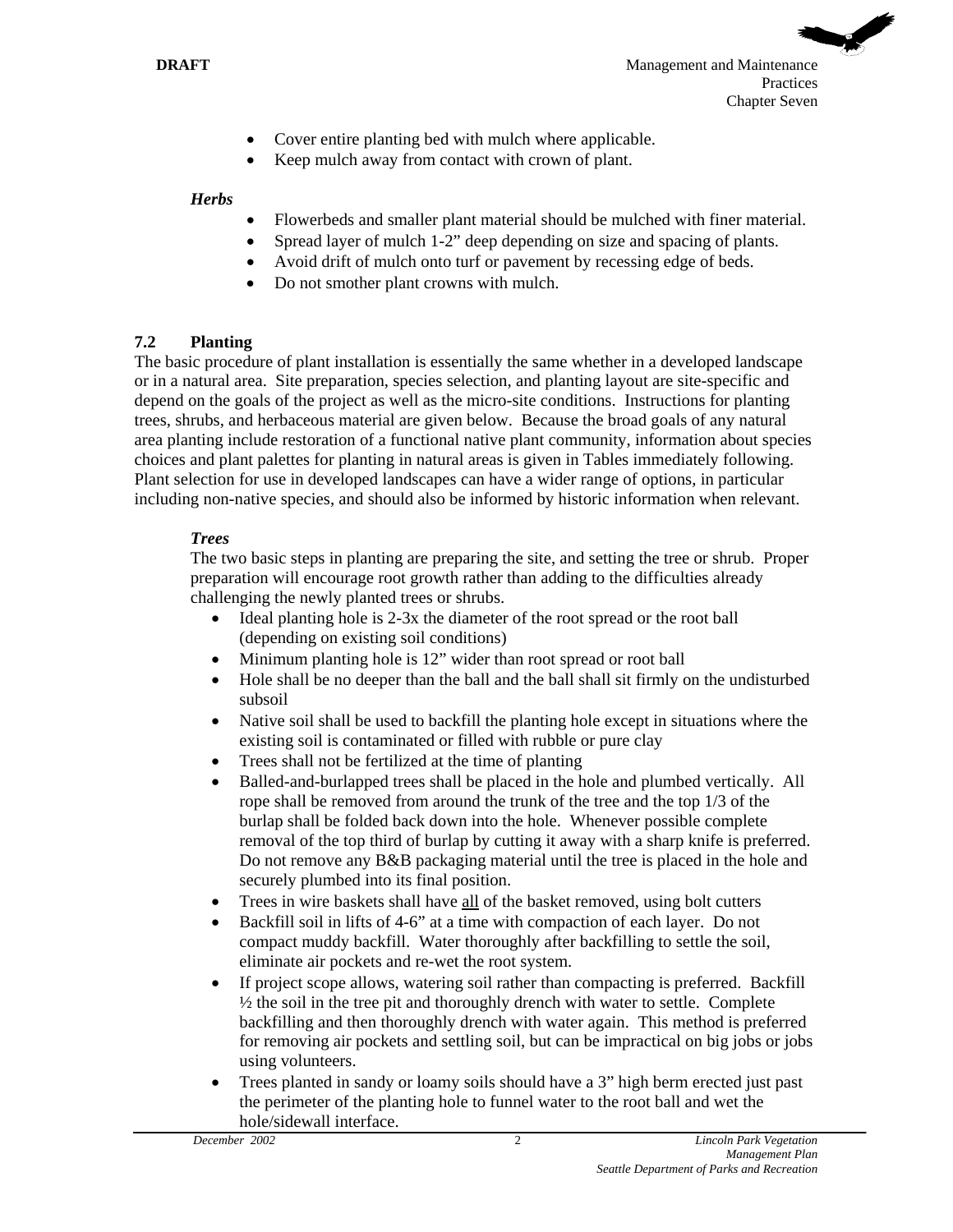- Cover entire planting bed with mulch where applicable.
- Keep mulch away from contact with crown of plant.

***Herbs***

- Flowerbeds and smaller plant material should be mulched with finer material.
- Spread layer of mulch 1-2" deep depending on size and spacing of plants.
- Avoid drift of mulch onto turf or pavement by recessing edge of beds.
- Do not smother plant crowns with mulch.

## 7.2 Planting

The basic procedure of plant installation is essentially the same whether in a developed landscape or in a natural area. Site preparation, species selection, and planting layout are site-specific and depend on the goals of the project as well as the micro-site conditions. Instructions for planting trees, shrubs, and herbaceous material are given below. Because the broad goals of any natural area planting include restoration of a functional native plant community, information about species choices and plant palettes for planting in natural areas is given in Tables immediately following. Plant selection for use in developed landscapes can have a wider range of options, in particular including non-native species, and should also be informed by historic information when relevant.

***Trees***

The two basic steps in planting are preparing the site, and setting the tree or shrub. Proper preparation will encourage root growth rather than adding to the difficulties already challenging the newly planted trees or shrubs.

- Ideal planting hole is 2-3x the diameter of the root spread or the root ball (depending on existing soil conditions)
- Minimum planting hole is 12" wider than root spread or root ball
- Hole shall be no deeper than the ball and the ball shall sit firmly on the undisturbed subsoil
- Native soil shall be used to backfill the planting hole except in situations where the existing soil is contaminated or filled with rubble or pure clay
- Trees shall not be fertilized at the time of planting
- Balled-and-burlapped trees shall be placed in the hole and plumbed vertically. All rope shall be removed from around the trunk of the tree and the top 1/3 of the burlap shall be folded back down into the hole. Whenever possible complete removal of the top third of burlap by cutting it away with a sharp knife is preferred. Do not remove any B&B packaging material until the tree is placed in the hole and securely plumbed into its final position.
- Trees in wire baskets shall have <u>all</u> of the basket removed, using bolt cutters
- Backfill soil in lifts of 4-6" at a time with compaction of each layer. Do not compact muddy backfill. Water thoroughly after backfilling to settle the soil, eliminate air pockets and re-wet the root system.
- If project scope allows, watering soil rather than compacting is preferred. Backfill ½ the soil in the tree pit and thoroughly drench with water to settle. Complete backfilling and then thoroughly drench with water again. This method is preferred for removing air pockets and settling soil, but can be impractical on big jobs or jobs using volunteers.
- Trees planted in sandy or loamy soils should have a 3" high berm erected just past the perimeter of the planting hole to funnel water to the root ball and wet the hole/sidewall interface.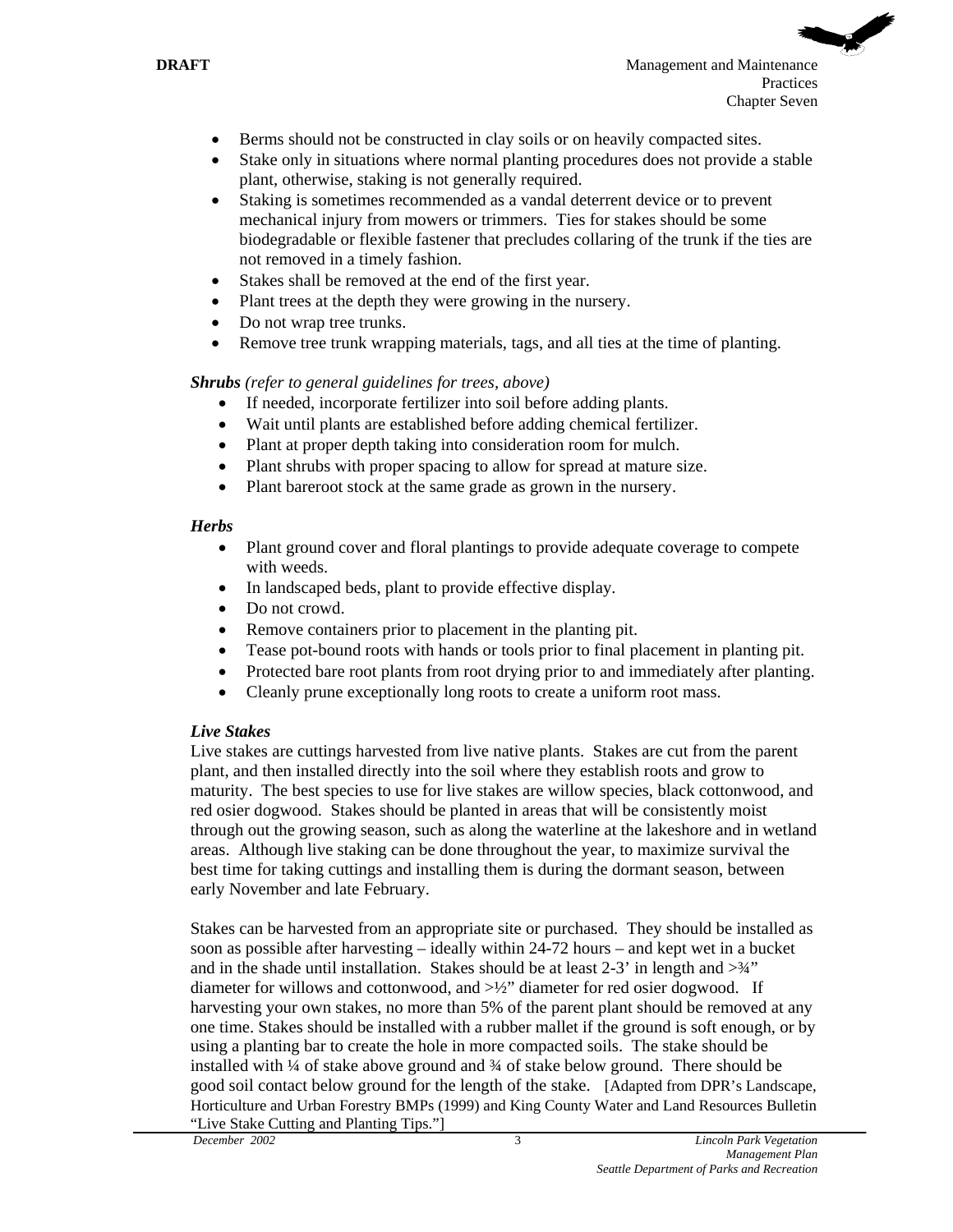- Berms should not be constructed in clay soils or on heavily compacted sites.
- Stake only in situations where normal planting procedures does not provide a stable plant, otherwise, staking is not generally required.
- Staking is sometimes recommended as a vandal deterrent device or to prevent mechanical injury from mowers or trimmers. Ties for stakes should be some biodegradable or flexible fastener that precludes collaring of the trunk if the ties are not removed in a timely fashion.
- Stakes shall be removed at the end of the first year.
- Plant trees at the depth they were growing in the nursery.
- Do not wrap tree trunks.
- Remove tree trunk wrapping materials, tags, and all ties at the time of planting.

***Shrubs*** *(refer to general guidelines for trees, above)*

- If needed, incorporate fertilizer into soil before adding plants.
- Wait until plants are established before adding chemical fertilizer.
- Plant at proper depth taking into consideration room for mulch.
- Plant shrubs with proper spacing to allow for spread at mature size.
- Plant bareroot stock at the same grade as grown in the nursery.

***Herbs***

- Plant ground cover and floral plantings to provide adequate coverage to compete with weeds.
- In landscaped beds, plant to provide effective display.
- Do not crowd.
- Remove containers prior to placement in the planting pit.
- Tease pot-bound roots with hands or tools prior to final placement in planting pit.
- Protected bare root plants from root drying prior to and immediately after planting.
- Cleanly prune exceptionally long roots to create a uniform root mass.

***Live Stakes***

Live stakes are cuttings harvested from live native plants. Stakes are cut from the parent plant, and then installed directly into the soil where they establish roots and grow to maturity. The best species to use for live stakes are willow species, black cottonwood, and red osier dogwood. Stakes should be planted in areas that will be consistently moist through out the growing season, such as along the waterline at the lakeshore and in wetland areas. Although live staking can be done throughout the year, to maximize survival the best time for taking cuttings and installing them is during the dormant season, between early November and late February.

Stakes can be harvested from an appropriate site or purchased. They should be installed as soon as possible after harvesting – ideally within 24-72 hours – and kept wet in a bucket and in the shade until installation. Stakes should be at least 2-3' in length and >¾" diameter for willows and cottonwood, and >½" diameter for red osier dogwood. If harvesting your own stakes, no more than 5% of the parent plant should be removed at any one time. Stakes should be installed with a rubber mallet if the ground is soft enough, or by using a planting bar to create the hole in more compacted soils. The stake should be installed with ¼ of stake above ground and ¾ of stake below ground. There should be good soil contact below ground for the length of the stake. [Adapted from DPR's Landscape, Horticulture and Urban Forestry BMPs (1999) and King County Water and Land Resources Bulletin "Live Stake Cutting and Planting Tips."]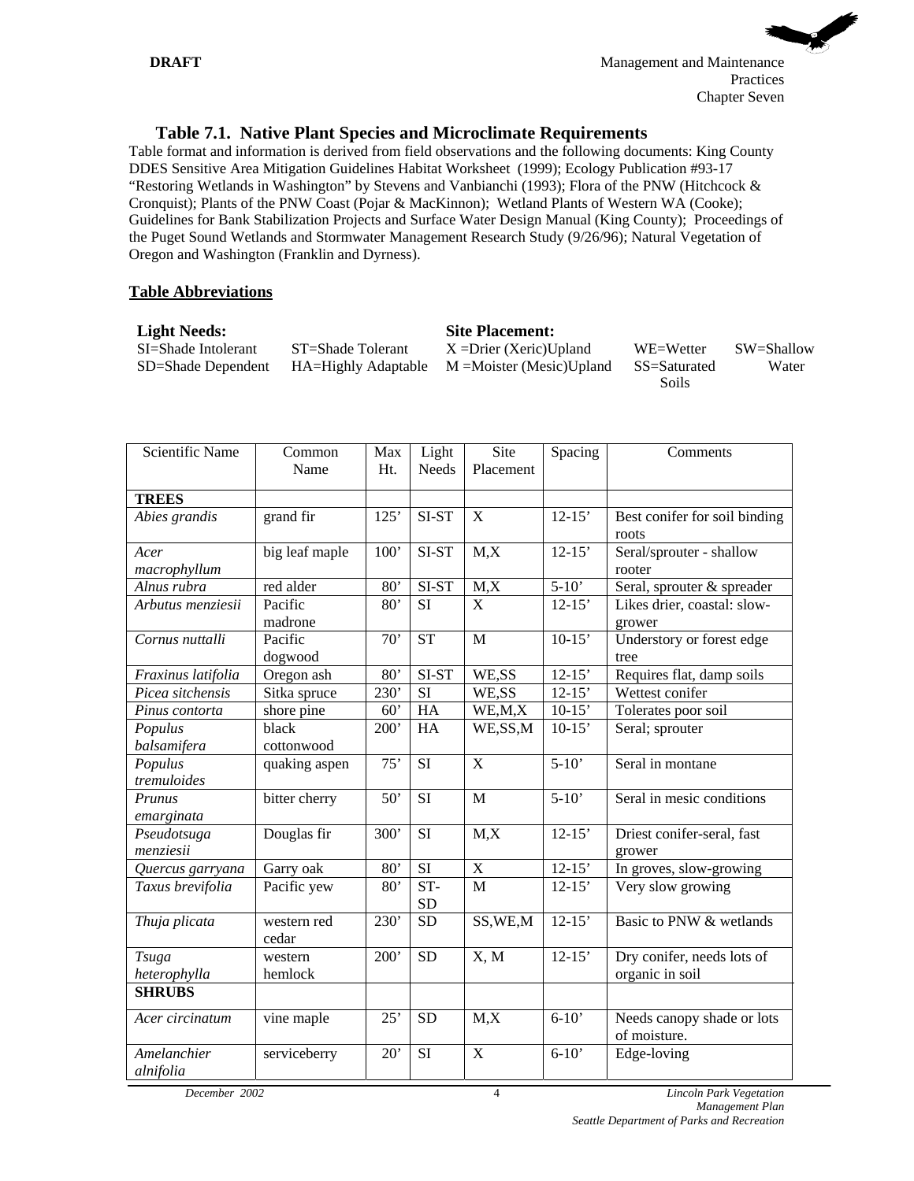### Table 7.1. Native Plant Species and Microclimate Requirements

Table format and information is derived from field observations and the following documents: King County DDES Sensitive Area Mitigation Guidelines Habitat Worksheet (1999); Ecology Publication #93-17 "Restoring Wetlands in Washington" by Stevens and Vanbianchi (1993); Flora of the PNW (Hitchcock & Cronquist); Plants of the PNW Coast (Pojar & MacKinnon); Wetland Plants of Western WA (Cooke); Guidelines for Bank Stabilization Projects and Surface Water Design Manual (King County); Proceedings of the Puget Sound Wetlands and Stormwater Management Research Study (9/26/96); Natural Vegetation of Oregon and Washington (Franklin and Dyrness).

#### Table Abbreviations

**Light Needs:**
SI=Shade Intolerant
ST=Shade Tolerant
SD=Shade Dependent
HA=Highly Adaptable

**Site Placement:**
X =Drier (Xeric)Upland
M =Moister (Mesic)Upland
WE=Wetter
SS=Saturated Soils
SW=Shallow Water

| Scientific Name | Common Name | Max Ht. | Light Needs | Site Placement | Spacing | Comments |
|---|---|---|---|---|---|---|
| **TREES** | | | | | | |
| *Abies grandis* | grand fir | 125' | SI-ST | X | 12-15' | Best conifer for soil binding roots |
| *Acer macrophyllum* | big leaf maple | 100' | SI-ST | M,X | 12-15' | Seral/sprouter - shallow rooter |
| *Alnus rubra* | red alder | 80' | SI-ST | M,X | 5-10' | Seral, sprouter & spreader |
| *Arbutus menziesii* | Pacific madrone | 80' | SI | X | 12-15' | Likes drier, coastal: slow-grower |
| *Cornus nuttalli* | Pacific dogwood | 70' | ST | M | 10-15' | Understory or forest edge tree |
| *Fraxinus latifolia* | Oregon ash | 80' | SI-ST | WE,SS | 12-15' | Requires flat, damp soils |
| *Picea sitchensis* | Sitka spruce | 230' | SI | WE,SS | 12-15' | Wettest conifer |
| *Pinus contorta* | shore pine | 60' | HA | WE,M,X | 10-15' | Tolerates poor soil |
| *Populus balsamifera* | black cottonwood | 200' | HA | WE,SS,M | 10-15' | Seral; sprouter |
| *Populus tremuloides* | quaking aspen | 75' | SI | X | 5-10' | Seral in montane |
| *Prunus emarginata* | bitter cherry | 50' | SI | M | 5-10' | Seral in mesic conditions |
| *Pseudotsuga menziesii* | Douglas fir | 300' | SI | M,X | 12-15' | Driest conifer-seral, fast grower |
| *Quercus garryana* | Garry oak | 80' | SI | X | 12-15' | In groves, slow-growing |
| *Taxus brevifolia* | Pacific yew | 80' | ST-SD | M | 12-15' | Very slow growing |
| *Thuja plicata* | western red cedar | 230' | SD | SS,WE,M | 12-15' | Basic to PNW & wetlands |
| *Tsuga heterophylla* | western hemlock | 200' | SD | X, M | 12-15' | Dry conifer, needs lots of organic in soil |
| **SHRUBS** | | | | | | |
| *Acer circinatum* | vine maple | 25' | SD | M,X | 6-10' | Needs canopy shade or lots of moisture. |
| *Amelanchier alnifolia* | serviceberry | 20' | SI | X | 6-10' | Edge-loving |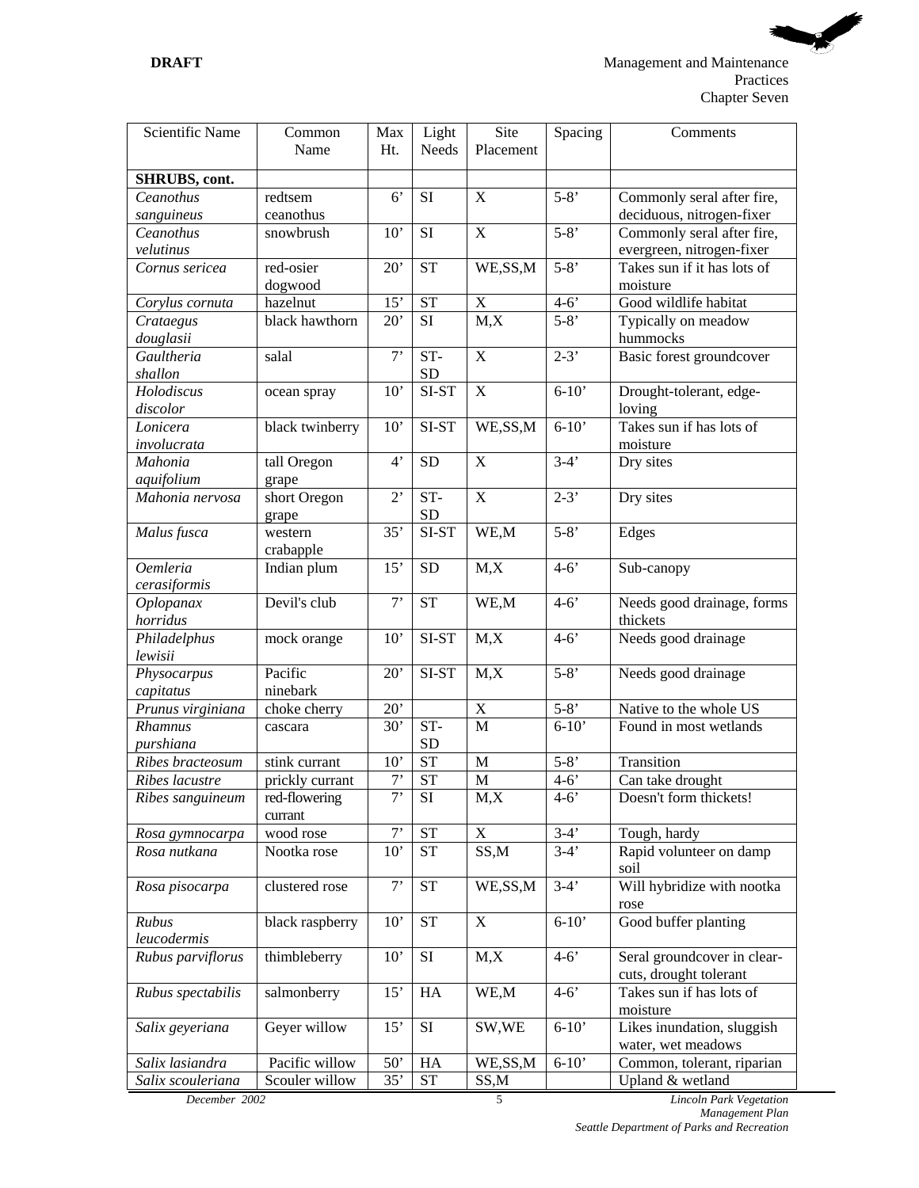| Scientific Name | Common Name | Max Ht. | Light Needs | Site Placement | Spacing | Comments |
|---|---|---|---|---|---|---|
| **SHRUBS, cont.** | | | | | | |
| *Ceanothus sanguineus* | redtsem ceanothus | 6' | SI | X | 5-8' | Commonly seral after fire, deciduous, nitrogen-fixer |
| *Ceanothus velutinus* | snowbrush | 10' | SI | X | 5-8' | Commonly seral after fire, evergreen, nitrogen-fixer |
| *Cornus sericea* | red-osier dogwood | 20' | ST | WE,SS,M | 5-8' | Takes sun if it has lots of moisture |
| *Corylus cornuta* | hazelnut | 15' | ST | X | 4-6' | Good wildlife habitat |
| *Crataegus douglasii* | black hawthorn | 20' | SI | M,X | 5-8' | Typically on meadow hummocks |
| *Gaultheria shallon* | salal | 7' | ST-SD | X | 2-3' | Basic forest groundcover |
| *Holodiscus discolor* | ocean spray | 10' | SI-ST | X | 6-10' | Drought-tolerant, edge-loving |
| *Lonicera involucrata* | black twinberry | 10' | SI-ST | WE,SS,M | 6-10' | Takes sun if has lots of moisture |
| *Mahonia aquifolium* | tall Oregon grape | 4' | SD | X | 3-4' | Dry sites |
| *Mahonia nervosa* | short Oregon grape | 2' | ST-SD | X | 2-3' | Dry sites |
| *Malus fusca* | western crabapple | 35' | SI-ST | WE,M | 5-8' | Edges |
| *Oemleria cerasiformis* | Indian plum | 15' | SD | M,X | 4-6' | Sub-canopy |
| *Oplopanax horridus* | Devil's club | 7' | ST | WE,M | 4-6' | Needs good drainage, forms thickets |
| *Philadelphus lewisii* | mock orange | 10' | SI-ST | M,X | 4-6' | Needs good drainage |
| *Physocarpus capitatus* | Pacific ninebark | 20' | SI-ST | M,X | 5-8' | Needs good drainage |
| *Prunus virginiana* | choke cherry | 20' | | X | 5-8' | Native to the whole US |
| *Rhamnus purshiana* | cascara | 30' | ST-SD | M | 6-10' | Found in most wetlands |
| *Ribes bracteosum* | stink currant | 10' | ST | M | 5-8' | Transition |
| *Ribes lacustre* | prickly currant | 7' | ST | M | 4-6' | Can take drought |
| *Ribes sanguineum* | red-flowering currant | 7' | SI | M,X | 4-6' | Doesn't form thickets! |
| *Rosa gymnocarpa* | wood rose | 7' | ST | X | 3-4' | Tough, hardy |
| *Rosa nutkana* | Nootka rose | 10' | ST | SS,M | 3-4' | Rapid volunteer on damp soil |
| *Rosa pisocarpa* | clustered rose | 7' | ST | WE,SS,M | 3-4' | Will hybridize with nootka rose |
| *Rubus leucodermis* | black raspberry | 10' | ST | X | 6-10' | Good buffer planting |
| *Rubus parviflorus* | thimbleberry | 10' | SI | M,X | 4-6' | Seral groundcover in clear-cuts, drought tolerant |
| *Rubus spectabilis* | salmonberry | 15' | HA | WE,M | 4-6' | Takes sun if has lots of moisture |
| *Salix geyeriana* | Geyer willow | 15' | SI | SW,WE | 6-10' | Likes inundation, sluggish water, wet meadows |
| *Salix lasiandra* | Pacific willow | 50' | HA | WE,SS,M | 6-10' | Common, tolerant, riparian |
| *Salix scouleriana* | Scouler willow | 35' | ST | SS,M | | Upland & wetland |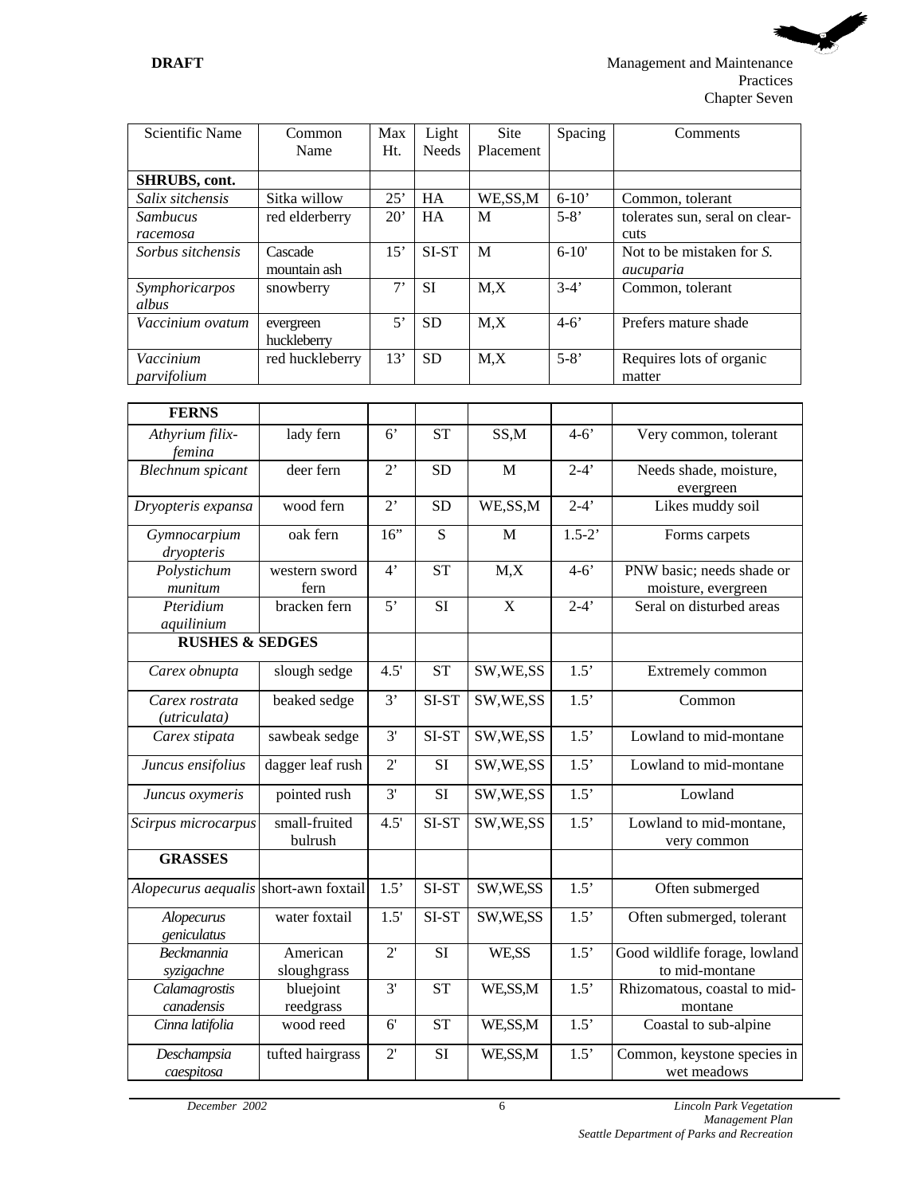| Scientific Name | Common Name | Max Ht. | Light Needs | Site Placement | Spacing | Comments |
|---|---|---|---|---|---|---|
| **SHRUBS, cont.** | | | | | | |
| *Salix sitchensis* | Sitka willow | 25' | HA | WE,SS,M | 6-10' | Common, tolerant |
| *Sambucus racemosa* | red elderberry | 20' | HA | M | 5-8' | tolerates sun, seral on clear-cuts |
| *Sorbus sitchensis* | Cascade mountain ash | 15' | SI-ST | M | 6-10' | Not to be mistaken for *S. aucuparia* |
| *Symphoricarpos albus* | snowberry | 7' | SI | M,X | 3-4' | Common, tolerant |
| *Vaccinium ovatum* | evergreen huckleberry | 5' | SD | M,X | 4-6' | Prefers mature shade |
| *Vaccinium parvifolium* | red huckleberry | 13' | SD | M,X | 5-8' | Requires lots of organic matter |
| **FERNS** | | | | | | |
| *Athyrium filix-femina* | lady fern | 6' | ST | SS,M | 4-6' | Very common, tolerant |
| *Blechnum spicant* | deer fern | 2' | SD | M | 2-4' | Needs shade, moisture, evergreen |
| *Dryopteris expansa* | wood fern | 2' | SD | WE,SS,M | 2-4' | Likes muddy soil |
| *Gymnocarpium dryopteris* | oak fern | 16" | S | M | 1.5-2' | Forms carpets |
| *Polystichum munitum* | western sword fern | 4' | ST | M,X | 4-6' | PNW basic; needs shade or moisture, evergreen |
| *Pteridium aquilinium* | bracken fern | 5' | SI | X | 2-4' | Seral on disturbed areas |
| **RUSHES & SEDGES** | | | | | | |
| *Carex obnupta* | slough sedge | 4.5' | ST | SW,WE,SS | 1.5' | Extremely common |
| *Carex rostrata (utriculata)* | beaked sedge | 3' | SI-ST | SW,WE,SS | 1.5' | Common |
| *Carex stipata* | sawbeak sedge | 3' | SI-ST | SW,WE,SS | 1.5' | Lowland to mid-montane |
| *Juncus ensifolius* | dagger leaf rush | 2' | SI | SW,WE,SS | 1.5' | Lowland to mid-montane |
| *Juncus oxymeris* | pointed rush | 3' | SI | SW,WE,SS | 1.5' | Lowland |
| *Scirpus microcarpus* | small-fruited bulrush | 4.5' | SI-ST | SW,WE,SS | 1.5' | Lowland to mid-montane, very common |
| **GRASSES** | | | | | | |
| *Alopecurus aequalis* | short-awn foxtail | 1.5' | SI-ST | SW,WE,SS | 1.5' | Often submerged |
| *Alopecurus geniculatus* | water foxtail | 1.5' | SI-ST | SW,WE,SS | 1.5' | Often submerged, tolerant |
| *Beckmannia syzigachne* | American sloughgrass | 2' | SI | WE,SS | 1.5' | Good wildlife forage, lowland to mid-montane |
| *Calamagrostis canadensis* | bluejoint reedgrass | 3' | ST | WE,SS,M | 1.5' | Rhizomatous, coastal to mid-montane |
| *Cinna latifolia* | wood reed | 6' | ST | WE,SS,M | 1.5' | Coastal to sub-alpine |
| *Deschampsia caespitosa* | tufted hairgrass | 2' | SI | WE,SS,M | 1.5' | Common, keystone species in wet meadows |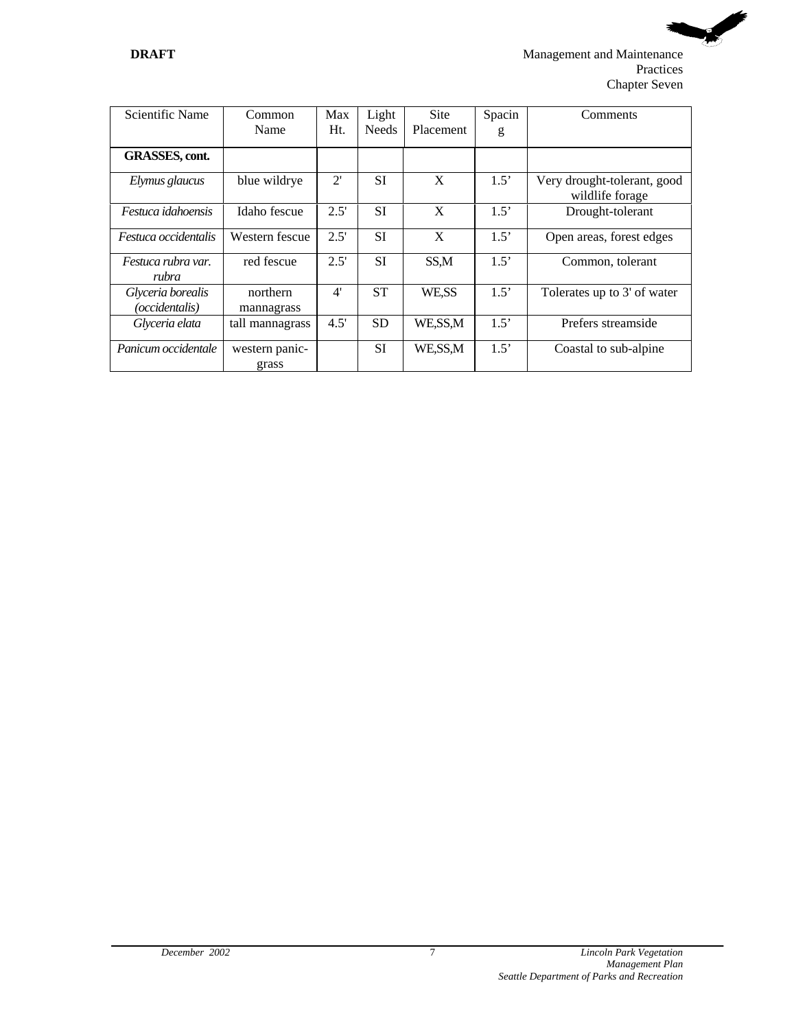| Scientific Name | Common Name | Max Ht. | Light Needs | Site Placement | Spacing | Comments |
|---|---|---|---|---|---|---|
| **GRASSES, cont.** | | | | | | |
| *Elymus glaucus* | blue wildrye | 2' | SI | X | 1.5' | Very drought-tolerant, good wildlife forage |
| *Festuca idahoensis* | Idaho fescue | 2.5' | SI | X | 1.5' | Drought-tolerant |
| *Festuca occidentalis* | Western fescue | 2.5' | SI | X | 1.5' | Open areas, forest edges |
| *Festuca rubra var. rubra* | red fescue | 2.5' | SI | SS,M | 1.5' | Common, tolerant |
| *Glyceria borealis (occidentalis)* | northern mannagrass | 4' | ST | WE,SS | 1.5' | Tolerates up to 3' of water |
| *Glyceria elata* | tall mannagrass | 4.5' | SD | WE,SS,M | 1.5' | Prefers streamside |
| *Panicum occidentale* | western panic-grass | | SI | WE,SS,M | 1.5' | Coastal to sub-alpine |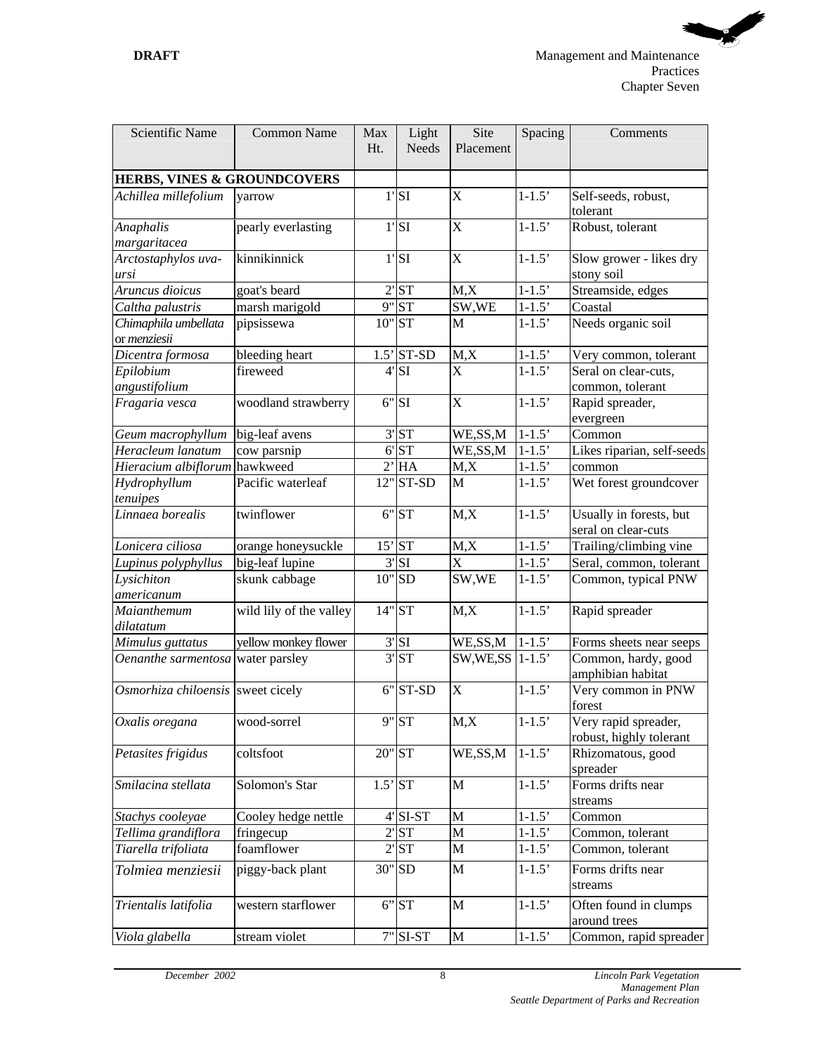| Scientific Name | Common Name | Max Ht. | Light Needs | Site Placement | Spacing | Comments |
|---|---|---|---|---|---|---|
| **HERBS, VINES & GROUNDCOVERS** | | | | | | |
| *Achillea millefolium* | yarrow | 1' | SI | X | 1-1.5' | Self-seeds, robust, tolerant |
| *Anaphalis margaritacea* | pearly everlasting | 1' | SI | X | 1-1.5' | Robust, tolerant |
| *Arctostaphylos uva-ursi* | kinnikinnick | 1' | SI | X | 1-1.5' | Slow grower - likes dry stony soil |
| *Aruncus dioicus* | goat's beard | 2' | ST | M,X | 1-1.5' | Streamside, edges |
| *Caltha palustris* | marsh marigold | 9" | ST | SW,WE | 1-1.5' | Coastal |
| *Chimaphila umbellata* or *menziesii* | pipsissewa | 10" | ST | M | 1-1.5' | Needs organic soil |
| *Dicentra formosa* | bleeding heart | 1.5' | ST-SD | M,X | 1-1.5' | Very common, tolerant |
| *Epilobium angustifolium* | fireweed | 4' | SI | X | 1-1.5' | Seral on clear-cuts, common, tolerant |
| *Fragaria vesca* | woodland strawberry | 6" | SI | X | 1-1.5' | Rapid spreader, evergreen |
| *Geum macrophyllum* | big-leaf avens | 3' | ST | WE,SS,M | 1-1.5' | Common |
| *Heracleum lanatum* | cow parsnip | 6' | ST | WE,SS,M | 1-1.5' | Likes riparian, self-seeds |
| *Hieracium albiflorum* | hawkweed | 2' | HA | M,X | 1-1.5' | common |
| *Hydrophyllum tenuipes* | Pacific waterleaf | 12" | ST-SD | M | 1-1.5' | Wet forest groundcover |
| *Linnaea borealis* | twinflower | 6" | ST | M,X | 1-1.5' | Usually in forests, but seral on clear-cuts |
| *Lonicera ciliosa* | orange honeysuckle | 15' | ST | M,X | 1-1.5' | Trailing/climbing vine |
| *Lupinus polyphyllus* | big-leaf lupine | 3' | SI | X | 1-1.5' | Seral, common, tolerant |
| *Lysichiton americanum* | skunk cabbage | 10" | SD | SW,WE | 1-1.5' | Common, typical PNW |
| *Maianthemum dilatatum* | wild lily of the valley | 14" | ST | M,X | 1-1.5' | Rapid spreader |
| *Mimulus guttatus* | yellow monkey flower | 3' | SI | WE,SS,M | 1-1.5' | Forms sheets near seeps |
| *Oenanthe sarmentosa* | water parsley | 3' | ST | SW,WE,SS | 1-1.5' | Common, hardy, good amphibian habitat |
| *Osmorhiza chiloensis* | sweet cicely | 6" | ST-SD | X | 1-1.5' | Very common in PNW forest |
| *Oxalis oregana* | wood-sorrel | 9" | ST | M,X | 1-1.5' | Very rapid spreader, robust, highly tolerant |
| *Petasites frigidus* | coltsfoot | 20" | ST | WE,SS,M | 1-1.5' | Rhizomatous, good spreader |
| *Smilacina stellata* | Solomon's Star | 1.5' | ST | M | 1-1.5' | Forms drifts near streams |
| *Stachys cooleyae* | Cooley hedge nettle | 4' | SI-ST | M | 1-1.5' | Common |
| *Tellima grandiflora* | fringecup | 2' | ST | M | 1-1.5' | Common, tolerant |
| *Tiarella trifoliata* | foamflower | 2' | ST | M | 1-1.5' | Common, tolerant |
| *Tolmiea menziesii* | piggy-back plant | 30" | SD | M | 1-1.5' | Forms drifts near streams |
| *Trientalis latifolia* | western starflower | 6" | ST | M | 1-1.5' | Often found in clumps around trees |
| *Viola glabella* | stream violet | 7" | SI-ST | M | 1-1.5' | Common, rapid spreader |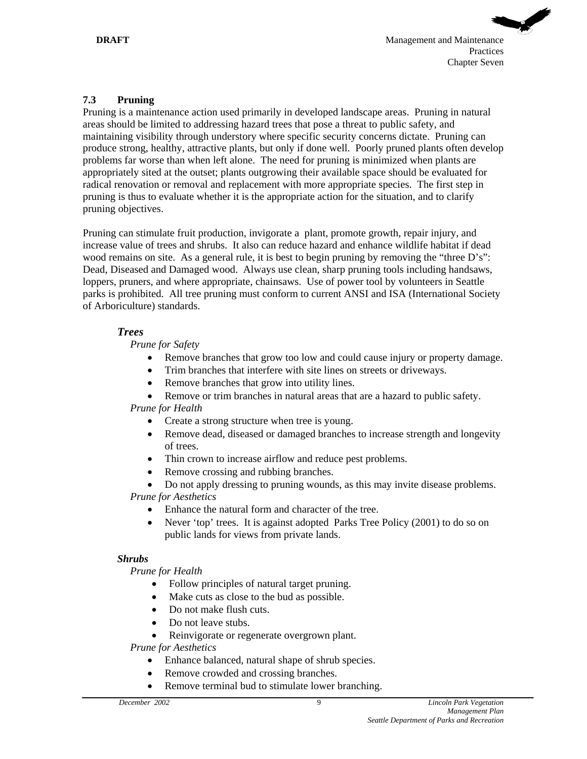### 7.3 Pruning

Pruning is a maintenance action used primarily in developed landscape areas. Pruning in natural areas should be limited to addressing hazard trees that pose a threat to public safety, and maintaining visibility through understory where specific security concerns dictate. Pruning can produce strong, healthy, attractive plants, but only if done well. Poorly pruned plants often develop problems far worse than when left alone. The need for pruning is minimized when plants are appropriately sited at the outset; plants outgrowing their available space should be evaluated for radical renovation or removal and replacement with more appropriate species. The first step in pruning is thus to evaluate whether it is the appropriate action for the situation, and to clarify pruning objectives.

Pruning can stimulate fruit production, invigorate a plant, promote growth, repair injury, and increase value of trees and shrubs. It also can reduce hazard and enhance wildlife habitat if dead wood remains on site. As a general rule, it is best to begin pruning by removing the "three D's": Dead, Diseased and Damaged wood. Always use clean, sharp pruning tools including handsaws, loppers, pruners, and where appropriate, chainsaws. Use of power tool by volunteers in Seattle parks is prohibited. All tree pruning must conform to current ANSI and ISA (International Society of Arboriculture) standards.

#### *Trees*

*Prune for Safety*

- Remove branches that grow too low and could cause injury or property damage.
- Trim branches that interfere with site lines on streets or driveways.
- Remove branches that grow into utility lines.
- Remove or trim branches in natural areas that are a hazard to public safety.

*Prune for Health*

- Create a strong structure when tree is young.
- Remove dead, diseased or damaged branches to increase strength and longevity of trees.
- Thin crown to increase airflow and reduce pest problems.
- Remove crossing and rubbing branches.
- Do not apply dressing to pruning wounds, as this may invite disease problems.

*Prune for Aesthetics*

- Enhance the natural form and character of the tree.
- Never 'top' trees. It is against adopted Parks Tree Policy (2001) to do so on public lands for views from private lands.

#### *Shrubs*

*Prune for Health*

- Follow principles of natural target pruning.
- Make cuts as close to the bud as possible.
- Do not make flush cuts.
- Do not leave stubs.
- Reinvigorate or regenerate overgrown plant.

*Prune for Aesthetics*

- Enhance balanced, natural shape of shrub species.
- Remove crowded and crossing branches.
- Remove terminal bud to stimulate lower branching.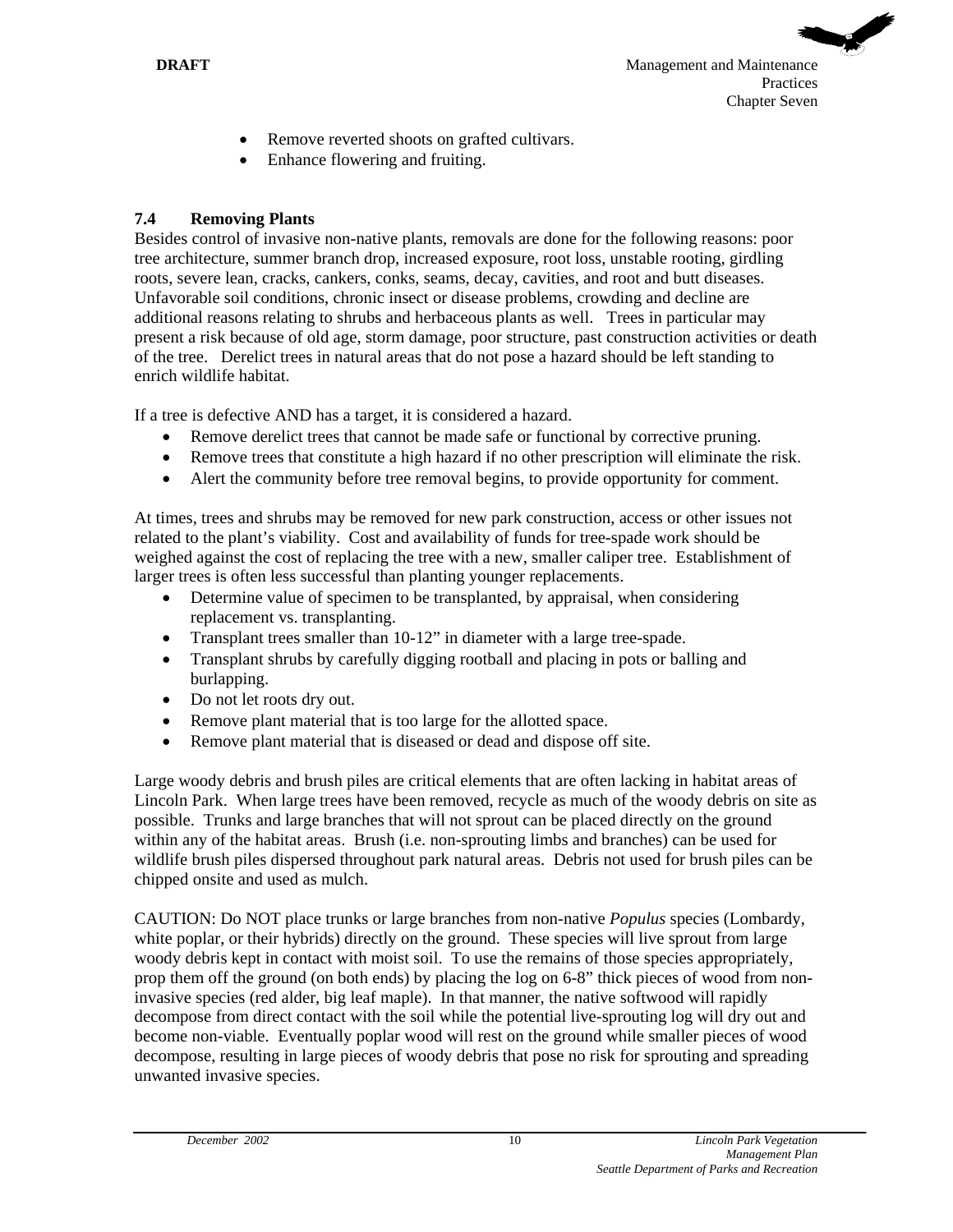- Remove reverted shoots on grafted cultivars.
- Enhance flowering and fruiting.

## 7.4 Removing Plants

Besides control of invasive non-native plants, removals are done for the following reasons: poor tree architecture, summer branch drop, increased exposure, root loss, unstable rooting, girdling roots, severe lean, cracks, cankers, conks, seams, decay, cavities, and root and butt diseases. Unfavorable soil conditions, chronic insect or disease problems, crowding and decline are additional reasons relating to shrubs and herbaceous plants as well. Trees in particular may present a risk because of old age, storm damage, poor structure, past construction activities or death of the tree. Derelict trees in natural areas that do not pose a hazard should be left standing to enrich wildlife habitat.

If a tree is defective AND has a target, it is considered a hazard.

- Remove derelict trees that cannot be made safe or functional by corrective pruning.
- Remove trees that constitute a high hazard if no other prescription will eliminate the risk.
- Alert the community before tree removal begins, to provide opportunity for comment.

At times, trees and shrubs may be removed for new park construction, access or other issues not related to the plant's viability. Cost and availability of funds for tree-spade work should be weighed against the cost of replacing the tree with a new, smaller caliper tree. Establishment of larger trees is often less successful than planting younger replacements.

- Determine value of specimen to be transplanted, by appraisal, when considering replacement vs. transplanting.
- Transplant trees smaller than 10-12" in diameter with a large tree-spade.
- Transplant shrubs by carefully digging rootball and placing in pots or balling and burlapping.
- Do not let roots dry out.
- Remove plant material that is too large for the allotted space.
- Remove plant material that is diseased or dead and dispose off site.

Large woody debris and brush piles are critical elements that are often lacking in habitat areas of Lincoln Park. When large trees have been removed, recycle as much of the woody debris on site as possible. Trunks and large branches that will not sprout can be placed directly on the ground within any of the habitat areas. Brush (i.e. non-sprouting limbs and branches) can be used for wildlife brush piles dispersed throughout park natural areas. Debris not used for brush piles can be chipped onsite and used as mulch.

CAUTION: Do NOT place trunks or large branches from non-native *Populus* species (Lombardy, white poplar, or their hybrids) directly on the ground. These species will live sprout from large woody debris kept in contact with moist soil. To use the remains of those species appropriately, prop them off the ground (on both ends) by placing the log on 6-8" thick pieces of wood from non-invasive species (red alder, big leaf maple). In that manner, the native softwood will rapidly decompose from direct contact with the soil while the potential live-sprouting log will dry out and become non-viable. Eventually poplar wood will rest on the ground while smaller pieces of wood decompose, resulting in large pieces of woody debris that pose no risk for sprouting and spreading unwanted invasive species.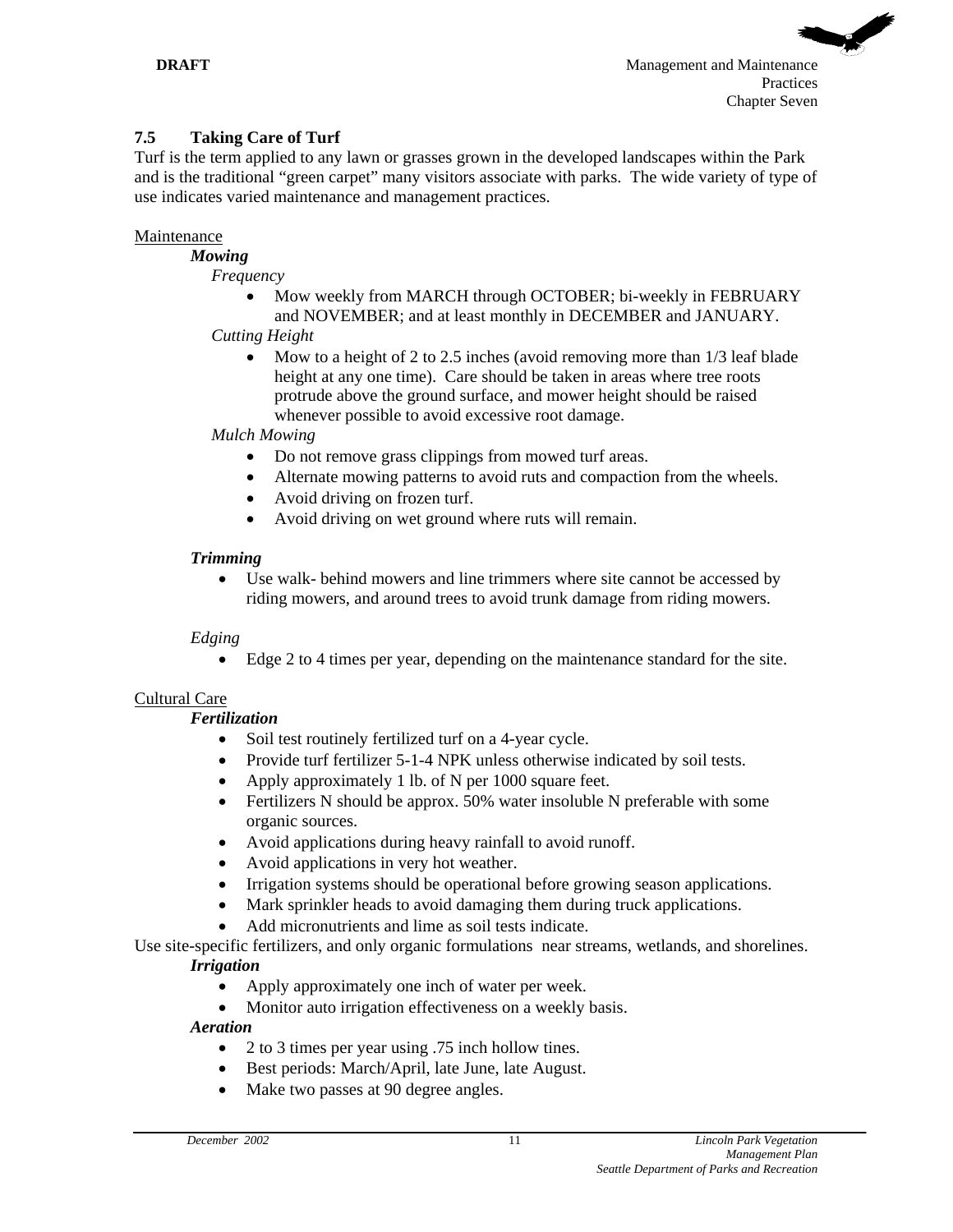### 7.5 Taking Care of Turf

Turf is the term applied to any lawn or grasses grown in the developed landscapes within the Park and is the traditional "green carpet" many visitors associate with parks. The wide variety of type of use indicates varied maintenance and management practices.

Maintenance

***Mowing***

*Frequency*

- Mow weekly from MARCH through OCTOBER; bi-weekly in FEBRUARY and NOVEMBER; and at least monthly in DECEMBER and JANUARY.

*Cutting Height*

- Mow to a height of 2 to 2.5 inches (avoid removing more than 1/3 leaf blade height at any one time). Care should be taken in areas where tree roots protrude above the ground surface, and mower height should be raised whenever possible to avoid excessive root damage.

*Mulch Mowing*

- Do not remove grass clippings from mowed turf areas.
- Alternate mowing patterns to avoid ruts and compaction from the wheels.
- Avoid driving on frozen turf.
- Avoid driving on wet ground where ruts will remain.

***Trimming***

- Use walk- behind mowers and line trimmers where site cannot be accessed by riding mowers, and around trees to avoid trunk damage from riding mowers.

*Edging*

- Edge 2 to 4 times per year, depending on the maintenance standard for the site.

Cultural Care

***Fertilization***

- Soil test routinely fertilized turf on a 4-year cycle.
- Provide turf fertilizer 5-1-4 NPK unless otherwise indicated by soil tests.
- Apply approximately 1 lb. of N per 1000 square feet.
- Fertilizers N should be approx. 50% water insoluble N preferable with some organic sources.
- Avoid applications during heavy rainfall to avoid runoff.
- Avoid applications in very hot weather.
- Irrigation systems should be operational before growing season applications.
- Mark sprinkler heads to avoid damaging them during truck applications.
- Add micronutrients and lime as soil tests indicate.

Use site-specific fertilizers, and only organic formulations near streams, wetlands, and shorelines.

***Irrigation***

- Apply approximately one inch of water per week.
- Monitor auto irrigation effectiveness on a weekly basis.

***Aeration***

- 2 to 3 times per year using .75 inch hollow tines.
- Best periods: March/April, late June, late August.
- Make two passes at 90 degree angles.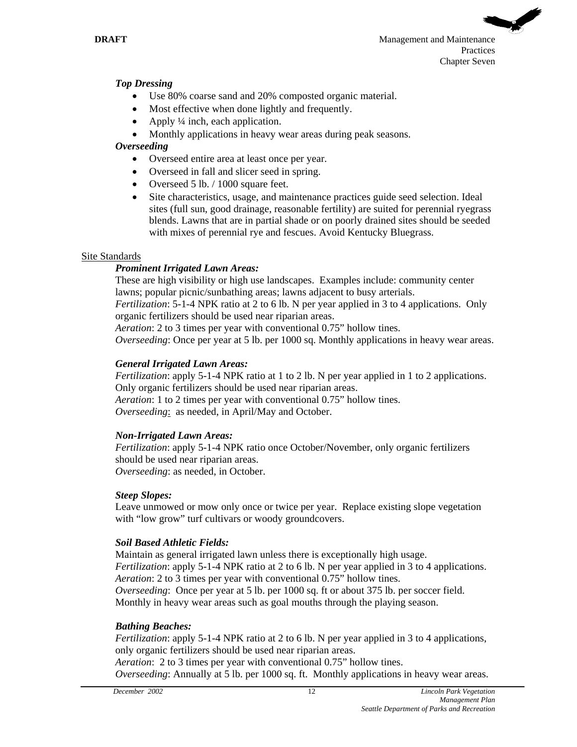***Top Dressing***

- Use 80% coarse sand and 20% composted organic material.
- Most effective when done lightly and frequently.
- Apply ¼ inch, each application.
- Monthly applications in heavy wear areas during peak seasons.

***Overseeding***

- Overseed entire area at least once per year.
- Overseed in fall and slicer seed in spring.
- Overseed 5 lb. / 1000 square feet.
- Site characteristics, usage, and maintenance practices guide seed selection. Ideal sites (full sun, good drainage, reasonable fertility) are suited for perennial ryegrass blends. Lawns that are in partial shade or on poorly drained sites should be seeded with mixes of perennial rye and fescues. Avoid Kentucky Bluegrass.

Site Standards

***Prominent Irrigated Lawn Areas:***

These are high visibility or high use landscapes. Examples include: community center lawns; popular picnic/sunbathing areas; lawns adjacent to busy arterials.
*Fertilization*: 5-1-4 NPK ratio at 2 to 6 lb. N per year applied in 3 to 4 applications. Only organic fertilizers should be used near riparian areas.
*Aeration*: 2 to 3 times per year with conventional 0.75" hollow tines.
*Overseeding*: Once per year at 5 lb. per 1000 sq. Monthly applications in heavy wear areas.

***General Irrigated Lawn Areas:***

*Fertilization*: apply 5-1-4 NPK ratio at 1 to 2 lb. N per year applied in 1 to 2 applications. Only organic fertilizers should be used near riparian areas.
*Aeration*: 1 to 2 times per year with conventional 0.75" hollow tines.
*Overseeding*: as needed, in April/May and October.

***Non-Irrigated Lawn Areas:***

*Fertilization*: apply 5-1-4 NPK ratio once October/November, only organic fertilizers should be used near riparian areas.
*Overseeding*: as needed, in October.

***Steep Slopes:***

Leave unmowed or mow only once or twice per year. Replace existing slope vegetation with "low grow" turf cultivars or woody groundcovers.

***Soil Based Athletic Fields:***

Maintain as general irrigated lawn unless there is exceptionally high usage.
*Fertilization*: apply 5-1-4 NPK ratio at 2 to 6 lb. N per year applied in 3 to 4 applications.
*Aeration*: 2 to 3 times per year with conventional 0.75" hollow tines.
*Overseeding*: Once per year at 5 lb. per 1000 sq. ft or about 375 lb. per soccer field. Monthly in heavy wear areas such as goal mouths through the playing season.

***Bathing Beaches:***

*Fertilization*: apply 5-1-4 NPK ratio at 2 to 6 lb. N per year applied in 3 to 4 applications, only organic fertilizers should be used near riparian areas.
*Aeration*: 2 to 3 times per year with conventional 0.75" hollow tines.
*Overseeding*: Annually at 5 lb. per 1000 sq. ft. Monthly applications in heavy wear areas.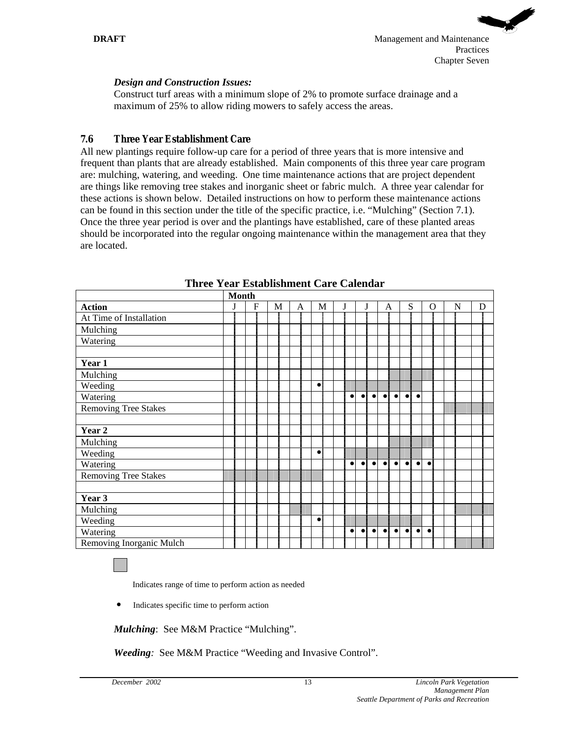*Design and Construction Issues:*
Construct turf areas with a minimum slope of 2% to promote surface drainage and a maximum of 25% to allow riding mowers to safely access the areas.

## 7.6 Three Year Establishment Care

All new plantings require follow-up care for a period of three years that is more intensive and frequent than plants that are already established. Main components of this three year care program are: mulching, watering, and weeding. One time maintenance actions that are project dependent are things like removing tree stakes and inorganic sheet or fabric mulch. A three year calendar for these actions is shown below. Detailed instructions on how to perform these maintenance actions can be found in this section under the title of the specific practice, i.e. "Mulching" (Section 7.1). Once the three year period is over and the plantings have established, care of these planted areas should be incorporated into the regular ongoing maintenance within the management area that they are located.

**Three Year Establishment Care Calendar**

| | Month | | | | | | | | | | | | | | | | | | | | | | | |
|---|---|---|---|---|---|---|---|---|---|---|---|---|---|---|---|---|---|---|---|---|---|---|---|---|
| **Action** | J | | F | | M | | A | | M | | J | | J | | A | | S | | O | | N | | D | |
| At Time of Installation | | | | | | | | | | | | | | | | | | | | | | | | |
| Mulching | | | | | | | | | | | | | | | | | | | | | | | | |
| Watering | | | | | | | | | | | | | | | | | | | | | | | | |
| | | | | | | | | | | | | | | | | | | | | | | | | |
| **Year 1** | | | | | | | | | | | | | | | | | | | | | | | | |
| Mulching | | | | | | | | | | | | | | | | ■ | ■ | ■ | ■ | | | | | |
| Weeding | | | | | | | | | • | | | ■ | ■ | ■ | ■ | ■ | ■ | ■ | | | | | | |
| Watering | | | | | | | | | | | | • | • | • | • | • | • | • | | | | | | |
| Removing Tree Stakes | | | | | | | | | | | | | | | | | | | | | ■ | ■ | ■ | ■ |
| | | | | | | | | | | | | | | | | | | | | | | | | |
| **Year 2** | | | | | | | | | | | | | | | | | | | | | | | | |
| Mulching | | | | | | | | | | | | | | | | ■ | ■ | ■ | ■ | | | | | |
| Weeding | | | | | | | | | • | | | ■ | ■ | ■ | ■ | ■ | ■ | ■ | | | | | | |
| Watering | | | | | | | | | | | | • | • | • | • | • | • | • | • | | | | | |
| Removing Tree Stakes | ■ | ■ | ■ | ■ | ■ | ■ | ■ | ■ | ■ | | | | | | | | | | | | | | | |
| | | | | | | | | | | | | | | | | | | | | | | | | |
| **Year 3** | | | | | | | | | | | | | | | | | | | | | | | | |
| Mulching | | | | | | | ■ | ■ | | | | | | | | | | | | | | ■ | ■ | ■ |
| Weeding | | | | | | | | | • | | | ■ | ■ | ■ | ■ | ■ | ■ | ■ | | | | | | |
| Watering | | | | | | | | | | | | • | • | • | • | • | • | • | • | | | | | |
| Removing Inorganic Mulch | | | | | | | | | | | | | | | | | | | | | | ■ | ■ | ■ |

■ Indicates range of time to perform action as needed

• Indicates specific time to perform action

***Mulching***: See M&M Practice "Mulching".

***Weeding***: See M&M Practice "Weeding and Invasive Control".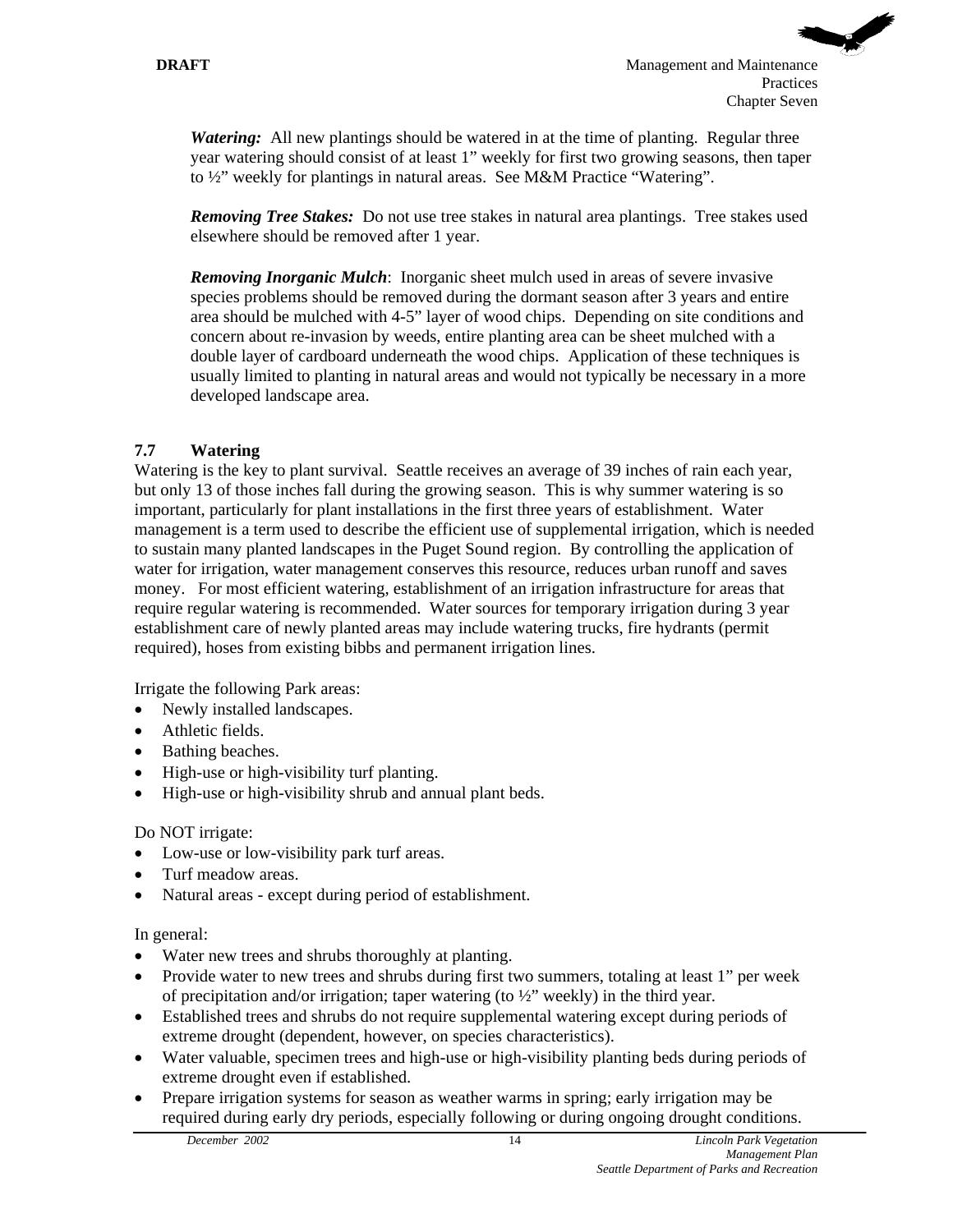***Watering:*** All new plantings should be watered in at the time of planting. Regular three year watering should consist of at least 1" weekly for first two growing seasons, then taper to ½" weekly for plantings in natural areas. See M&M Practice "Watering".

***Removing Tree Stakes:*** Do not use tree stakes in natural area plantings. Tree stakes used elsewhere should be removed after 1 year.

***Removing Inorganic Mulch***: Inorganic sheet mulch used in areas of severe invasive species problems should be removed during the dormant season after 3 years and entire area should be mulched with 4-5" layer of wood chips. Depending on site conditions and concern about re-invasion by weeds, entire planting area can be sheet mulched with a double layer of cardboard underneath the wood chips. Application of these techniques is usually limited to planting in natural areas and would not typically be necessary in a more developed landscape area.

## 7.7 Watering

Watering is the key to plant survival. Seattle receives an average of 39 inches of rain each year, but only 13 of those inches fall during the growing season. This is why summer watering is so important, particularly for plant installations in the first three years of establishment. Water management is a term used to describe the efficient use of supplemental irrigation, which is needed to sustain many planted landscapes in the Puget Sound region. By controlling the application of water for irrigation, water management conserves this resource, reduces urban runoff and saves money. For most efficient watering, establishment of an irrigation infrastructure for areas that require regular watering is recommended. Water sources for temporary irrigation during 3 year establishment care of newly planted areas may include watering trucks, fire hydrants (permit required), hoses from existing bibbs and permanent irrigation lines.

Irrigate the following Park areas:

- Newly installed landscapes.
- Athletic fields.
- Bathing beaches.
- High-use or high-visibility turf planting.
- High-use or high-visibility shrub and annual plant beds.

Do NOT irrigate:

- Low-use or low-visibility park turf areas.
- Turf meadow areas.
- Natural areas - except during period of establishment.

In general:

- Water new trees and shrubs thoroughly at planting.
- Provide water to new trees and shrubs during first two summers, totaling at least 1" per week of precipitation and/or irrigation; taper watering (to ½" weekly) in the third year.
- Established trees and shrubs do not require supplemental watering except during periods of extreme drought (dependent, however, on species characteristics).
- Water valuable, specimen trees and high-use or high-visibility planting beds during periods of extreme drought even if established.
- Prepare irrigation systems for season as weather warms in spring; early irrigation may be required during early dry periods, especially following or during ongoing drought conditions.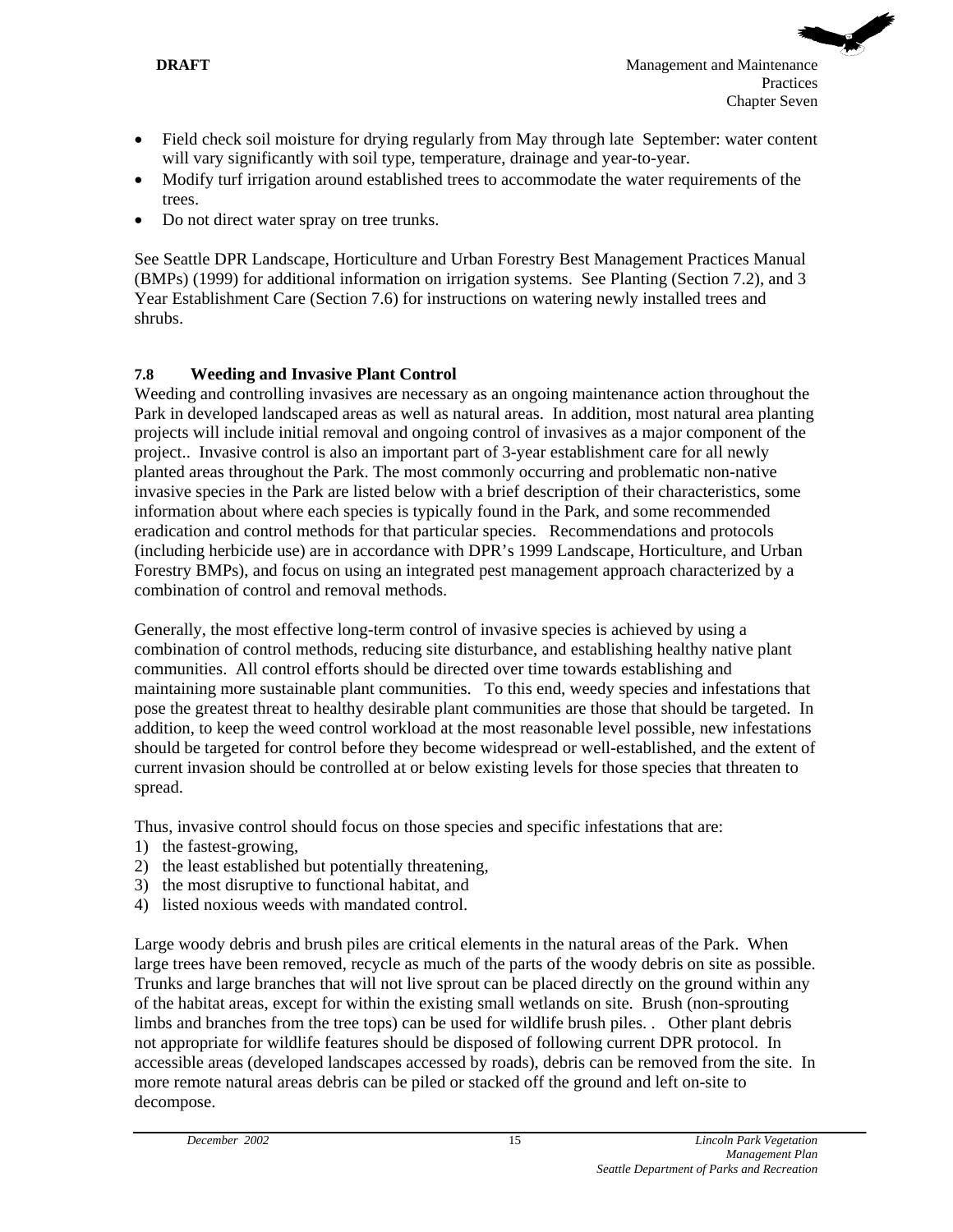- Field check soil moisture for drying regularly from May through late September: water content will vary significantly with soil type, temperature, drainage and year-to-year.
- Modify turf irrigation around established trees to accommodate the water requirements of the trees.
- Do not direct water spray on tree trunks.

See Seattle DPR Landscape, Horticulture and Urban Forestry Best Management Practices Manual (BMPs) (1999) for additional information on irrigation systems. See Planting (Section 7.2), and 3 Year Establishment Care (Section 7.6) for instructions on watering newly installed trees and shrubs.

### 7.8 Weeding and Invasive Plant Control

Weeding and controlling invasives are necessary as an ongoing maintenance action throughout the Park in developed landscaped areas as well as natural areas. In addition, most natural area planting projects will include initial removal and ongoing control of invasives as a major component of the project.. Invasive control is also an important part of 3-year establishment care for all newly planted areas throughout the Park. The most commonly occurring and problematic non-native invasive species in the Park are listed below with a brief description of their characteristics, some information about where each species is typically found in the Park, and some recommended eradication and control methods for that particular species. Recommendations and protocols (including herbicide use) are in accordance with DPR's 1999 Landscape, Horticulture, and Urban Forestry BMPs), and focus on using an integrated pest management approach characterized by a combination of control and removal methods.

Generally, the most effective long-term control of invasive species is achieved by using a combination of control methods, reducing site disturbance, and establishing healthy native plant communities. All control efforts should be directed over time towards establishing and maintaining more sustainable plant communities. To this end, weedy species and infestations that pose the greatest threat to healthy desirable plant communities are those that should be targeted. In addition, to keep the weed control workload at the most reasonable level possible, new infestations should be targeted for control before they become widespread or well-established, and the extent of current invasion should be controlled at or below existing levels for those species that threaten to spread.

Thus, invasive control should focus on those species and specific infestations that are:

1) the fastest-growing,
2) the least established but potentially threatening,
3) the most disruptive to functional habitat, and
4) listed noxious weeds with mandated control.

Large woody debris and brush piles are critical elements in the natural areas of the Park. When large trees have been removed, recycle as much of the parts of the woody debris on site as possible. Trunks and large branches that will not live sprout can be placed directly on the ground within any of the habitat areas, except for within the existing small wetlands on site. Brush (non-sprouting limbs and branches from the tree tops) can be used for wildlife brush piles. . Other plant debris not appropriate for wildlife features should be disposed of following current DPR protocol. In accessible areas (developed landscapes accessed by roads), debris can be removed from the site. In more remote natural areas debris can be piled or stacked off the ground and left on-site to decompose.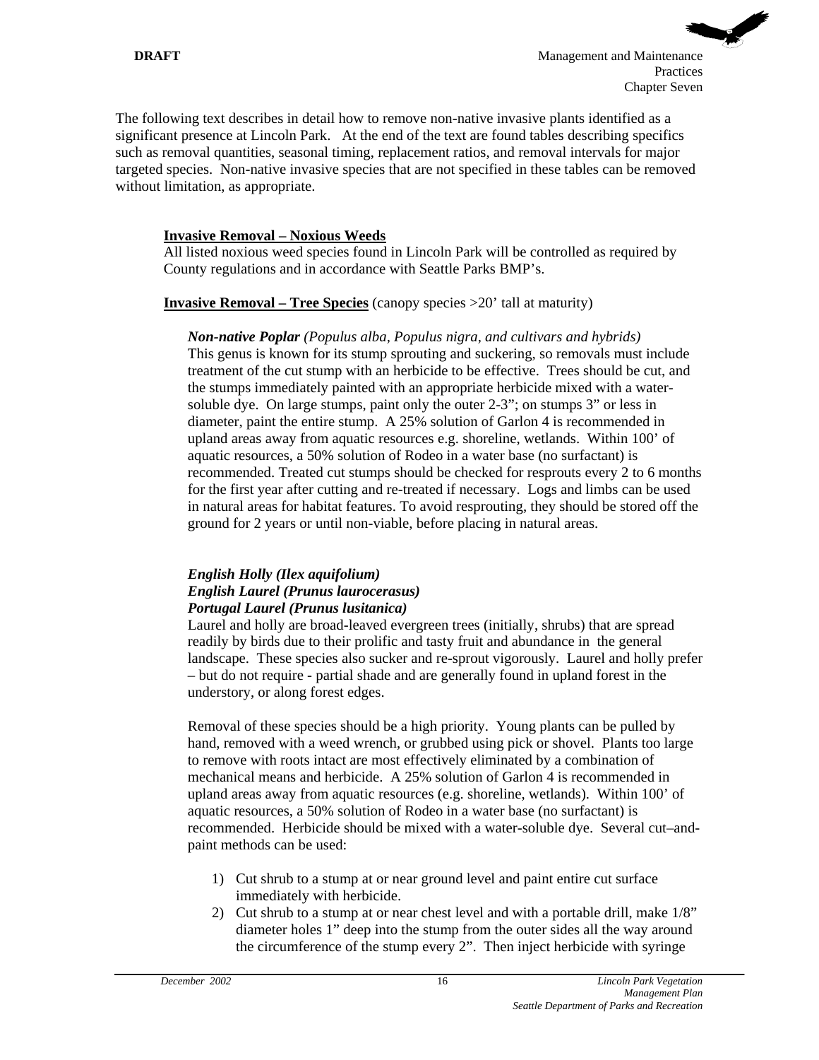The following text describes in detail how to remove non-native invasive plants identified as a significant presence at Lincoln Park. At the end of the text are found tables describing specifics such as removal quantities, seasonal timing, replacement ratios, and removal intervals for major targeted species. Non-native invasive species that are not specified in these tables can be removed without limitation, as appropriate.

**Invasive Removal – Noxious Weeds**

All listed noxious weed species found in Lincoln Park will be controlled as required by County regulations and in accordance with Seattle Parks BMP's.

**Invasive Removal – Tree Species** (canopy species >20' tall at maturity)

***Non-native Poplar** (Populus alba, Populus nigra, and cultivars and hybrids)*

This genus is known for its stump sprouting and suckering, so removals must include treatment of the cut stump with an herbicide to be effective. Trees should be cut, and the stumps immediately painted with an appropriate herbicide mixed with a water-soluble dye. On large stumps, paint only the outer 2-3"; on stumps 3" or less in diameter, paint the entire stump. A 25% solution of Garlon 4 is recommended in upland areas away from aquatic resources e.g. shoreline, wetlands. Within 100' of aquatic resources, a 50% solution of Rodeo in a water base (no surfactant) is recommended. Treated cut stumps should be checked for resprouts every 2 to 6 months for the first year after cutting and re-treated if necessary. Logs and limbs can be used in natural areas for habitat features. To avoid resprouting, they should be stored off the ground for 2 years or until non-viable, before placing in natural areas.

***English Holly (Ilex aquifolium)***
***English Laurel (Prunus laurocerasus)***
***Portugal Laurel (Prunus lusitanica)***

Laurel and holly are broad-leaved evergreen trees (initially, shrubs) that are spread readily by birds due to their prolific and tasty fruit and abundance in the general landscape. These species also sucker and re-sprout vigorously. Laurel and holly prefer – but do not require - partial shade and are generally found in upland forest in the understory, or along forest edges.

Removal of these species should be a high priority. Young plants can be pulled by hand, removed with a weed wrench, or grubbed using pick or shovel. Plants too large to remove with roots intact are most effectively eliminated by a combination of mechanical means and herbicide. A 25% solution of Garlon 4 is recommended in upland areas away from aquatic resources (e.g. shoreline, wetlands). Within 100' of aquatic resources, a 50% solution of Rodeo in a water base (no surfactant) is recommended. Herbicide should be mixed with a water-soluble dye. Several cut–and-paint methods can be used:

1) Cut shrub to a stump at or near ground level and paint entire cut surface immediately with herbicide.
2) Cut shrub to a stump at or near chest level and with a portable drill, make 1/8" diameter holes 1" deep into the stump from the outer sides all the way around the circumference of the stump every 2". Then inject herbicide with syringe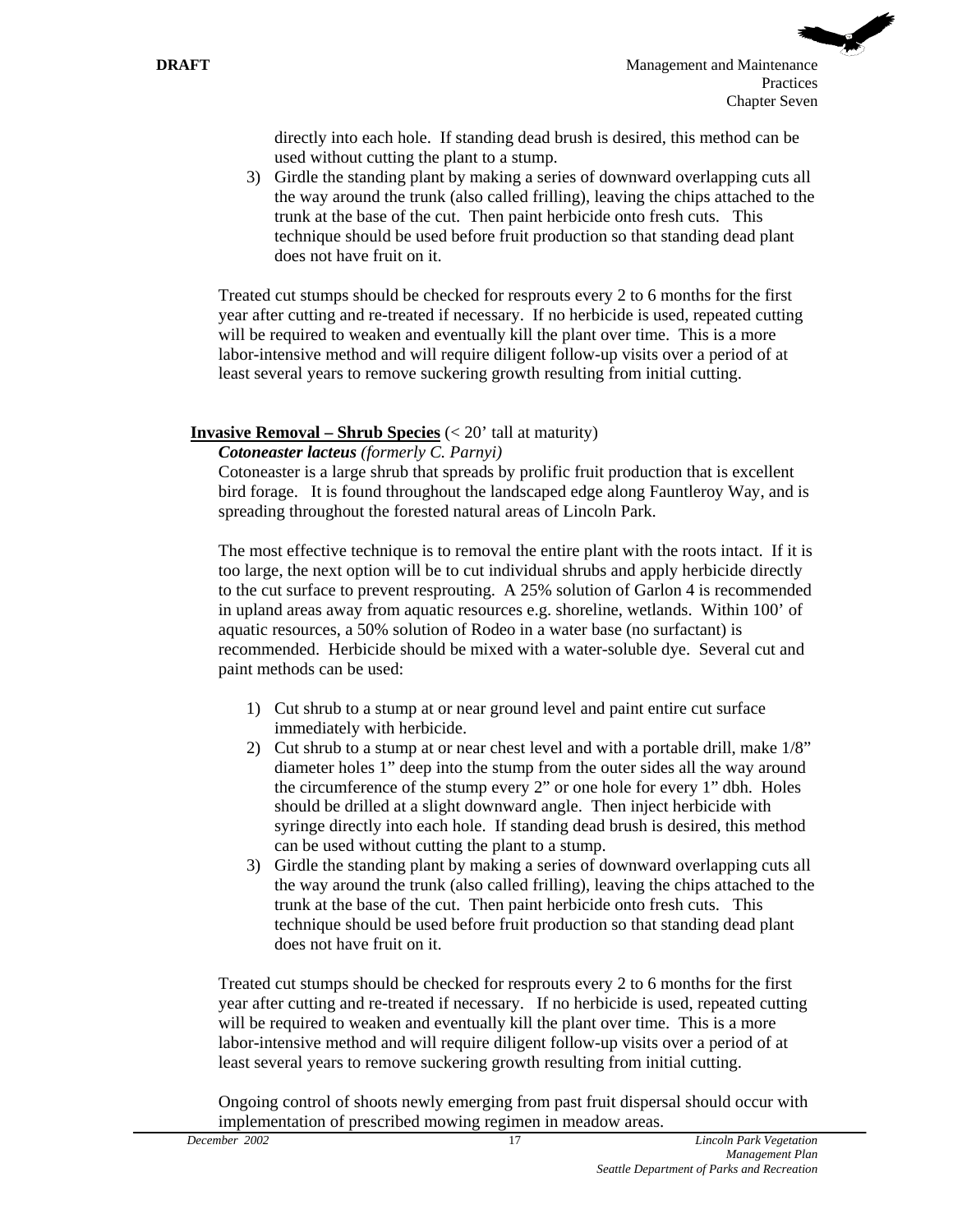directly into each hole. If standing dead brush is desired, this method can be used without cutting the plant to a stump.

3) Girdle the standing plant by making a series of downward overlapping cuts all the way around the trunk (also called frilling), leaving the chips attached to the trunk at the base of the cut. Then paint herbicide onto fresh cuts. This technique should be used before fruit production so that standing dead plant does not have fruit on it.

Treated cut stumps should be checked for resprouts every 2 to 6 months for the first year after cutting and re-treated if necessary. If no herbicide is used, repeated cutting will be required to weaken and eventually kill the plant over time. This is a more labor-intensive method and will require diligent follow-up visits over a period of at least several years to remove suckering growth resulting from initial cutting.

**Invasive Removal – Shrub Species** (< 20' tall at maturity)

***Cotoneaster lacteus*** *(formerly C. Parnyi)*

Cotoneaster is a large shrub that spreads by prolific fruit production that is excellent bird forage. It is found throughout the landscaped edge along Fauntleroy Way, and is spreading throughout the forested natural areas of Lincoln Park.

The most effective technique is to removal the entire plant with the roots intact. If it is too large, the next option will be to cut individual shrubs and apply herbicide directly to the cut surface to prevent resprouting. A 25% solution of Garlon 4 is recommended in upland areas away from aquatic resources e.g. shoreline, wetlands. Within 100' of aquatic resources, a 50% solution of Rodeo in a water base (no surfactant) is recommended. Herbicide should be mixed with a water-soluble dye. Several cut and paint methods can be used:

1) Cut shrub to a stump at or near ground level and paint entire cut surface immediately with herbicide.
2) Cut shrub to a stump at or near chest level and with a portable drill, make 1/8" diameter holes 1" deep into the stump from the outer sides all the way around the circumference of the stump every 2" or one hole for every 1" dbh. Holes should be drilled at a slight downward angle. Then inject herbicide with syringe directly into each hole. If standing dead brush is desired, this method can be used without cutting the plant to a stump.
3) Girdle the standing plant by making a series of downward overlapping cuts all the way around the trunk (also called frilling), leaving the chips attached to the trunk at the base of the cut. Then paint herbicide onto fresh cuts. This technique should be used before fruit production so that standing dead plant does not have fruit on it.

Treated cut stumps should be checked for resprouts every 2 to 6 months for the first year after cutting and re-treated if necessary. If no herbicide is used, repeated cutting will be required to weaken and eventually kill the plant over time. This is a more labor-intensive method and will require diligent follow-up visits over a period of at least several years to remove suckering growth resulting from initial cutting.

Ongoing control of shoots newly emerging from past fruit dispersal should occur with implementation of prescribed mowing regimen in meadow areas.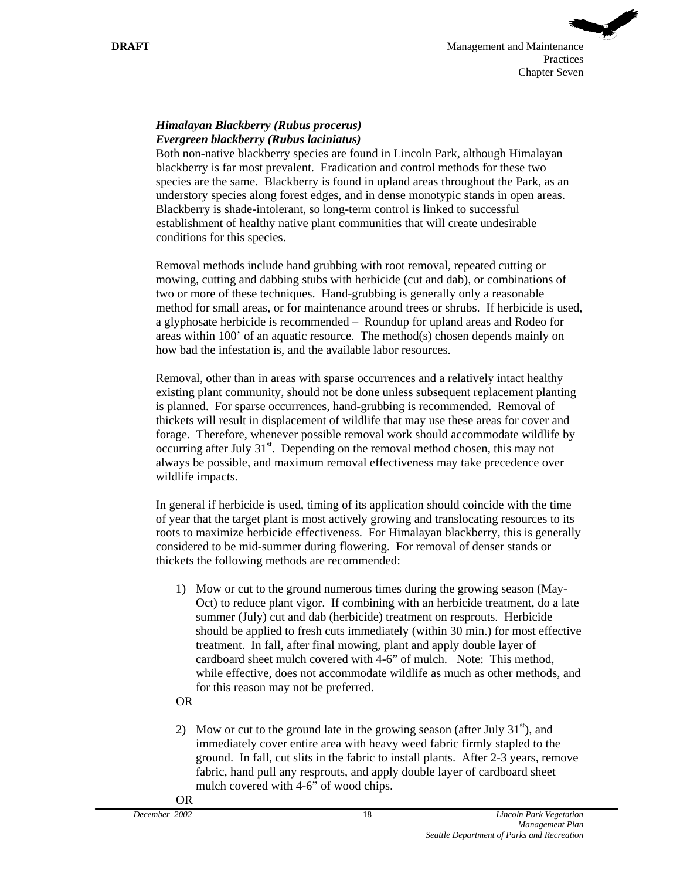***Himalayan Blackberry (Rubus procerus)***
***Evergreen blackberry (Rubus laciniatus)***

Both non-native blackberry species are found in Lincoln Park, although Himalayan blackberry is far most prevalent. Eradication and control methods for these two species are the same. Blackberry is found in upland areas throughout the Park, as an understory species along forest edges, and in dense monotypic stands in open areas. Blackberry is shade-intolerant, so long-term control is linked to successful establishment of healthy native plant communities that will create undesirable conditions for this species.

Removal methods include hand grubbing with root removal, repeated cutting or mowing, cutting and dabbing stubs with herbicide (cut and dab), or combinations of two or more of these techniques. Hand-grubbing is generally only a reasonable method for small areas, or for maintenance around trees or shrubs. If herbicide is used, a glyphosate herbicide is recommended – Roundup for upland areas and Rodeo for areas within 100' of an aquatic resource. The method(s) chosen depends mainly on how bad the infestation is, and the available labor resources.

Removal, other than in areas with sparse occurrences and a relatively intact healthy existing plant community, should not be done unless subsequent replacement planting is planned. For sparse occurrences, hand-grubbing is recommended. Removal of thickets will result in displacement of wildlife that may use these areas for cover and forage. Therefore, whenever possible removal work should accommodate wildlife by occurring after July 31st. Depending on the removal method chosen, this may not always be possible, and maximum removal effectiveness may take precedence over wildlife impacts.

In general if herbicide is used, timing of its application should coincide with the time of year that the target plant is most actively growing and translocating resources to its roots to maximize herbicide effectiveness. For Himalayan blackberry, this is generally considered to be mid-summer during flowering. For removal of denser stands or thickets the following methods are recommended:

1) Mow or cut to the ground numerous times during the growing season (May-Oct) to reduce plant vigor. If combining with an herbicide treatment, do a late summer (July) cut and dab (herbicide) treatment on resprouts. Herbicide should be applied to fresh cuts immediately (within 30 min.) for most effective treatment. In fall, after final mowing, plant and apply double layer of cardboard sheet mulch covered with 4-6" of mulch. Note: This method, while effective, does not accommodate wildlife as much as other methods, and for this reason may not be preferred.

OR

2) Mow or cut to the ground late in the growing season (after July 31st), and immediately cover entire area with heavy weed fabric firmly stapled to the ground. In fall, cut slits in the fabric to install plants. After 2-3 years, remove fabric, hand pull any resprouts, and apply double layer of cardboard sheet mulch covered with 4-6" of wood chips.

OR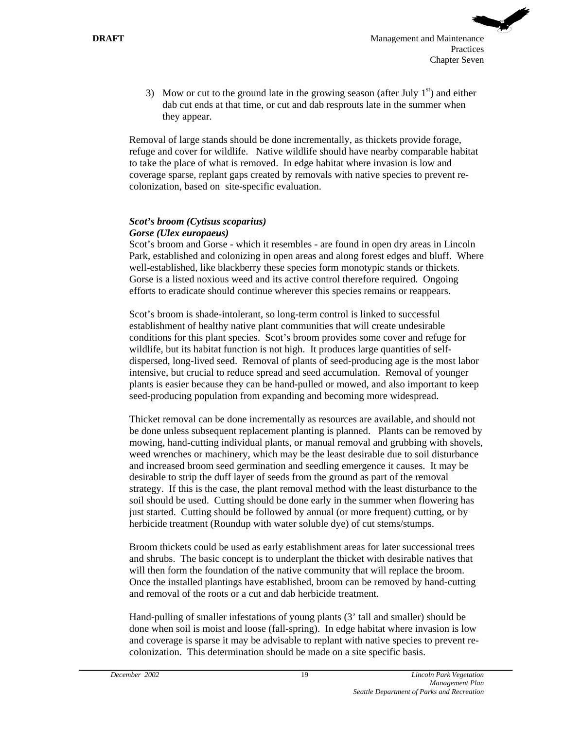3) Mow or cut to the ground late in the growing season (after July 1st) and either dab cut ends at that time, or cut and dab resprouts late in the summer when they appear.

Removal of large stands should be done incrementally, as thickets provide forage, refuge and cover for wildlife. Native wildlife should have nearby comparable habitat to take the place of what is removed. In edge habitat where invasion is low and coverage sparse, replant gaps created by removals with native species to prevent re-colonization, based on site-specific evaluation.

***Scot's broom (Cytisus scoparius)***
***Gorse (Ulex europaeus)***

Scot's broom and Gorse - which it resembles - are found in open dry areas in Lincoln Park, established and colonizing in open areas and along forest edges and bluff. Where well-established, like blackberry these species form monotypic stands or thickets. Gorse is a listed noxious weed and its active control therefore required. Ongoing efforts to eradicate should continue wherever this species remains or reappears.

Scot's broom is shade-intolerant, so long-term control is linked to successful establishment of healthy native plant communities that will create undesirable conditions for this plant species. Scot's broom provides some cover and refuge for wildlife, but its habitat function is not high. It produces large quantities of self-dispersed, long-lived seed. Removal of plants of seed-producing age is the most labor intensive, but crucial to reduce spread and seed accumulation. Removal of younger plants is easier because they can be hand-pulled or mowed, and also important to keep seed-producing population from expanding and becoming more widespread.

Thicket removal can be done incrementally as resources are available, and should not be done unless subsequent replacement planting is planned. Plants can be removed by mowing, hand-cutting individual plants, or manual removal and grubbing with shovels, weed wrenches or machinery, which may be the least desirable due to soil disturbance and increased broom seed germination and seedling emergence it causes. It may be desirable to strip the duff layer of seeds from the ground as part of the removal strategy. If this is the case, the plant removal method with the least disturbance to the soil should be used. Cutting should be done early in the summer when flowering has just started. Cutting should be followed by annual (or more frequent) cutting, or by herbicide treatment (Roundup with water soluble dye) of cut stems/stumps.

Broom thickets could be used as early establishment areas for later successional trees and shrubs. The basic concept is to underplant the thicket with desirable natives that will then form the foundation of the native community that will replace the broom. Once the installed plantings have established, broom can be removed by hand-cutting and removal of the roots or a cut and dab herbicide treatment.

Hand-pulling of smaller infestations of young plants (3' tall and smaller) should be done when soil is moist and loose (fall-spring). In edge habitat where invasion is low and coverage is sparse it may be advisable to replant with native species to prevent re-colonization. This determination should be made on a site specific basis.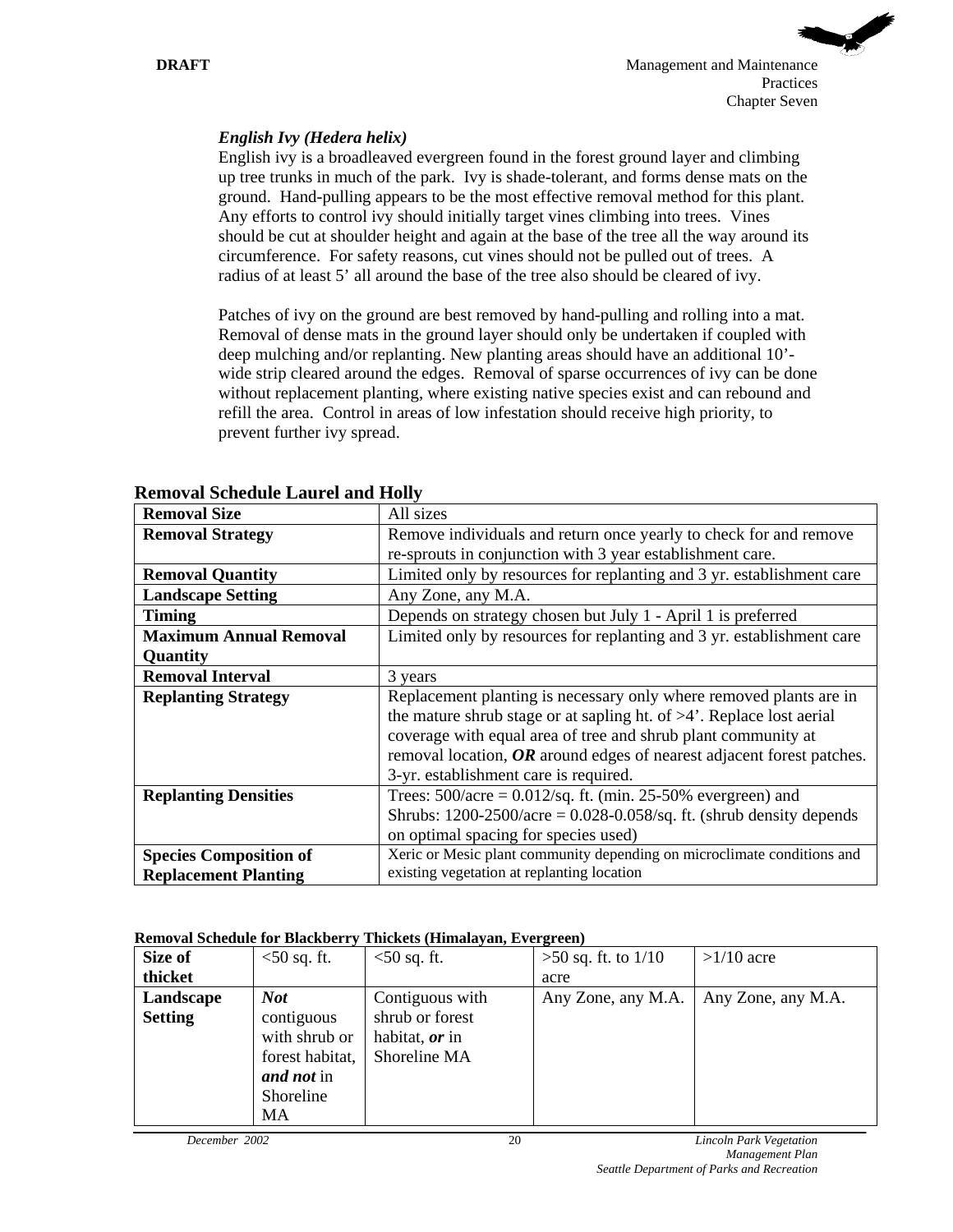***English Ivy (Hedera helix)***

English ivy is a broadleaved evergreen found in the forest ground layer and climbing up tree trunks in much of the park. Ivy is shade-tolerant, and forms dense mats on the ground. Hand-pulling appears to be the most effective removal method for this plant. Any efforts to control ivy should initially target vines climbing into trees. Vines should be cut at shoulder height and again at the base of the tree all the way around its circumference. For safety reasons, cut vines should not be pulled out of trees. A radius of at least 5' all around the base of the tree also should be cleared of ivy.

Patches of ivy on the ground are best removed by hand-pulling and rolling into a mat. Removal of dense mats in the ground layer should only be undertaken if coupled with deep mulching and/or replanting. New planting areas should have an additional 10'-wide strip cleared around the edges. Removal of sparse occurrences of ivy can be done without replacement planting, where existing native species exist and can rebound and refill the area. Control in areas of low infestation should receive high priority, to prevent further ivy spread.

**Removal Schedule Laurel and Holly**

| | |
|---|---|
| **Removal Size** | All sizes |
| **Removal Strategy** | Remove individuals and return once yearly to check for and remove re-sprouts in conjunction with 3 year establishment care. |
| **Removal Quantity** | Limited only by resources for replanting and 3 yr. establishment care |
| **Landscape Setting** | Any Zone, any M.A. |
| **Timing** | Depends on strategy chosen but July 1 - April 1 is preferred |
| **Maximum Annual Removal Quantity** | Limited only by resources for replanting and 3 yr. establishment care |
| **Removal Interval** | 3 years |
| **Replanting Strategy** | Replacement planting is necessary only where removed plants are in the mature shrub stage or at sapling ht. of >4'. Replace lost aerial coverage with equal area of tree and shrub plant community at removal location, ***OR*** around edges of nearest adjacent forest patches. 3-yr. establishment care is required. |
| **Replanting Densities** | Trees: 500/acre = 0.012/sq. ft. (min. 25-50% evergreen) and Shrubs: 1200-2500/acre = 0.028-0.058/sq. ft. (shrub density depends on optimal spacing for species used) |
| **Species Composition of Replacement Planting** | Xeric or Mesic plant community depending on microclimate conditions and existing vegetation at replanting location |

**Removal Schedule for Blackberry Thickets (Himalayan, Evergreen)**

| **Size of thicket** | <50 sq. ft. | <50 sq. ft. | >50 sq. ft. to 1/10 acre | >1/10 acre |
|---|---|---|---|---|
| **Landscape Setting** | ***Not*** contiguous with shrub or forest habitat, ***and not*** in Shoreline MA | Contiguous with shrub or forest habitat, ***or*** in Shoreline MA | Any Zone, any M.A. | Any Zone, any M.A. |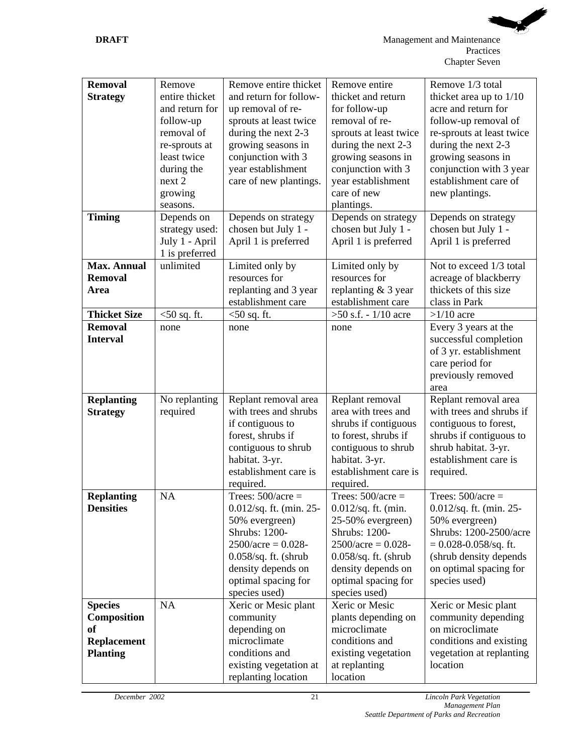| | | | | |
|---|---|---|---|---|
| **Removal Strategy** | Remove entire thicket and return for follow-up removal of re-sprouts at least twice during the next 2 growing seasons. | Remove entire thicket and return for follow-up removal of re-sprouts at least twice during the next 2-3 growing seasons in conjunction with 3 year establishment care of new plantings. | Remove entire thicket and return for follow-up removal of re-sprouts at least twice during the next 2-3 growing seasons in conjunction with 3 year establishment care of new plantings. | Remove 1/3 total thicket area up to 1/10 acre and return for follow-up removal of re-sprouts at least twice during the next 2-3 growing seasons in conjunction with 3 year establishment care of new plantings. |
| **Timing** | Depends on strategy used: July 1 - April 1 is preferred | Depends on strategy chosen but July 1 - April 1 is preferred | Depends on strategy chosen but July 1 - April 1 is preferred | Depends on strategy chosen but July 1 - April 1 is preferred |
| **Max. Annual Removal Area** | unlimited | Limited only by resources for replanting and 3 year establishment care | Limited only by resources for replanting & 3 year establishment care | Not to exceed 1/3 total acreage of blackberry thickets of this size class in Park |
| **Thicket Size** | <50 sq. ft. | <50 sq. ft. | >50 s.f. - 1/10 acre | >1/10 acre |
| **Removal Interval** | none | none | none | Every 3 years at the successful completion of 3 yr. establishment care period for previously removed area |
| **Replanting Strategy** | No replanting required | Replant removal area with trees and shrubs if contiguous to forest, shrubs if contiguous to shrub habitat. 3-yr. establishment care is required. | Replant removal area with trees and shrubs if contiguous to forest, shrubs if contiguous to shrub habitat. 3-yr. establishment care is required. | Replant removal area with trees and shrubs if contiguous to forest, shrubs if contiguous to shrub habitat. 3-yr. establishment care is required. |
| **Replanting Densities** | NA | Trees: 500/acre = 0.012/sq. ft. (min. 25-50% evergreen) Shrubs: 1200-2500/acre = 0.028-0.058/sq. ft. (shrub density depends on optimal spacing for species used) | Trees: 500/acre = 0.012/sq. ft. (min. 25-50% evergreen) Shrubs: 1200-2500/acre = 0.028-0.058/sq. ft. (shrub density depends on optimal spacing for species used) | Trees: 500/acre = 0.012/sq. ft. (min. 25-50% evergreen) Shrubs: 1200-2500/acre = 0.028-0.058/sq. ft. (shrub density depends on optimal spacing for species used) |
| **Species Composition of Replacement Planting** | NA | Xeric or Mesic plant community depending on microclimate conditions and existing vegetation at replanting location | Xeric or Mesic plants depending on microclimate conditions and existing vegetation at replanting location | Xeric or Mesic plant community depending on microclimate conditions and existing vegetation at replanting location |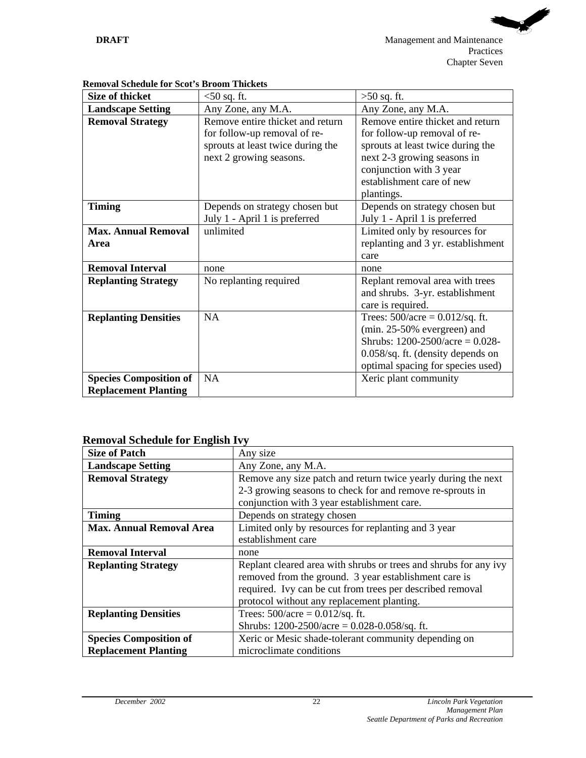**Removal Schedule for Scot's Broom Thickets**

| | | |
|---|---|---|
| **Size of thicket** | <50 sq. ft. | >50 sq. ft. |
| **Landscape Setting** | Any Zone, any M.A. | Any Zone, any M.A. |
| **Removal Strategy** | Remove entire thicket and return for follow-up removal of re-sprouts at least twice during the next 2 growing seasons. | Remove entire thicket and return for follow-up removal of re-sprouts at least twice during the next 2-3 growing seasons in conjunction with 3 year establishment care of new plantings. |
| **Timing** | Depends on strategy chosen but July 1 - April 1 is preferred | Depends on strategy chosen but July 1 - April 1 is preferred |
| **Max. Annual Removal Area** | unlimited | Limited only by resources for replanting and 3 yr. establishment care |
| **Removal Interval** | none | none |
| **Replanting Strategy** | No replanting required | Replant removal area with trees and shrubs. 3-yr. establishment care is required. |
| **Replanting Densities** | NA | Trees: 500/acre = 0.012/sq. ft. (min. 25-50% evergreen) and Shrubs: 1200-2500/acre = 0.028-0.058/sq. ft. (density depends on optimal spacing for species used) |
| **Species Composition of Replacement Planting** | NA | Xeric plant community |

## Removal Schedule for English Ivy

| | |
|---|---|
| **Size of Patch** | Any size |
| **Landscape Setting** | Any Zone, any M.A. |
| **Removal Strategy** | Remove any size patch and return twice yearly during the next 2-3 growing seasons to check for and remove re-sprouts in conjunction with 3 year establishment care. |
| **Timing** | Depends on strategy chosen |
| **Max. Annual Removal Area** | Limited only by resources for replanting and 3 year establishment care |
| **Removal Interval** | none |
| **Replanting Strategy** | Replant cleared area with shrubs or trees and shrubs for any ivy removed from the ground. 3 year establishment care is required. Ivy can be cut from trees per described removal protocol without any replacement planting. |
| **Replanting Densities** | Trees: 500/acre = 0.012/sq. ft.<br>Shrubs: 1200-2500/acre = 0.028-0.058/sq. ft. |
| **Species Composition of Replacement Planting** | Xeric or Mesic shade-tolerant community depending on microclimate conditions |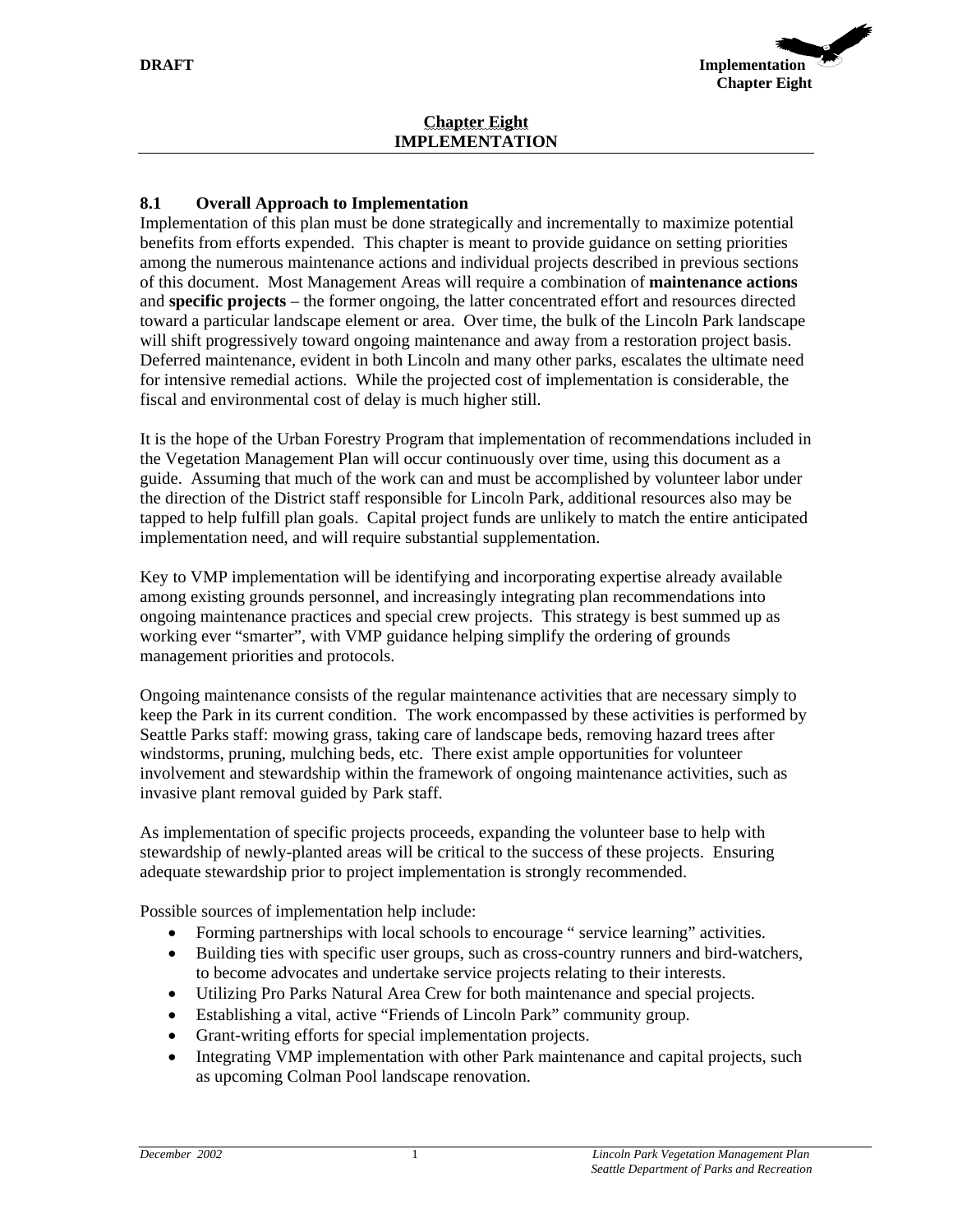# Chapter Eight
# IMPLEMENTATION

## 8.1 Overall Approach to Implementation

Implementation of this plan must be done strategically and incrementally to maximize potential benefits from efforts expended. This chapter is meant to provide guidance on setting priorities among the numerous maintenance actions and individual projects described in previous sections of this document. Most Management Areas will require a combination of **maintenance actions** and **specific projects** – the former ongoing, the latter concentrated effort and resources directed toward a particular landscape element or area. Over time, the bulk of the Lincoln Park landscape will shift progressively toward ongoing maintenance and away from a restoration project basis. Deferred maintenance, evident in both Lincoln and many other parks, escalates the ultimate need for intensive remedial actions. While the projected cost of implementation is considerable, the fiscal and environmental cost of delay is much higher still.

It is the hope of the Urban Forestry Program that implementation of recommendations included in the Vegetation Management Plan will occur continuously over time, using this document as a guide. Assuming that much of the work can and must be accomplished by volunteer labor under the direction of the District staff responsible for Lincoln Park, additional resources also may be tapped to help fulfill plan goals. Capital project funds are unlikely to match the entire anticipated implementation need, and will require substantial supplementation.

Key to VMP implementation will be identifying and incorporating expertise already available among existing grounds personnel, and increasingly integrating plan recommendations into ongoing maintenance practices and special crew projects. This strategy is best summed up as working ever "smarter", with VMP guidance helping simplify the ordering of grounds management priorities and protocols.

Ongoing maintenance consists of the regular maintenance activities that are necessary simply to keep the Park in its current condition. The work encompassed by these activities is performed by Seattle Parks staff: mowing grass, taking care of landscape beds, removing hazard trees after windstorms, pruning, mulching beds, etc. There exist ample opportunities for volunteer involvement and stewardship within the framework of ongoing maintenance activities, such as invasive plant removal guided by Park staff.

As implementation of specific projects proceeds, expanding the volunteer base to help with stewardship of newly-planted areas will be critical to the success of these projects. Ensuring adequate stewardship prior to project implementation is strongly recommended.

Possible sources of implementation help include:

- Forming partnerships with local schools to encourage " service learning" activities.
- Building ties with specific user groups, such as cross-country runners and bird-watchers, to become advocates and undertake service projects relating to their interests.
- Utilizing Pro Parks Natural Area Crew for both maintenance and special projects.
- Establishing a vital, active "Friends of Lincoln Park" community group.
- Grant-writing efforts for special implementation projects.
- Integrating VMP implementation with other Park maintenance and capital projects, such as upcoming Colman Pool landscape renovation.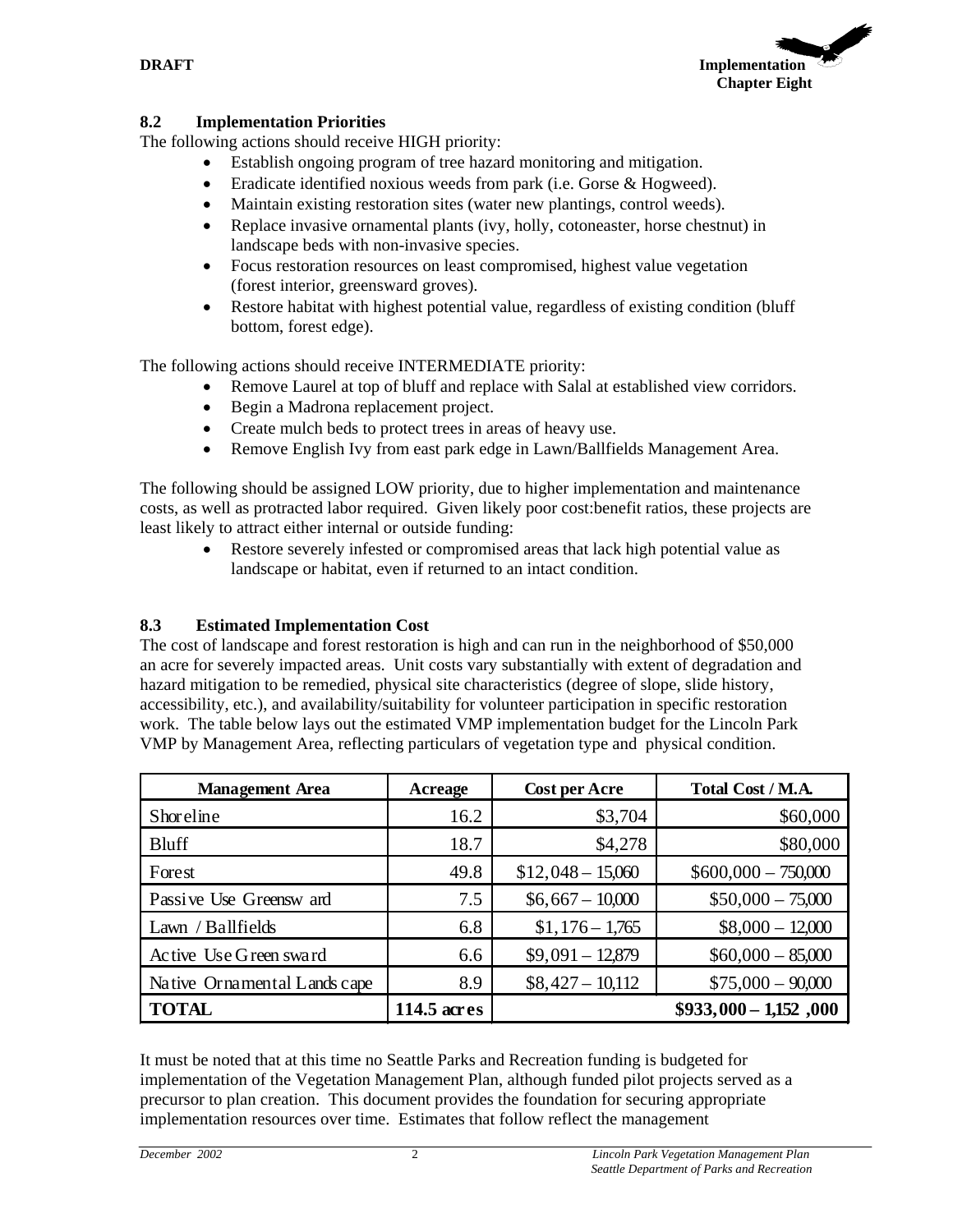### 8.2 Implementation Priorities

The following actions should receive HIGH priority:

- Establish ongoing program of tree hazard monitoring and mitigation.
- Eradicate identified noxious weeds from park (i.e. Gorse & Hogweed).
- Maintain existing restoration sites (water new plantings, control weeds).
- Replace invasive ornamental plants (ivy, holly, cotoneaster, horse chestnut) in landscape beds with non-invasive species.
- Focus restoration resources on least compromised, highest value vegetation (forest interior, greensward groves).
- Restore habitat with highest potential value, regardless of existing condition (bluff bottom, forest edge).

The following actions should receive INTERMEDIATE priority:

- Remove Laurel at top of bluff and replace with Salal at established view corridors.
- Begin a Madrona replacement project.
- Create mulch beds to protect trees in areas of heavy use.
- Remove English Ivy from east park edge in Lawn/Ballfields Management Area.

The following should be assigned LOW priority, due to higher implementation and maintenance costs, as well as protracted labor required. Given likely poor cost:benefit ratios, these projects are least likely to attract either internal or outside funding:

- Restore severely infested or compromised areas that lack high potential value as landscape or habitat, even if returned to an intact condition.

### 8.3 Estimated Implementation Cost

The cost of landscape and forest restoration is high and can run in the neighborhood of $50,000 an acre for severely impacted areas. Unit costs vary substantially with extent of degradation and hazard mitigation to be remedied, physical site characteristics (degree of slope, slide history, accessibility, etc.), and availability/suitability for volunteer participation in specific restoration work. The table below lays out the estimated VMP implementation budget for the Lincoln Park VMP by Management Area, reflecting particulars of vegetation type and physical condition.

| Management Area | Acreage | Cost per Acre | Total Cost / M.A. |
|---|---|---|---|
| Shoreline | 16.2 | $3,704 | $60,000 |
| Bluff | 18.7 | $4,278 | $80,000 |
| Forest | 49.8 | $12,048 – 15,060 | $600,000 – 750,000 |
| Passive Use Greensward | 7.5 | $6,667 – 10,000 | $50,000 – 75,000 |
| Lawn / Ballfields | 6.8 | $1,176 – 1,765 | $8,000 – 12,000 |
| Active Use Greensward | 6.6 | $9,091 – 12,879 | $60,000 – 85,000 |
| Native Ornamental Landscape | 8.9 | $8,427 – 10,112 | $75,000 – 90,000 |
| **TOTAL** | **114.5 acres** | | **$933,000 – 1,152 ,000** |

It must be noted that at this time no Seattle Parks and Recreation funding is budgeted for implementation of the Vegetation Management Plan, although funded pilot projects served as a precursor to plan creation. This document provides the foundation for securing appropriate implementation resources over time. Estimates that follow reflect the management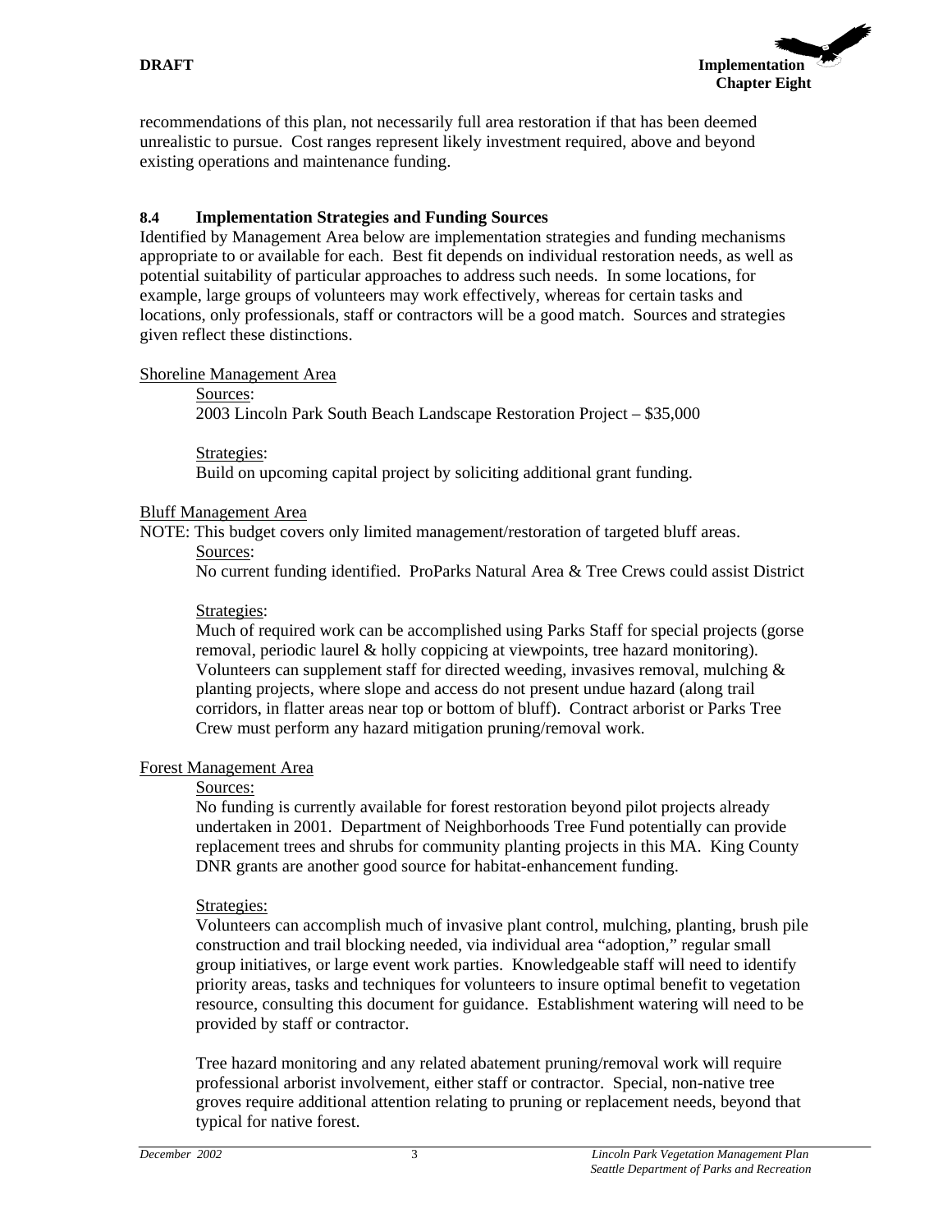recommendations of this plan, not necessarily full area restoration if that has been deemed unrealistic to pursue. Cost ranges represent likely investment required, above and beyond existing operations and maintenance funding.

### 8.4 Implementation Strategies and Funding Sources

Identified by Management Area below are implementation strategies and funding mechanisms appropriate to or available for each. Best fit depends on individual restoration needs, as well as potential suitability of particular approaches to address such needs. In some locations, for example, large groups of volunteers may work effectively, whereas for certain tasks and locations, only professionals, staff or contractors will be a good match. Sources and strategies given reflect these distinctions.

Shoreline Management Area

Sources:
2003 Lincoln Park South Beach Landscape Restoration Project – $35,000

Strategies:
Build on upcoming capital project by soliciting additional grant funding.

Bluff Management Area

NOTE: This budget covers only limited management/restoration of targeted bluff areas.

Sources:
No current funding identified. ProParks Natural Area & Tree Crews could assist District

Strategies:
Much of required work can be accomplished using Parks Staff for special projects (gorse removal, periodic laurel & holly coppicing at viewpoints, tree hazard monitoring). Volunteers can supplement staff for directed weeding, invasives removal, mulching & planting projects, where slope and access do not present undue hazard (along trail corridors, in flatter areas near top or bottom of bluff). Contract arborist or Parks Tree Crew must perform any hazard mitigation pruning/removal work.

Forest Management Area

Sources:
No funding is currently available for forest restoration beyond pilot projects already undertaken in 2001. Department of Neighborhoods Tree Fund potentially can provide replacement trees and shrubs for community planting projects in this MA. King County DNR grants are another good source for habitat-enhancement funding.

Strategies:
Volunteers can accomplish much of invasive plant control, mulching, planting, brush pile construction and trail blocking needed, via individual area "adoption," regular small group initiatives, or large event work parties. Knowledgeable staff will need to identify priority areas, tasks and techniques for volunteers to insure optimal benefit to vegetation resource, consulting this document for guidance. Establishment watering will need to be provided by staff or contractor.

Tree hazard monitoring and any related abatement pruning/removal work will require professional arborist involvement, either staff or contractor. Special, non-native tree groves require additional attention relating to pruning or replacement needs, beyond that typical for native forest.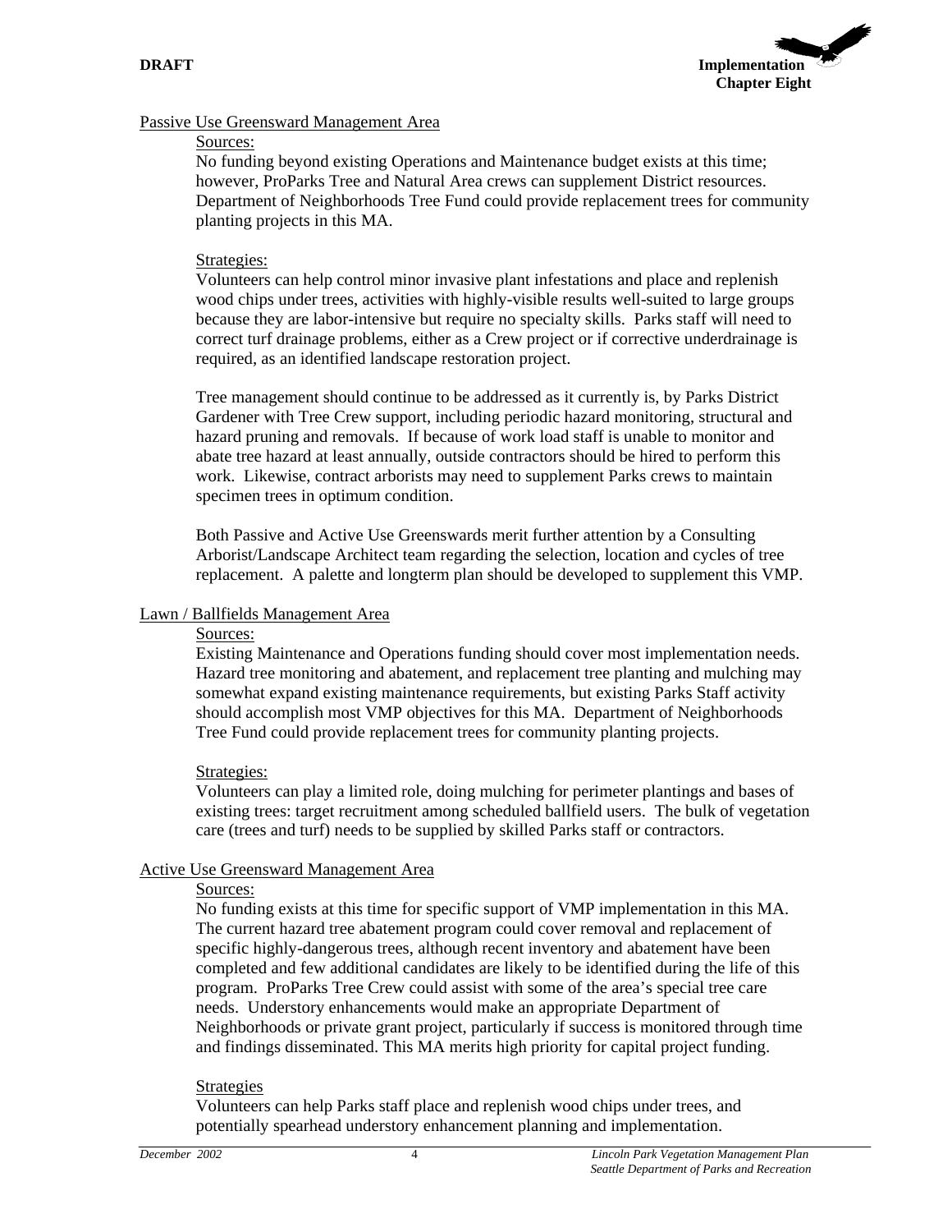Passive Use Greensward Management Area

Sources:

No funding beyond existing Operations and Maintenance budget exists at this time; however, ProParks Tree and Natural Area crews can supplement District resources. Department of Neighborhoods Tree Fund could provide replacement trees for community planting projects in this MA.

Strategies:

Volunteers can help control minor invasive plant infestations and place and replenish wood chips under trees, activities with highly-visible results well-suited to large groups because they are labor-intensive but require no specialty skills. Parks staff will need to correct turf drainage problems, either as a Crew project or if corrective underdrainage is required, as an identified landscape restoration project.

Tree management should continue to be addressed as it currently is, by Parks District Gardener with Tree Crew support, including periodic hazard monitoring, structural and hazard pruning and removals. If because of work load staff is unable to monitor and abate tree hazard at least annually, outside contractors should be hired to perform this work. Likewise, contract arborists may need to supplement Parks crews to maintain specimen trees in optimum condition.

Both Passive and Active Use Greenswards merit further attention by a Consulting Arborist/Landscape Architect team regarding the selection, location and cycles of tree replacement. A palette and longterm plan should be developed to supplement this VMP.

Lawn / Ballfields Management Area

Sources:

Existing Maintenance and Operations funding should cover most implementation needs. Hazard tree monitoring and abatement, and replacement tree planting and mulching may somewhat expand existing maintenance requirements, but existing Parks Staff activity should accomplish most VMP objectives for this MA. Department of Neighborhoods Tree Fund could provide replacement trees for community planting projects.

Strategies:

Volunteers can play a limited role, doing mulching for perimeter plantings and bases of existing trees: target recruitment among scheduled ballfield users. The bulk of vegetation care (trees and turf) needs to be supplied by skilled Parks staff or contractors.

Active Use Greensward Management Area

Sources:

No funding exists at this time for specific support of VMP implementation in this MA. The current hazard tree abatement program could cover removal and replacement of specific highly-dangerous trees, although recent inventory and abatement have been completed and few additional candidates are likely to be identified during the life of this program. ProParks Tree Crew could assist with some of the area's special tree care needs. Understory enhancements would make an appropriate Department of Neighborhoods or private grant project, particularly if success is monitored through time and findings disseminated. This MA merits high priority for capital project funding.

Strategies

Volunteers can help Parks staff place and replenish wood chips under trees, and potentially spearhead understory enhancement planning and implementation.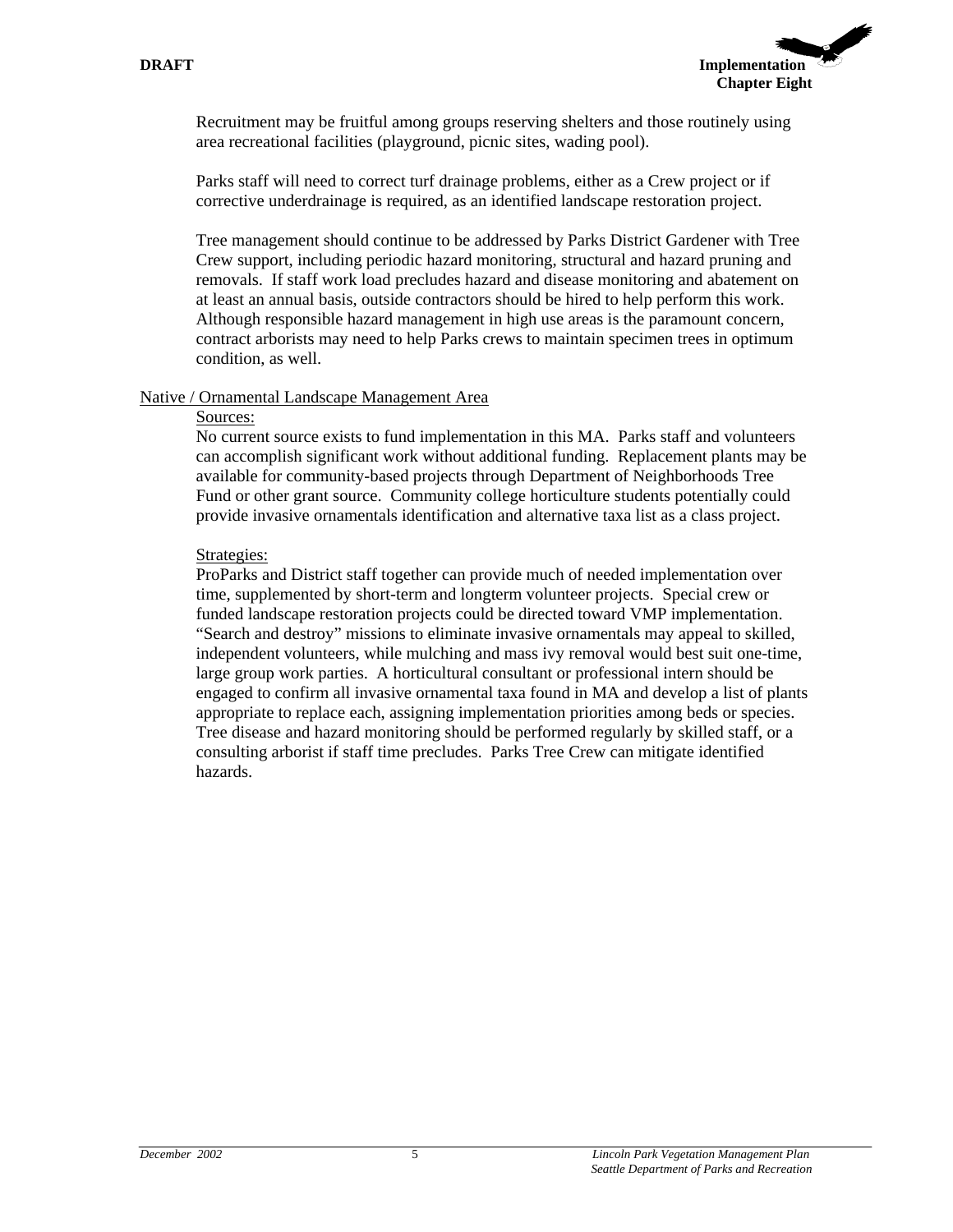Recruitment may be fruitful among groups reserving shelters and those routinely using area recreational facilities (playground, picnic sites, wading pool).

Parks staff will need to correct turf drainage problems, either as a Crew project or if corrective underdrainage is required, as an identified landscape restoration project.

Tree management should continue to be addressed by Parks District Gardener with Tree Crew support, including periodic hazard monitoring, structural and hazard pruning and removals. If staff work load precludes hazard and disease monitoring and abatement on at least an annual basis, outside contractors should be hired to help perform this work. Although responsible hazard management in high use areas is the paramount concern, contract arborists may need to help Parks crews to maintain specimen trees in optimum condition, as well.

Native / Ornamental Landscape Management Area

Sources:

No current source exists to fund implementation in this MA. Parks staff and volunteers can accomplish significant work without additional funding. Replacement plants may be available for community-based projects through Department of Neighborhoods Tree Fund or other grant source. Community college horticulture students potentially could provide invasive ornamentals identification and alternative taxa list as a class project.

Strategies:

ProParks and District staff together can provide much of needed implementation over time, supplemented by short-term and longterm volunteer projects. Special crew or funded landscape restoration projects could be directed toward VMP implementation. “Search and destroy” missions to eliminate invasive ornamentals may appeal to skilled, independent volunteers, while mulching and mass ivy removal would best suit one-time, large group work parties. A horticultural consultant or professional intern should be engaged to confirm all invasive ornamental taxa found in MA and develop a list of plants appropriate to replace each, assigning implementation priorities among beds or species. Tree disease and hazard monitoring should be performed regularly by skilled staff, or a consulting arborist if staff time precludes. Parks Tree Crew can mitigate identified hazards.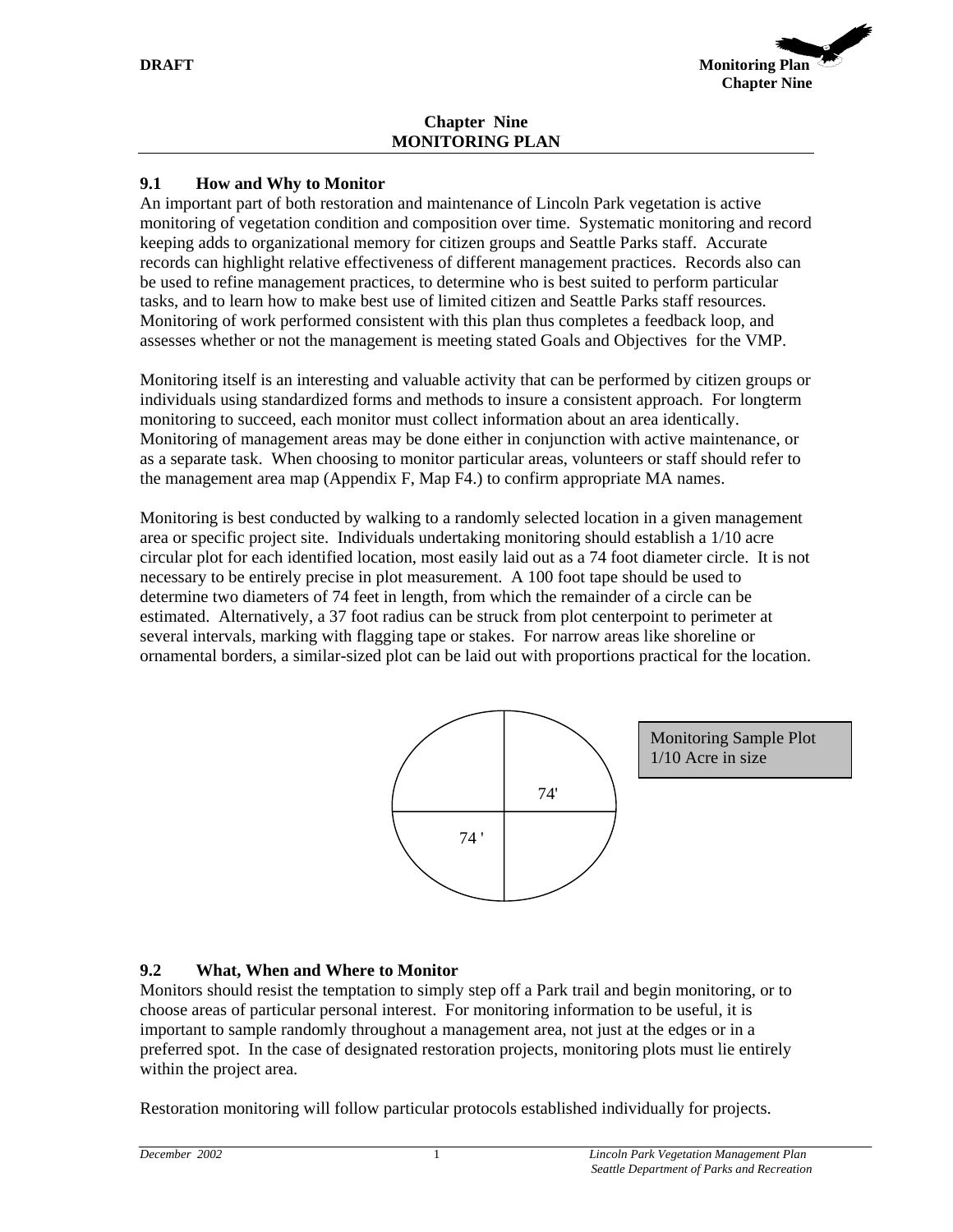# Chapter Nine
# MONITORING PLAN

## 9.1 How and Why to Monitor

An important part of both restoration and maintenance of Lincoln Park vegetation is active monitoring of vegetation condition and composition over time. Systematic monitoring and record keeping adds to organizational memory for citizen groups and Seattle Parks staff. Accurate records can highlight relative effectiveness of different management practices. Records also can be used to refine management practices, to determine who is best suited to perform particular tasks, and to learn how to make best use of limited citizen and Seattle Parks staff resources. Monitoring of work performed consistent with this plan thus completes a feedback loop, and assesses whether or not the management is meeting stated Goals and Objectives for the VMP.

Monitoring itself is an interesting and valuable activity that can be performed by citizen groups or individuals using standardized forms and methods to insure a consistent approach. For longterm monitoring to succeed, each monitor must collect information about an area identically. Monitoring of management areas may be done either in conjunction with active maintenance, or as a separate task. When choosing to monitor particular areas, volunteers or staff should refer to the management area map (Appendix F, Map F4.) to confirm appropriate MA names.

Monitoring is best conducted by walking to a randomly selected location in a given management area or specific project site. Individuals undertaking monitoring should establish a 1/10 acre circular plot for each identified location, most easily laid out as a 74 foot diameter circle. It is not necessary to be entirely precise in plot measurement. A 100 foot tape should be used to determine two diameters of 74 feet in length, from which the remainder of a circle can be estimated. Alternatively, a 37 foot radius can be struck from plot centerpoint to perimeter at several intervals, marking with flagging tape or stakes. For narrow areas like shoreline or ornamental borders, a similar-sized plot can be laid out with proportions practical for the location.

74'

74 '

Monitoring Sample Plot
1/10 Acre in size

## 9.2 What, When and Where to Monitor

Monitors should resist the temptation to simply step off a Park trail and begin monitoring, or to choose areas of particular personal interest. For monitoring information to be useful, it is important to sample randomly throughout a management area, not just at the edges or in a preferred spot. In the case of designated restoration projects, monitoring plots must lie entirely within the project area.

Restoration monitoring will follow particular protocols established individually for projects.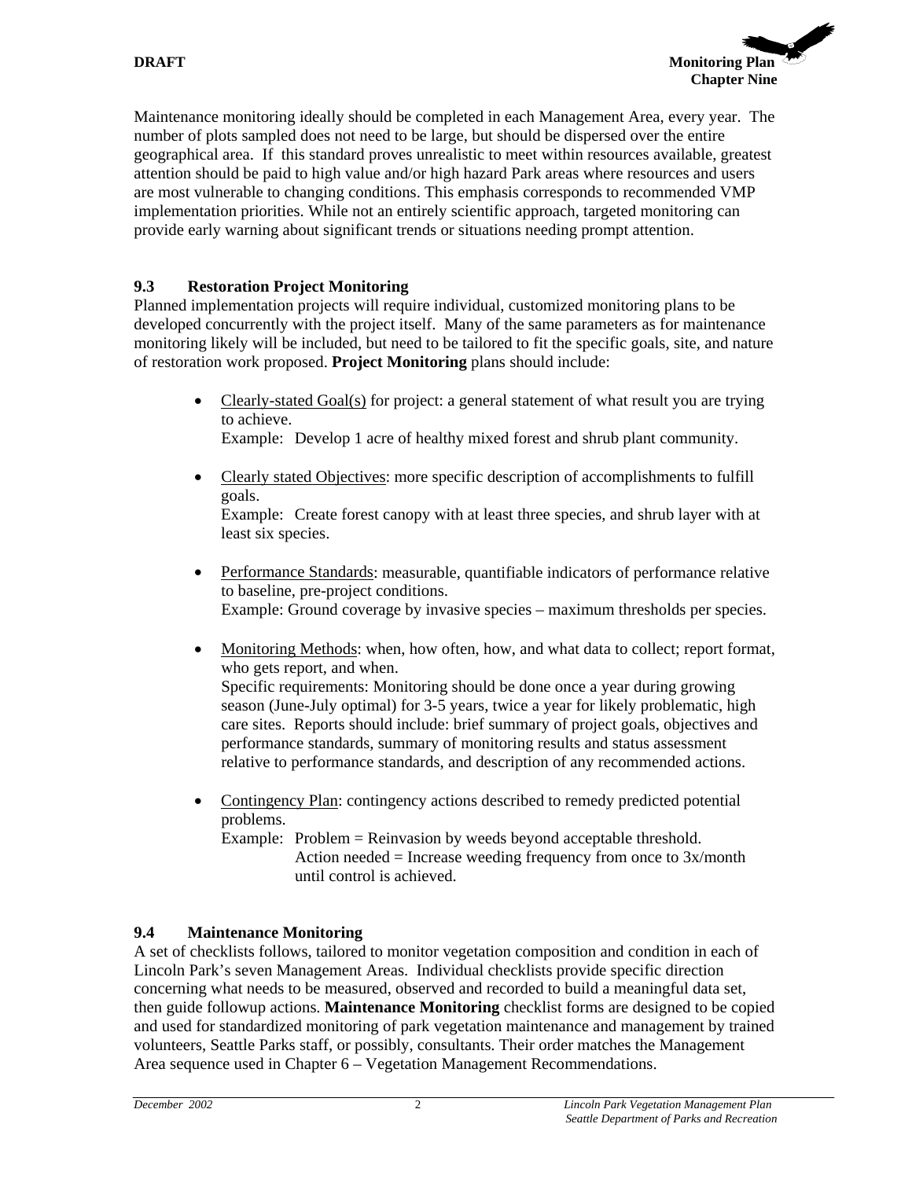Maintenance monitoring ideally should be completed in each Management Area, every year. The number of plots sampled does not need to be large, but should be dispersed over the entire geographical area. If this standard proves unrealistic to meet within resources available, greatest attention should be paid to high value and/or high hazard Park areas where resources and users are most vulnerable to changing conditions. This emphasis corresponds to recommended VMP implementation priorities. While not an entirely scientific approach, targeted monitoring can provide early warning about significant trends or situations needing prompt attention.

## 9.3 Restoration Project Monitoring

Planned implementation projects will require individual, customized monitoring plans to be developed concurrently with the project itself. Many of the same parameters as for maintenance monitoring likely will be included, but need to be tailored to fit the specific goals, site, and nature of restoration work proposed. **Project Monitoring** plans should include:

- Clearly-stated Goal(s) for project: a general statement of what result you are trying to achieve.
  Example: Develop 1 acre of healthy mixed forest and shrub plant community.

- Clearly stated Objectives: more specific description of accomplishments to fulfill goals.
  Example: Create forest canopy with at least three species, and shrub layer with at least six species.

- Performance Standards: measurable, quantifiable indicators of performance relative to baseline, pre-project conditions.
  Example: Ground coverage by invasive species – maximum thresholds per species.

- Monitoring Methods: when, how often, how, and what data to collect; report format, who gets report, and when.
  Specific requirements: Monitoring should be done once a year during growing season (June-July optimal) for 3-5 years, twice a year for likely problematic, high care sites. Reports should include: brief summary of project goals, objectives and performance standards, summary of monitoring results and status assessment relative to performance standards, and description of any recommended actions.

- Contingency Plan: contingency actions described to remedy predicted potential problems.
  Example: Problem = Reinvasion by weeds beyond acceptable threshold.
  Action needed = Increase weeding frequency from once to 3x/month until control is achieved.

## 9.4 Maintenance Monitoring

A set of checklists follows, tailored to monitor vegetation composition and condition in each of Lincoln Park's seven Management Areas. Individual checklists provide specific direction concerning what needs to be measured, observed and recorded to build a meaningful data set, then guide followup actions. **Maintenance Monitoring** checklist forms are designed to be copied and used for standardized monitoring of park vegetation maintenance and management by trained volunteers, Seattle Parks staff, or possibly, consultants. Their order matches the Management Area sequence used in Chapter 6 – Vegetation Management Recommendations.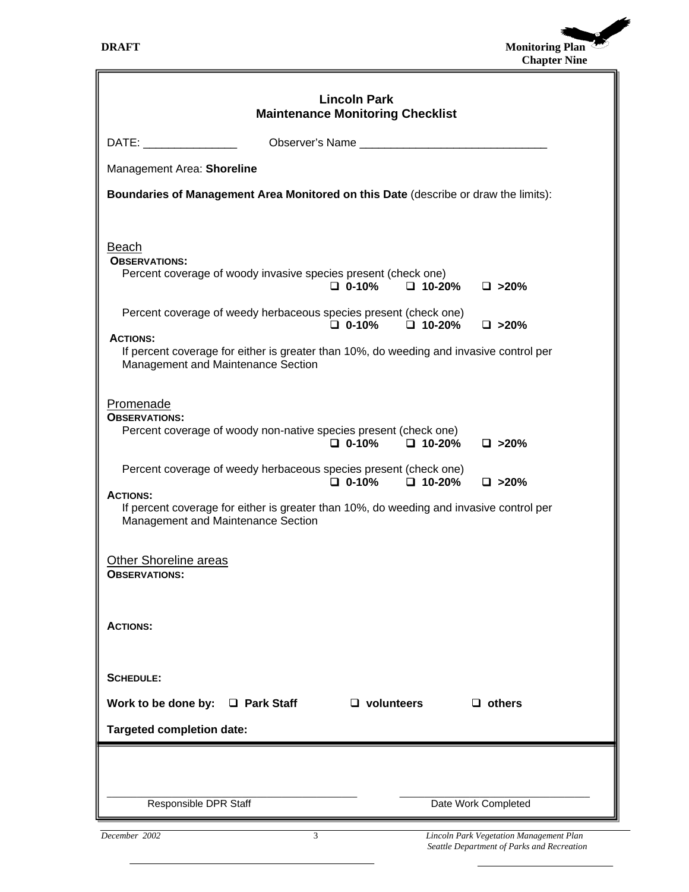## Lincoln Park
## Maintenance Monitoring Checklist

DATE: _______________ Observer's Name ______________________________

Management Area: **Shoreline**

**Boundaries of Management Area Monitored on this Date** (describe or draw the limits):

### Beach

**OBSERVATIONS:**

Percent coverage of woody invasive species present (check one)
❑ **0-10%** ❑ **10-20%** ❑ **>20%**

Percent coverage of weedy herbaceous species present (check one)
❑ **0-10%** ❑ **10-20%** ❑ **>20%**

**ACTIONS:**

If percent coverage for either is greater than 10%, do weeding and invasive control per Management and Maintenance Section

### Promenade

**OBSERVATIONS:**

Percent coverage of woody non-native species present (check one)
❑ **0-10%** ❑ **10-20%** ❑ **>20%**

Percent coverage of weedy herbaceous species present (check one)
❑ **0-10%** ❑ **10-20%** ❑ **>20%**

**ACTIONS:**

If percent coverage for either is greater than 10%, do weeding and invasive control per Management and Maintenance Section

### Other Shoreline areas

**OBSERVATIONS:**

**ACTIONS:**

**SCHEDULE:**

**Work to be done by:** ❑ **Park Staff** ❑ **volunteers** ❑ **others**

**Targeted completion date:**

_______________________________ _______________________________
Responsible DPR Staff Date Work Completed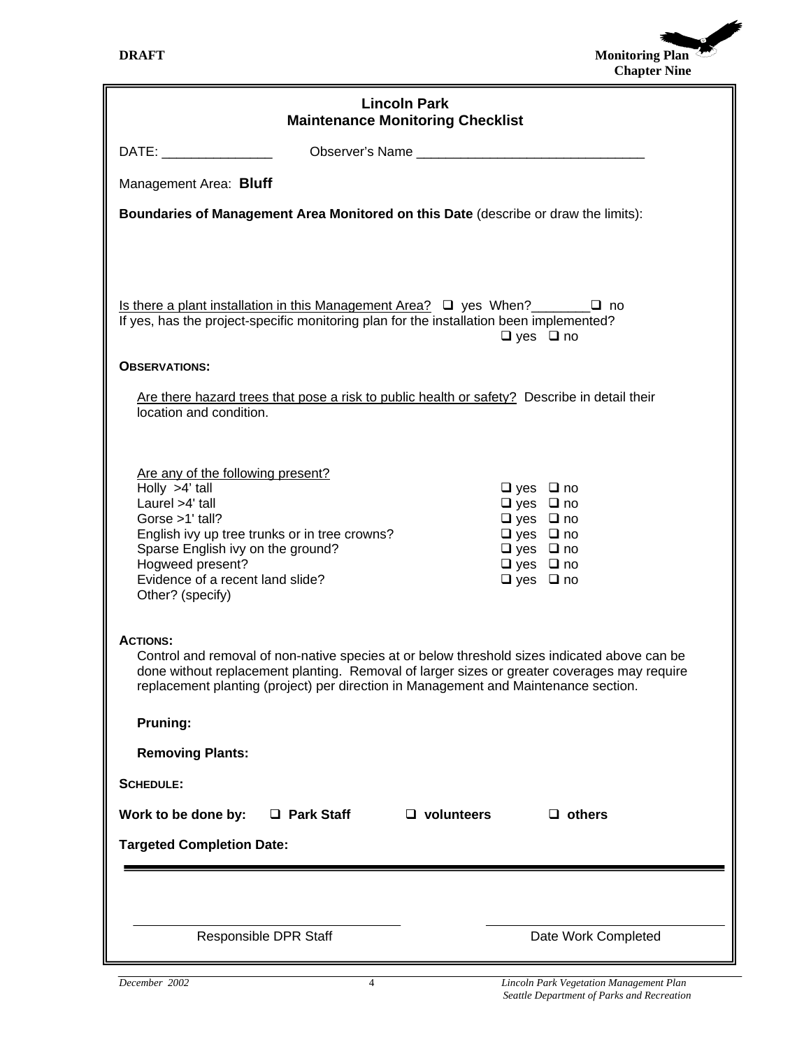## Lincoln Park
## Maintenance Monitoring Checklist

DATE: _______________ Observer's Name ______________________________

Management Area: **Bluff**

**Boundaries of Management Area Monitored on this Date** (describe or draw the limits):

Is there a plant installation in this Management Area? ❑ yes When?________ ❑ no

If yes, has the project-specific monitoring plan for the installation been implemented? ❑ yes ❑ no

**OBSERVATIONS:**

Are there hazard trees that pose a risk to public health or safety? Describe in detail their location and condition.

Are any of the following present?

| | |
|---|---|
| Holly >4' tall | ❑ yes ❑ no |
| Laurel >4' tall | ❑ yes ❑ no |
| Gorse >1' tall? | ❑ yes ❑ no |
| English ivy up tree trunks or in tree crowns? | ❑ yes ❑ no |
| Sparse English ivy on the ground? | ❑ yes ❑ no |
| Hogweed present? | ❑ yes ❑ no |
| Evidence of a recent land slide? | ❑ yes ❑ no |
| Other? (specify) | |

**ACTIONS:**

Control and removal of non-native species at or below threshold sizes indicated above can be done without replacement planting. Removal of larger sizes or greater coverages may require replacement planting (project) per direction in Management and Maintenance section.

**Pruning:**

**Removing Plants:**

**SCHEDULE:**

**Work to be done by:** ❑ **Park Staff** ❑ **volunteers** ❑ **others**

**Targeted Completion Date:**

_______________________________ _______________________________

Responsible DPR Staff Date Work Completed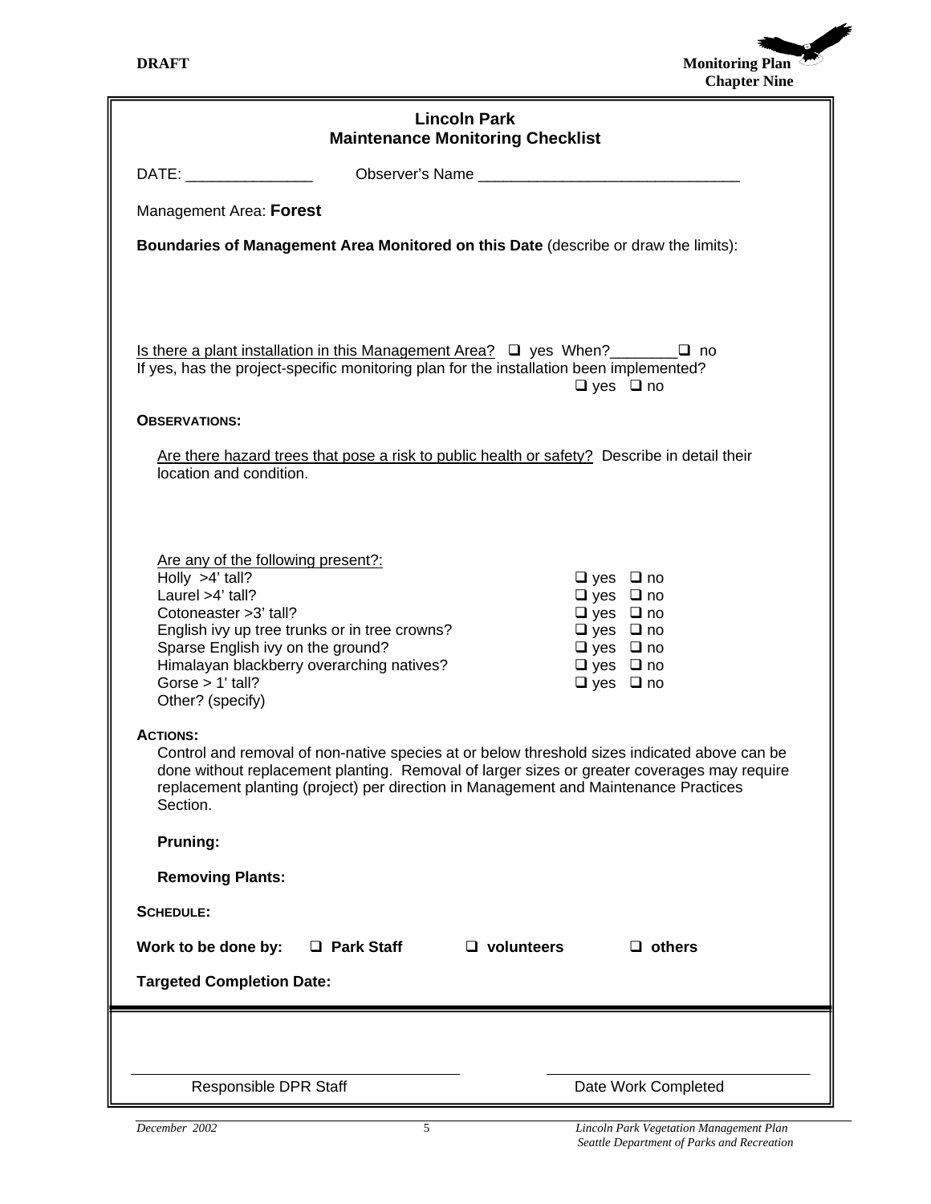## Lincoln Park
## Maintenance Monitoring Checklist

DATE: _______________ Observer's Name _______________________________

Management Area: **Forest**

**Boundaries of Management Area Monitored on this Date** (describe or draw the limits):

Is there a plant installation in this Management Area? ❑ yes When?________ ❑ no

If yes, has the project-specific monitoring plan for the installation been implemented? ❑ yes ❑ no

**OBSERVATIONS:**

Are there hazard trees that pose a risk to public health or safety? Describe in detail their location and condition.

Are any of the following present?:

| | |
|---|---|
| Holly >4' tall? | ❑ yes ❑ no |
| Laurel >4' tall? | ❑ yes ❑ no |
| Cotoneaster >3' tall? | ❑ yes ❑ no |
| English ivy up tree trunks or in tree crowns? | ❑ yes ❑ no |
| Sparse English ivy on the ground? | ❑ yes ❑ no |
| Himalayan blackberry overarching natives? | ❑ yes ❑ no |
| Gorse > 1' tall? | ❑ yes ❑ no |
| Other? (specify) | |

**ACTIONS:**

Control and removal of non-native species at or below threshold sizes indicated above can be done without replacement planting. Removal of larger sizes or greater coverages may require replacement planting (project) per direction in Management and Maintenance Practices Section.

**Pruning:**

**Removing Plants:**

**SCHEDULE:**

**Work to be done by:** ❑ **Park Staff** ❑ **volunteers** ❑ **others**

**Targeted Completion Date:**

_______________________________ _______________________________

Responsible DPR Staff Date Work Completed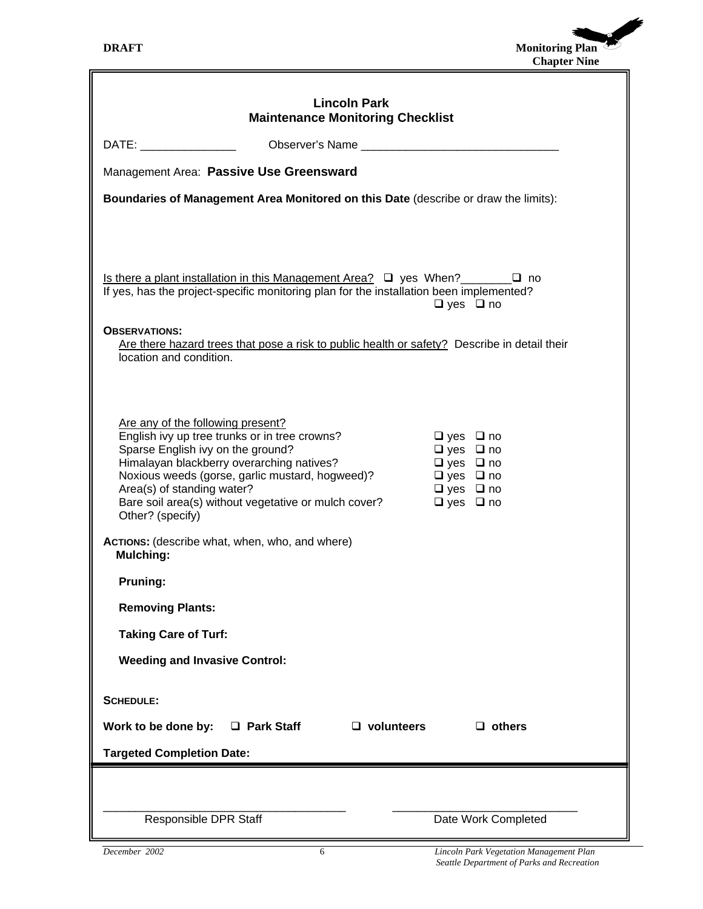## Lincoln Park
## Maintenance Monitoring Checklist

DATE: _______________ Observer's Name _______________________________

Management Area: **Passive Use Greensward**

**Boundaries of Management Area Monitored on this Date** (describe or draw the limits):

Is there a plant installation in this Management Area? ❑ yes When?________ ❑ no
If yes, has the project-specific monitoring plan for the installation been implemented? ❑ yes ❑ no

**OBSERVATIONS:**

Are there hazard trees that pose a risk to public health or safety? Describe in detail their location and condition.

Are any of the following present?

| | | |
|---|---|---|
| English ivy up tree trunks or in tree crowns? | ❑ yes | ❑ no |
| Sparse English ivy on the ground? | ❑ yes | ❑ no |
| Himalayan blackberry overarching natives? | ❑ yes | ❑ no |
| Noxious weeds (gorse, garlic mustard, hogweed)? | ❑ yes | ❑ no |
| Area(s) of standing water? | ❑ yes | ❑ no |
| Bare soil area(s) without vegetative or mulch cover? | ❑ yes | ❑ no |
| Other? (specify) | | |

**ACTIONS:** (describe what, when, who, and where)

**Mulching:**

**Pruning:**

**Removing Plants:**

**Taking Care of Turf:**

**Weeding and Invasive Control:**

**SCHEDULE:**

**Work to be done by:** ❑ **Park Staff** ❑ **volunteers** ❑ **others**

**Targeted Completion Date:**

_____________________________________ ____________________________

Responsible DPR Staff Date Work Completed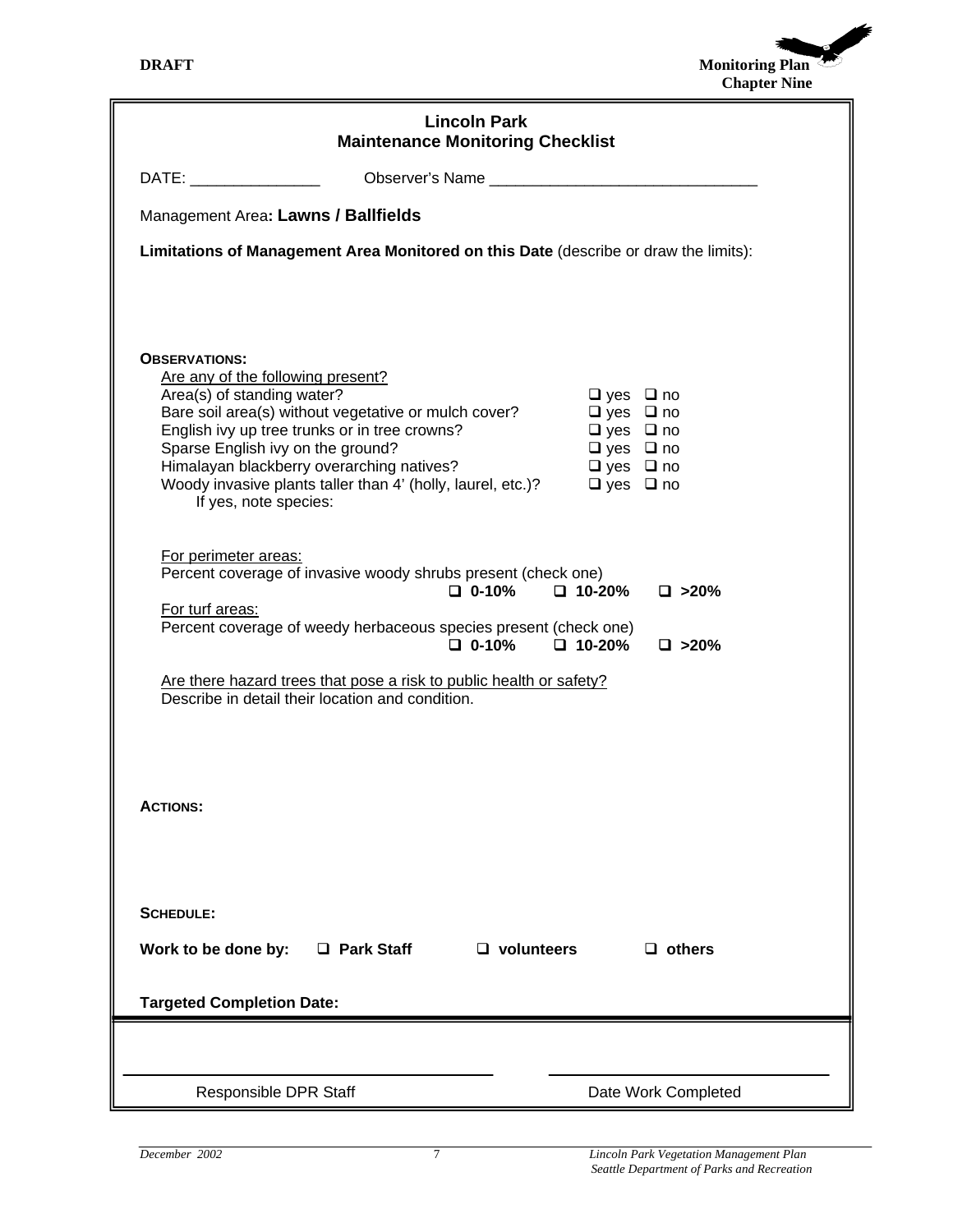**Lincoln Park**
**Maintenance Monitoring Checklist**

DATE: _______________ Observer's Name ______________________________

Management Area**: Lawns / Ballfields**

**Limitations of Management Area Monitored on this Date** (describe or draw the limits):

**OBSERVATIONS:**

Are any of the following present?

| | |
|---|---|
| Area(s) of standing water? | ❑ yes ❑ no |
| Bare soil area(s) without vegetative or mulch cover? | ❑ yes ❑ no |
| English ivy up tree trunks or in tree crowns? | ❑ yes ❑ no |
| Sparse English ivy on the ground? | ❑ yes ❑ no |
| Himalayan blackberry overarching natives? | ❑ yes ❑ no |
| Woody invasive plants taller than 4' (holly, laurel, etc.)? | ❑ yes ❑ no |

If yes, note species:

For perimeter areas:
Percent coverage of invasive woody shrubs present (check one)
❑ **0-10%** ❑ **10-20%** ❑ **>20%**

For turf areas:
Percent coverage of weedy herbaceous species present (check one)
❑ **0-10%** ❑ **10-20%** ❑ **>20%**

Are there hazard trees that pose a risk to public health or safety?
Describe in detail their location and condition.

**ACTIONS:**

**SCHEDULE:**

**Work to be done by:** ❑ **Park Staff** ❑ **volunteers** ❑ **others**

**Targeted Completion Date:**

______________________________ ______________________________
Responsible DPR Staff Date Work Completed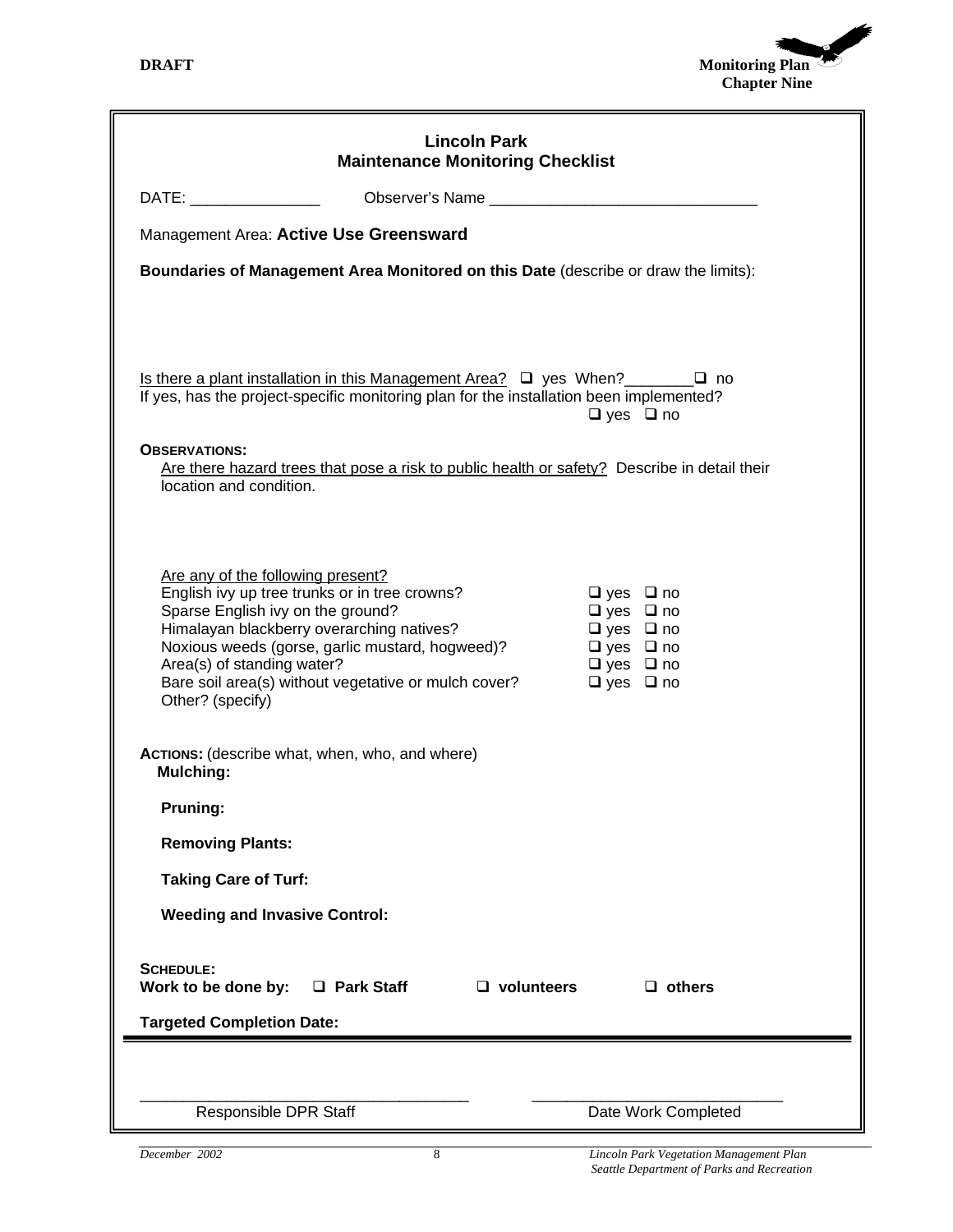## Lincoln Park
## Maintenance Monitoring Checklist

DATE: _______________ Observer's Name _______________________________

Management Area: **Active Use Greensward**

**Boundaries of Management Area Monitored on this Date** (describe or draw the limits):

Is there a plant installation in this Management Area? ❑ yes When?________❑ no
If yes, has the project-specific monitoring plan for the installation been implemented? ❑ yes ❑ no

**OBSERVATIONS:**

Are there hazard trees that pose a risk to public health or safety? Describe in detail their location and condition.

Are any of the following present?

| | |
|---|---|
| English ivy up tree trunks or in tree crowns? | ❑ yes ❑ no |
| Sparse English ivy on the ground? | ❑ yes ❑ no |
| Himalayan blackberry overarching natives? | ❑ yes ❑ no |
| Noxious weeds (gorse, garlic mustard, hogweed)? | ❑ yes ❑ no |
| Area(s) of standing water? | ❑ yes ❑ no |
| Bare soil area(s) without vegetative or mulch cover? | ❑ yes ❑ no |
| Other? (specify) | |

**ACTIONS:** (describe what, when, who, and where)

**Mulching:**

**Pruning:**

**Removing Plants:**

**Taking Care of Turf:**

**Weeding and Invasive Control:**

**SCHEDULE:**

**Work to be done by:** ❑ **Park Staff** ❑ **volunteers** ❑ **others**

**Targeted Completion Date:**

_______________________________________ _____________________________

Responsible DPR Staff Date Work Completed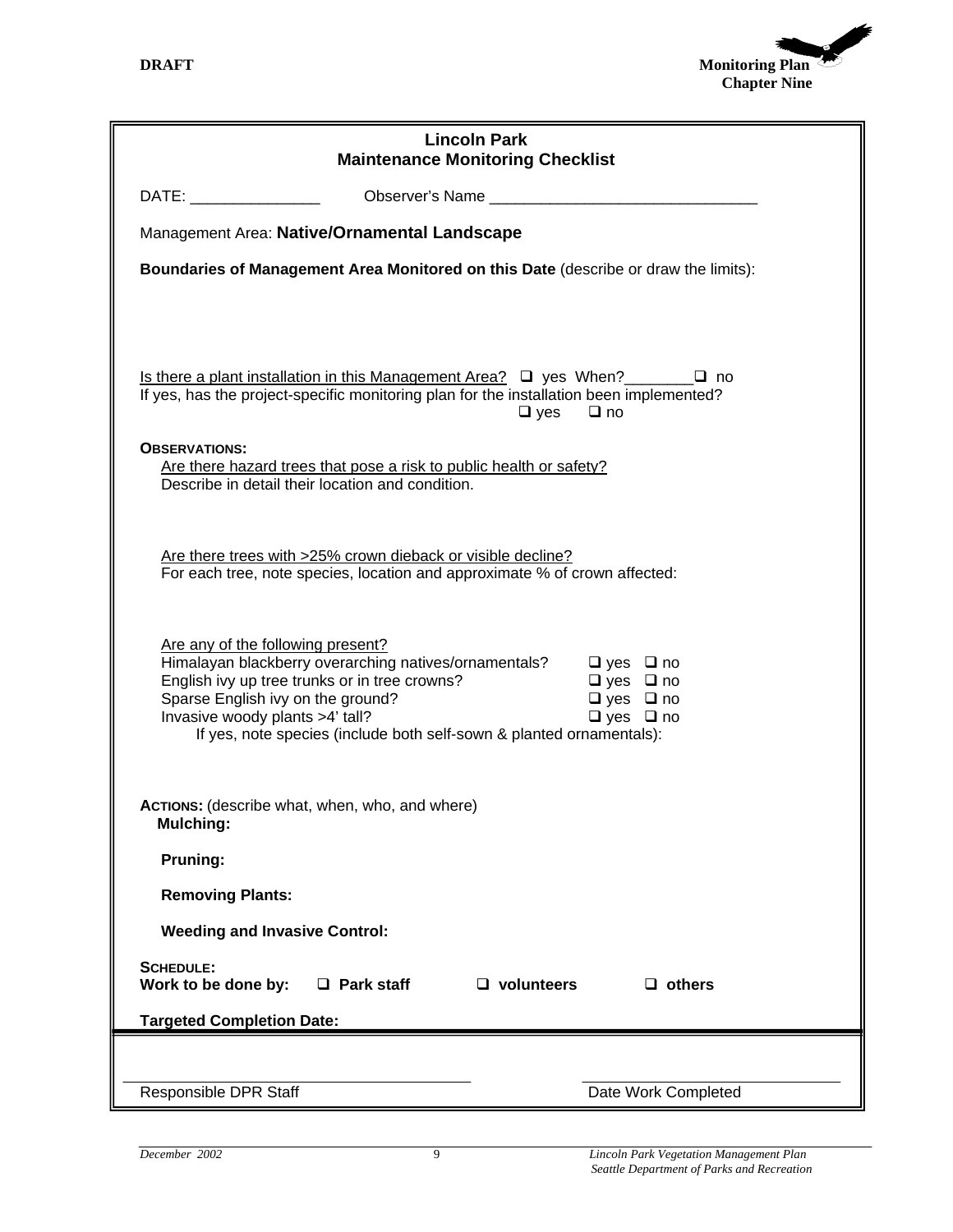## Lincoln Park
## Maintenance Monitoring Checklist

DATE: _______________ Observer's Name _______________________________

Management Area: **Native/Ornamental Landscape**

**Boundaries of Management Area Monitored on this Date** (describe or draw the limits):

Is there a plant installation in this Management Area? ❑ yes When?________ ❑ no

If yes, has the project-specific monitoring plan for the installation been implemented? ❑ yes ❑ no

**OBSERVATIONS:**

Are there hazard trees that pose a risk to public health or safety?
Describe in detail their location and condition.

Are there trees with >25% crown dieback or visible decline?
For each tree, note species, location and approximate % of crown affected:

Are any of the following present?

- Himalayan blackberry overarching natives/ornamentals? ❑ yes ❑ no
- English ivy up tree trunks or in tree crowns? ❑ yes ❑ no
- Sparse English ivy on the ground? ❑ yes ❑ no
- Invasive woody plants >4' tall? ❑ yes ❑ no

If yes, note species (include both self-sown & planted ornamentals):

**ACTIONS:** (describe what, when, who, and where)

**Mulching:**

**Pruning:**

**Removing Plants:**

**Weeding and Invasive Control:**

**SCHEDULE:**

**Work to be done by:** ❑ **Park staff** ❑ **volunteers** ❑ **others**

**Targeted Completion Date:**

_________________________________________ _______________________________

Responsible DPR Staff Date Work Completed